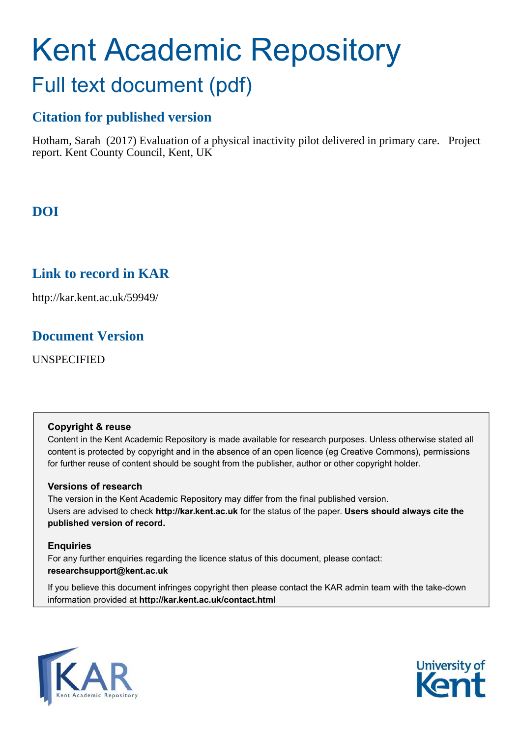# Kent Academic Repository

## Full text document (pdf)

### Citation for published version

Hotham, Sarah (2017) Evaluation of a physical inactivity pilot delivered in primary care. Project report. Kent County Council, Kent, UK

### DOI

### Link to record in KAR

http://kar.kent.ac.uk/59949/

### Document Version

UNSPECIFIED

**Copyright & reuse**

Content in the Kent Academic Repository is made available for research purposes. Unless otherwise stated all content is protected by copyright and in the absence of an open licence (eg Creative Commons), permissions for further reuse of content should be sought from the publisher, author or other copyright holder.

**Versions of research**

The version in the Kent Academic Repository may differ from the final published version. Users are advised to check **http://kar.kent.ac.uk** for the status of the paper. **Users should always cite the published version of record.**

**Enquiries**

For any further enquiries regarding the licence status of this document, please contact: **researchsupport@kent.ac.uk**

If you believe this document infringes copyright then please contact the KAR admin team with the take-down information provided at **http://kar.kent.ac.uk/contact.html**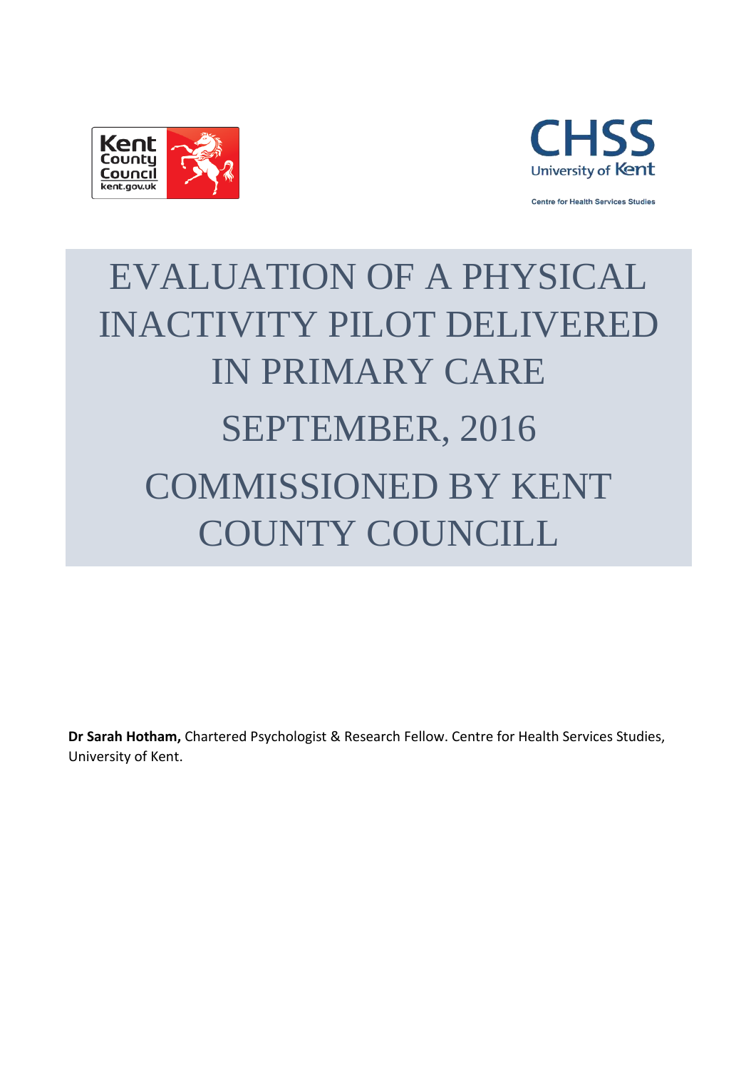# EVALUATION OF A PHYSICAL INACTIVITY PILOT DELIVERED IN PRIMARY CARE

# SEPTEMBER, 2016

# COMMISSIONED BY KENT COUNTY COUNCILL

**Dr Sarah Hotham,** Chartered Psychologist & Research Fellow. Centre for Health Services Studies, University of Kent.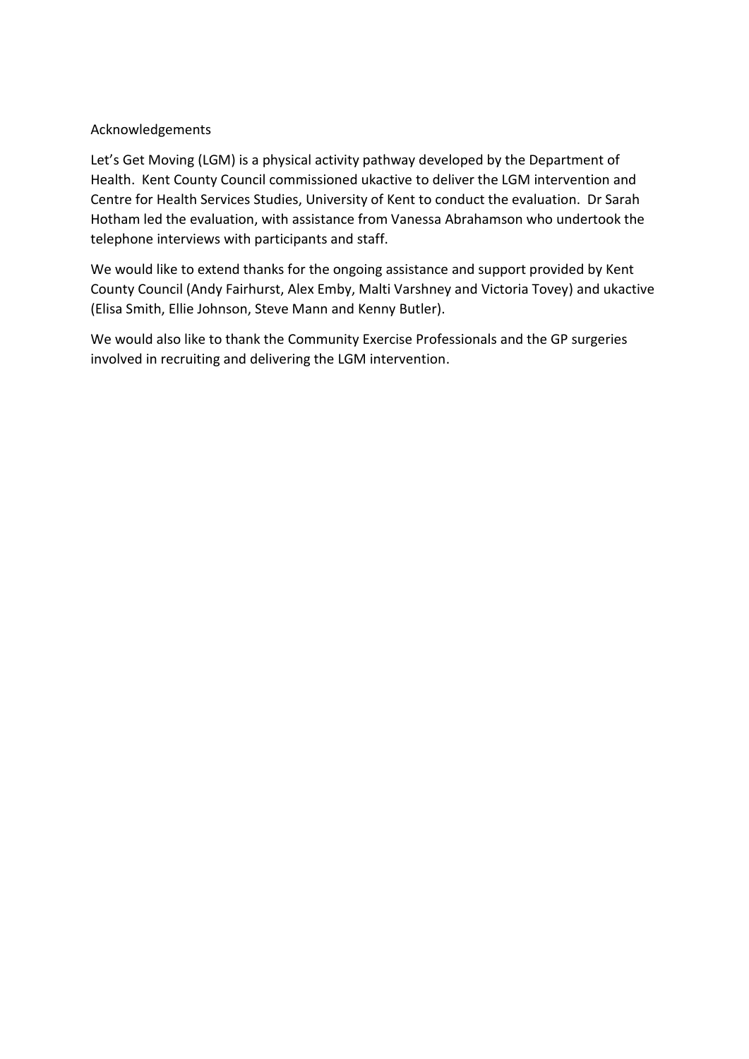## Acknowledgements

Let's Get Moving (LGM) is a physical activity pathway developed by the Department of Health. Kent County Council commissioned ukactive to deliver the LGM intervention and Centre for Health Services Studies, University of Kent to conduct the evaluation. Dr Sarah Hotham led the evaluation, with assistance from Vanessa Abrahamson who undertook the telephone interviews with participants and staff.

We would like to extend thanks for the ongoing assistance and support provided by Kent County Council (Andy Fairhurst, Alex Emby, Malti Varshney and Victoria Tovey) and ukactive (Elisa Smith, Ellie Johnson, Steve Mann and Kenny Butler).

We would also like to thank the Community Exercise Professionals and the GP surgeries involved in recruiting and delivering the LGM intervention.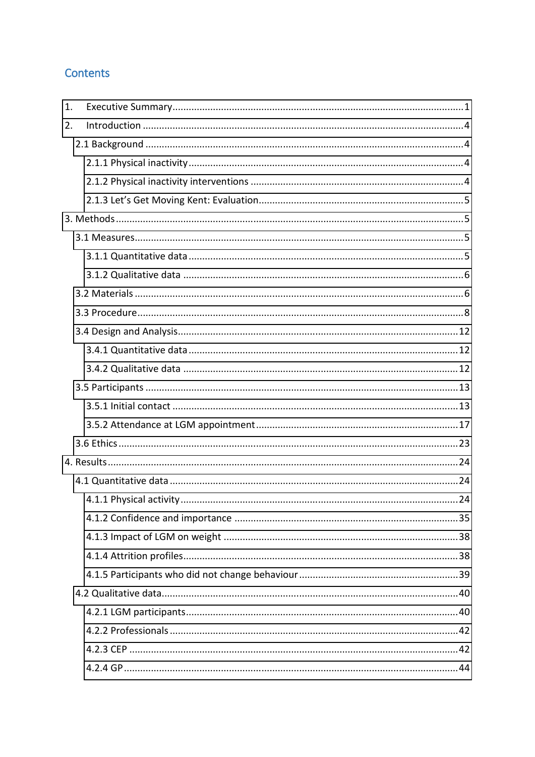## Contents

1. Executive Summary ........................................ 1
2. Introduction ........................................ 4
    - 2.1 Background ........................................ 4
        - 2.1.1 Physical inactivity ........................................ 4
        - 2.1.2 Physical inactivity interventions ........................................ 4
        - 2.1.3 Let's Get Moving Kent: Evaluation ........................................ 5
3. Methods ........................................ 5
    - 3.1 Measures ........................................ 5
        - 3.1.1 Quantitative data ........................................ 5
        - 3.1.2 Qualitative data ........................................ 6
    - 3.2 Materials ........................................ 6
    - 3.3 Procedure ........................................ 8
    - 3.4 Design and Analysis ........................................ 12
        - 3.4.1 Quantitative data ........................................ 12
        - 3.4.2 Qualitative data ........................................ 12
    - 3.5 Participants ........................................ 13
        - 3.5.1 Initial contact ........................................ 13
        - 3.5.2 Attendance at LGM appointment ........................................ 17
    - 3.6 Ethics ........................................ 23
4. Results ........................................ 24
    - 4.1 Quantitative data ........................................ 24
        - 4.1.1 Physical activity ........................................ 24
        - 4.1.2 Confidence and importance ........................................ 35
        - 4.1.3 Impact of LGM on weight ........................................ 38
        - 4.1.4 Attrition profiles ........................................ 38
        - 4.1.5 Participants who did not change behaviour ........................................ 39
    - 4.2 Qualitative data ........................................ 40
        - 4.2.1 LGM participants ........................................ 40
        - 4.2.2 Professionals ........................................ 42
        - 4.2.3 CEP ........................................ 42
        - 4.2.4 GP ........................................ 44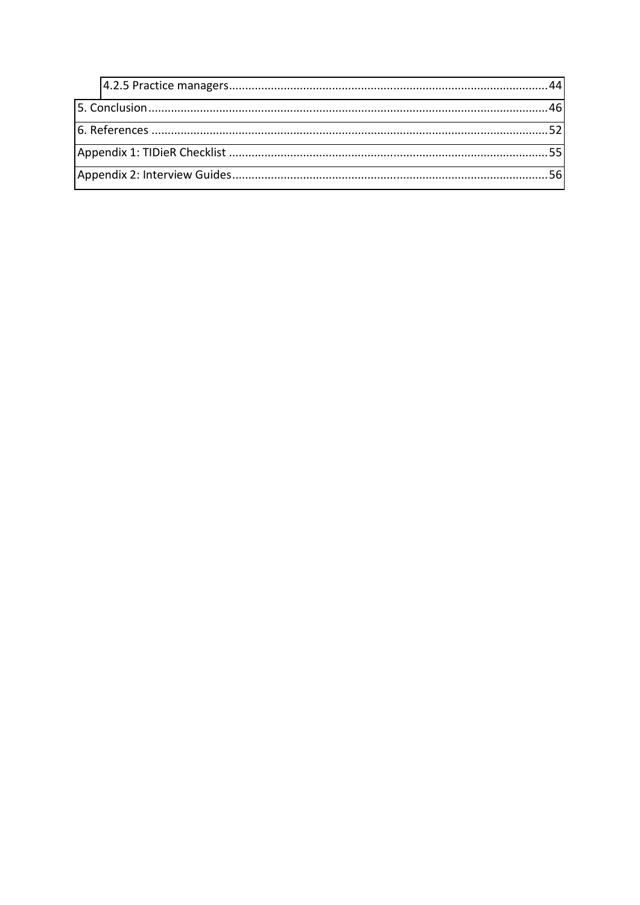4.2.5 Practice managers....................................................................................................44

5. Conclusion...........................................................................................................................46

6. References ..........................................................................................................................52

Appendix 1: TIDieR Checklist ..................................................................................................55

Appendix 2: Interview Guides.................................................................................................56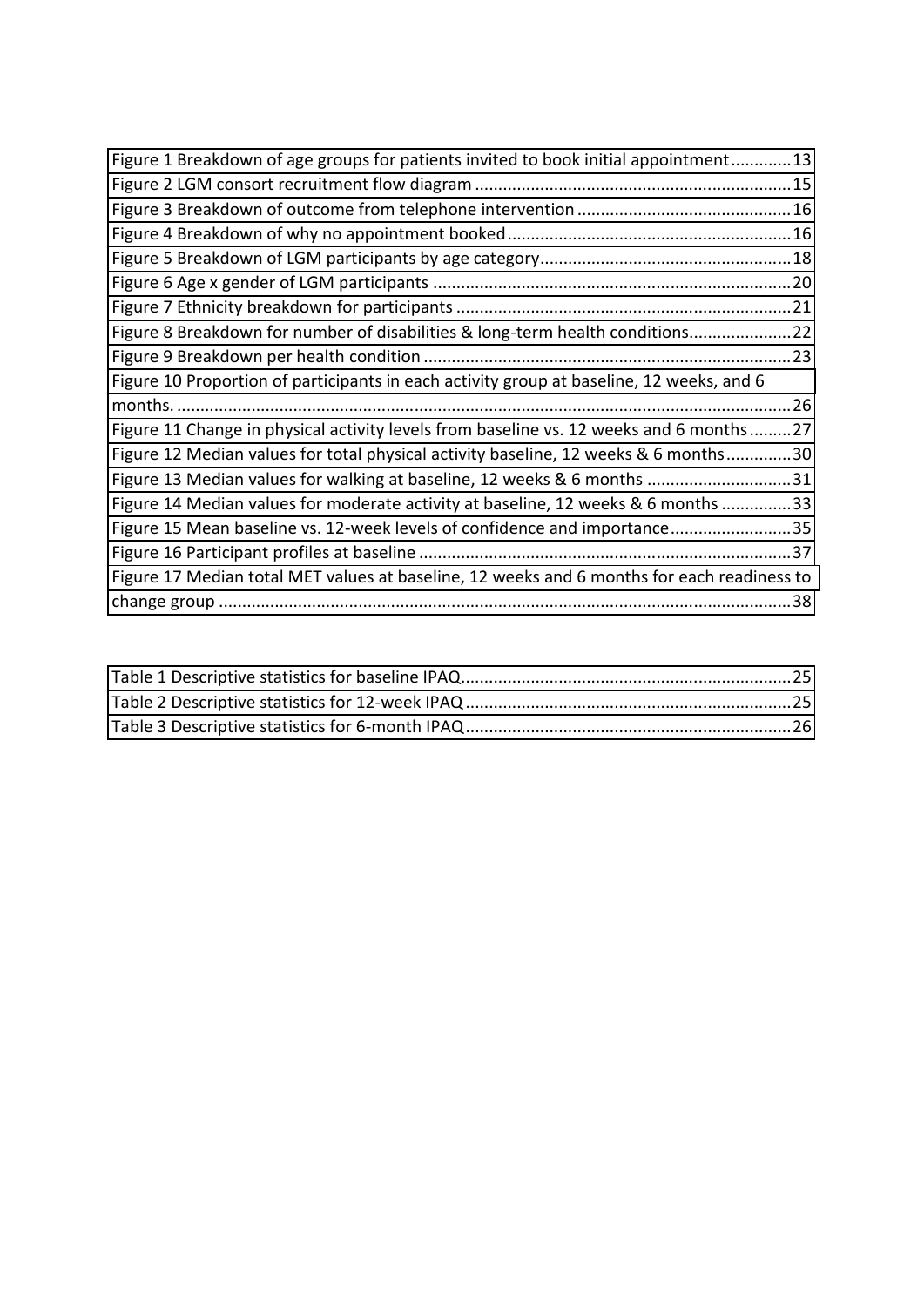Figure 1 Breakdown of age groups for patients invited to book initial appointment.............13
Figure 2 LGM consort recruitment flow diagram ...................................................................15
Figure 3 Breakdown of outcome from telephone intervention .............................................16
Figure 4 Breakdown of why no appointment booked............................................................16
Figure 5 Breakdown of LGM participants by age category.....................................................18
Figure 6 Age x gender of LGM participants ............................................................................20
Figure 7 Ethnicity breakdown for participants .......................................................................21
Figure 8 Breakdown for number of disabilities & long-term health conditions......................22
Figure 9 Breakdown per health condition ..............................................................................23
Figure 10 Proportion of participants in each activity group at baseline, 12 weeks, and 6 months. ....................................................................................................................................26
Figure 11 Change in physical activity levels from baseline vs. 12 weeks and 6 months.........27
Figure 12 Median values for total physical activity baseline, 12 weeks & 6 months..............30
Figure 13 Median values for walking at baseline, 12 weeks & 6 months ...............................31
Figure 14 Median values for moderate activity at baseline, 12 weeks & 6 months ...............33
Figure 15 Mean baseline vs. 12-week levels of confidence and importance..........................35
Figure 16 Participant profiles at baseline ................................................................................37
Figure 17 Median total MET values at baseline, 12 weeks and 6 months for each readiness to change group ...........................................................................................................................38

Table 1 Descriptive statistics for baseline IPAQ......................................................................25
Table 2 Descriptive statistics for 12-week IPAQ......................................................................25
Table 3 Descriptive statistics for 6-month IPAQ......................................................................26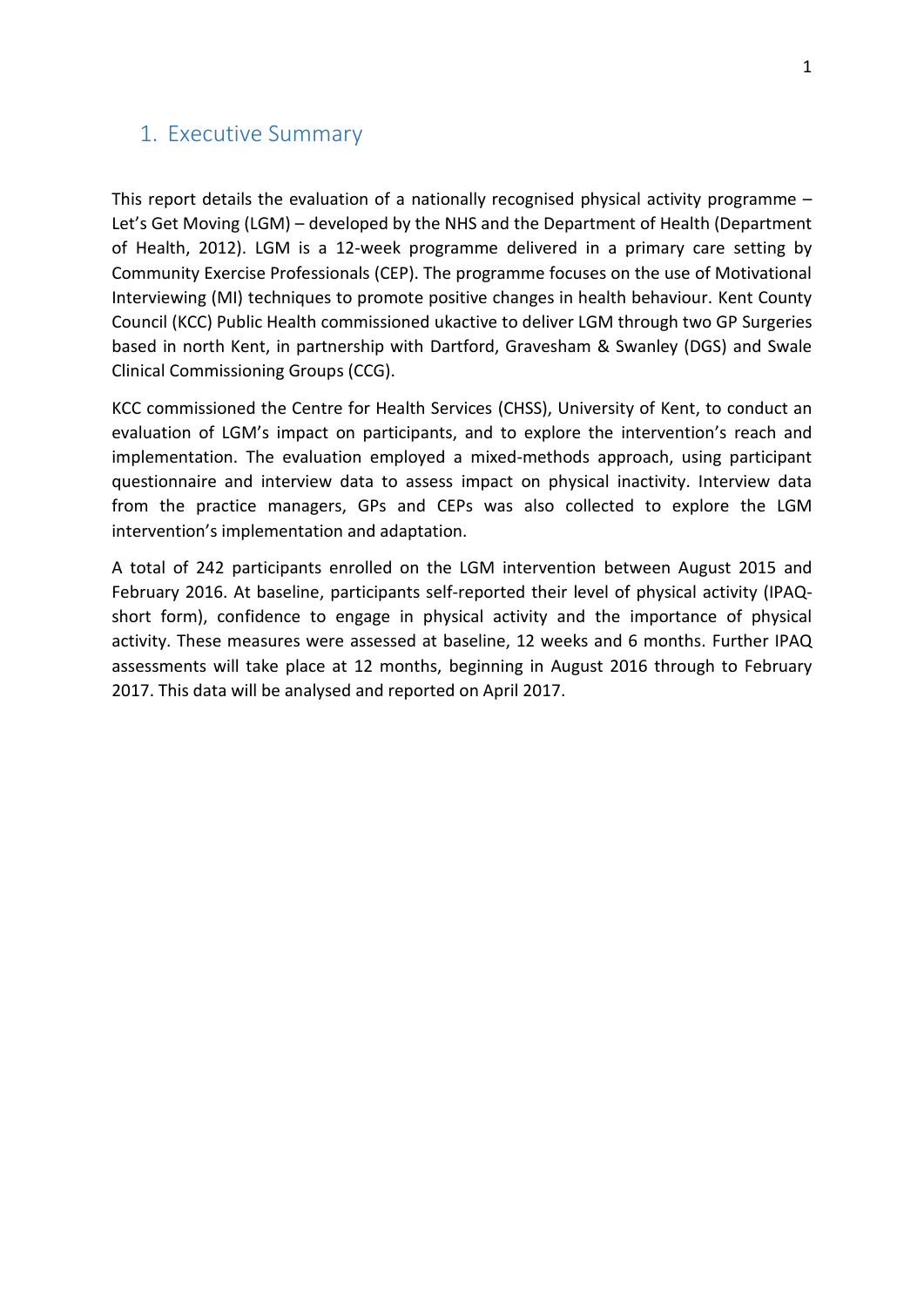# 1. Executive Summary

This report details the evaluation of a nationally recognised physical activity programme – Let's Get Moving (LGM) – developed by the NHS and the Department of Health (Department of Health, 2012). LGM is a 12-week programme delivered in a primary care setting by Community Exercise Professionals (CEP). The programme focuses on the use of Motivational Interviewing (MI) techniques to promote positive changes in health behaviour. Kent County Council (KCC) Public Health commissioned ukactive to deliver LGM through two GP Surgeries based in north Kent, in partnership with Dartford, Gravesham & Swanley (DGS) and Swale Clinical Commissioning Groups (CCG).

KCC commissioned the Centre for Health Services (CHSS), University of Kent, to conduct an evaluation of LGM's impact on participants, and to explore the intervention's reach and implementation. The evaluation employed a mixed-methods approach, using participant questionnaire and interview data to assess impact on physical inactivity. Interview data from the practice managers, GPs and CEPs was also collected to explore the LGM intervention's implementation and adaptation.

A total of 242 participants enrolled on the LGM intervention between August 2015 and February 2016. At baseline, participants self-reported their level of physical activity (IPAQ-short form), confidence to engage in physical activity and the importance of physical activity. These measures were assessed at baseline, 12 weeks and 6 months. Further IPAQ assessments will take place at 12 months, beginning in August 2016 through to February 2017. This data will be analysed and reported on April 2017.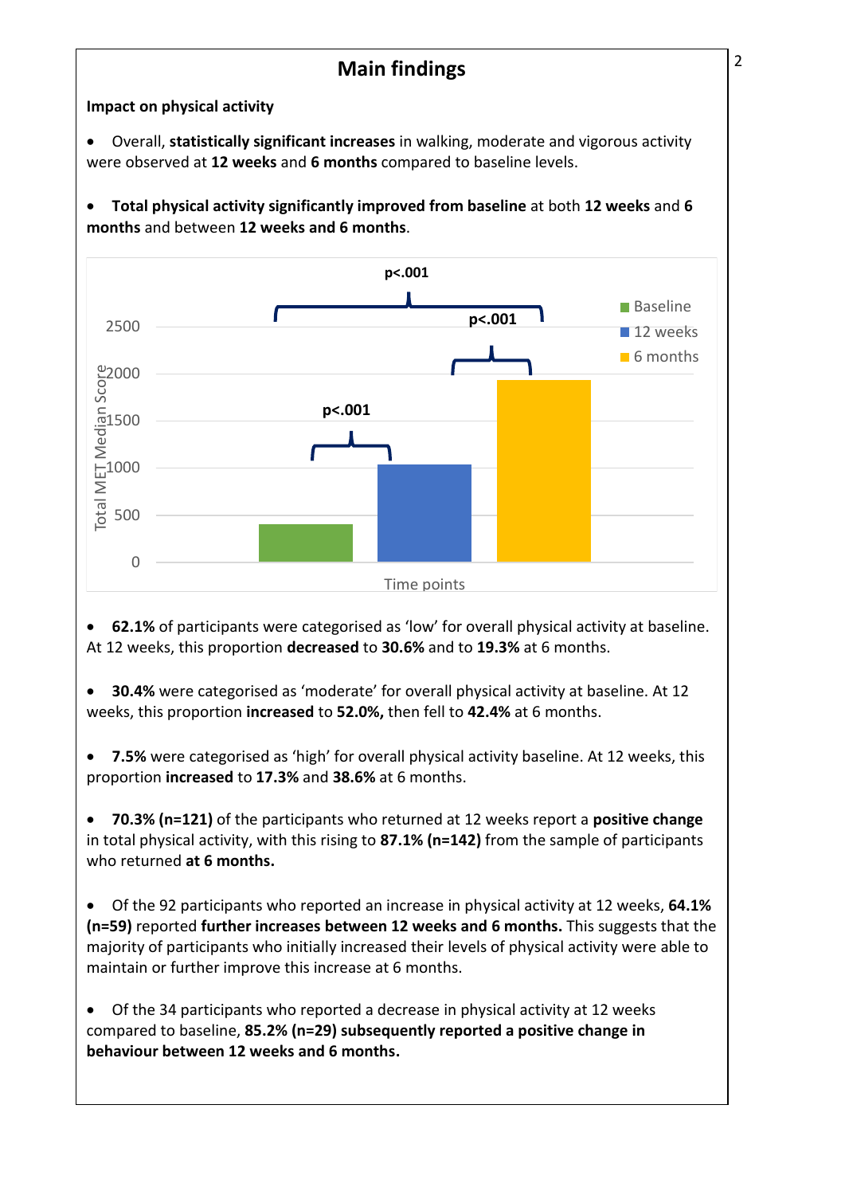# Main findings

**Impact on physical activity**

- Overall, **statistically significant increases** in walking, moderate and vigorous activity were observed at **12 weeks** and **6 months** compared to baseline levels.

- **Total physical activity significantly improved from baseline** at both **12 weeks** and **6 months** and between **12 weeks and 6 months**.

- **62.1%** of participants were categorised as 'low' for overall physical activity at baseline. At 12 weeks, this proportion **decreased** to **30.6%** and to **19.3%** at 6 months.

- **30.4%** were categorised as 'moderate' for overall physical activity at baseline. At 12 weeks, this proportion **increased** to **52.0%,** then fell to **42.4%** at 6 months.

- **7.5%** were categorised as 'high' for overall physical activity baseline. At 12 weeks, this proportion **increased** to **17.3%** and **38.6%** at 6 months.

- **70.3% (n=121)** of the participants who returned at 12 weeks report a **positive change** in total physical activity, with this rising to **87.1% (n=142)** from the sample of participants who returned **at 6 months.**

- Of the 92 participants who reported an increase in physical activity at 12 weeks, **64.1% (n=59)** reported **further increases between 12 weeks and 6 months.** This suggests that the majority of participants who initially increased their levels of physical activity were able to maintain or further improve this increase at 6 months.

- Of the 34 participants who reported a decrease in physical activity at 12 weeks compared to baseline, **85.2% (n=29) subsequently reported a positive change in behaviour between 12 weeks and 6 months.**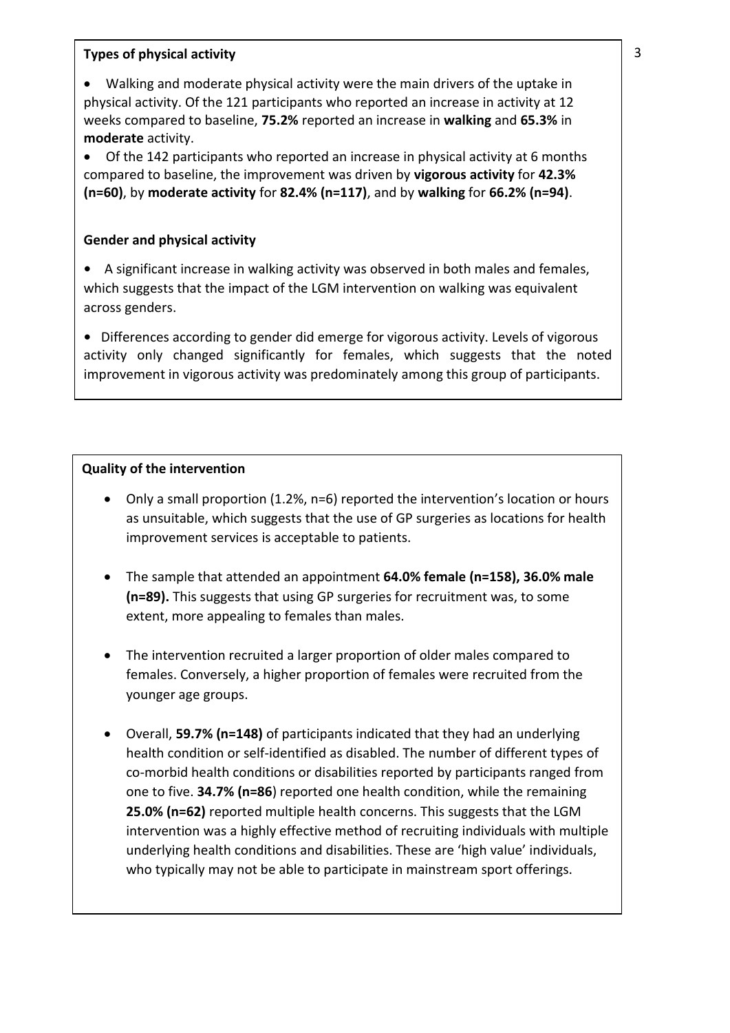**Types of physical activity**

- Walking and moderate physical activity were the main drivers of the uptake in physical activity. Of the 121 participants who reported an increase in activity at 12 weeks compared to baseline, **75.2%** reported an increase in **walking** and **65.3%** in **moderate** activity.
- Of the 142 participants who reported an increase in physical activity at 6 months compared to baseline, the improvement was driven by **vigorous activity** for **42.3% (n=60)**, by **moderate activity** for **82.4% (n=117)**, and by **walking** for **66.2% (n=94)**.

**Gender and physical activity**

- A significant increase in walking activity was observed in both males and females, which suggests that the impact of the LGM intervention on walking was equivalent across genders.
- Differences according to gender did emerge for vigorous activity. Levels of vigorous activity only changed significantly for females, which suggests that the noted improvement in vigorous activity was predominately among this group of participants.

**Quality of the intervention**

- Only a small proportion (1.2%, n=6) reported the intervention's location or hours as unsuitable, which suggests that the use of GP surgeries as locations for health improvement services is acceptable to patients.
- The sample that attended an appointment **64.0% female (n=158), 36.0% male (n=89).** This suggests that using GP surgeries for recruitment was, to some extent, more appealing to females than males.
- The intervention recruited a larger proportion of older males compared to females. Conversely, a higher proportion of females were recruited from the younger age groups.
- Overall, **59.7% (n=148)** of participants indicated that they had an underlying health condition or self-identified as disabled. The number of different types of co-morbid health conditions or disabilities reported by participants ranged from one to five. **34.7% (n=86**) reported one health condition, while the remaining **25.0% (n=62)** reported multiple health concerns. This suggests that the LGM intervention was a highly effective method of recruiting individuals with multiple underlying health conditions and disabilities. These are 'high value' individuals, who typically may not be able to participate in mainstream sport offerings.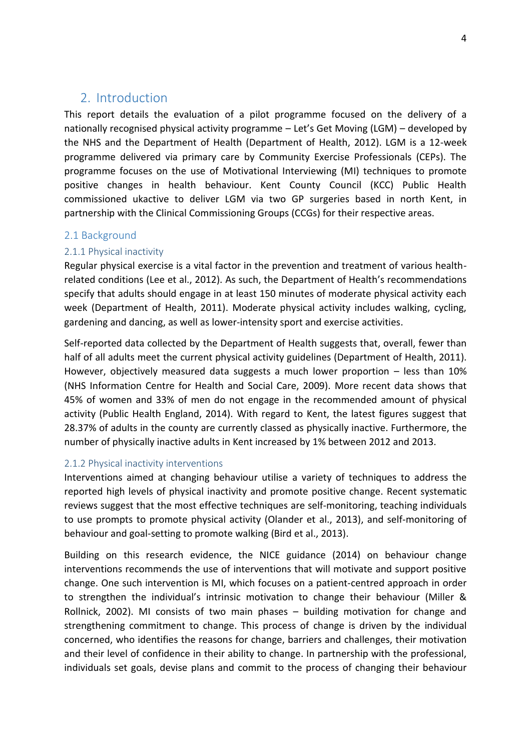## 2. Introduction

This report details the evaluation of a pilot programme focused on the delivery of a nationally recognised physical activity programme – Let's Get Moving (LGM) – developed by the NHS and the Department of Health (Department of Health, 2012). LGM is a 12-week programme delivered via primary care by Community Exercise Professionals (CEPs). The programme focuses on the use of Motivational Interviewing (MI) techniques to promote positive changes in health behaviour. Kent County Council (KCC) Public Health commissioned ukactive to deliver LGM via two GP surgeries based in north Kent, in partnership with the Clinical Commissioning Groups (CCGs) for their respective areas.

### 2.1 Background

#### 2.1.1 Physical inactivity

Regular physical exercise is a vital factor in the prevention and treatment of various health-related conditions (Lee et al., 2012). As such, the Department of Health's recommendations specify that adults should engage in at least 150 minutes of moderate physical activity each week (Department of Health, 2011). Moderate physical activity includes walking, cycling, gardening and dancing, as well as lower-intensity sport and exercise activities.

Self-reported data collected by the Department of Health suggests that, overall, fewer than half of all adults meet the current physical activity guidelines (Department of Health, 2011). However, objectively measured data suggests a much lower proportion – less than 10% (NHS Information Centre for Health and Social Care, 2009). More recent data shows that 45% of women and 33% of men do not engage in the recommended amount of physical activity (Public Health England, 2014). With regard to Kent, the latest figures suggest that 28.37% of adults in the county are currently classed as physically inactive. Furthermore, the number of physically inactive adults in Kent increased by 1% between 2012 and 2013.

#### 2.1.2 Physical inactivity interventions

Interventions aimed at changing behaviour utilise a variety of techniques to address the reported high levels of physical inactivity and promote positive change. Recent systematic reviews suggest that the most effective techniques are self-monitoring, teaching individuals to use prompts to promote physical activity (Olander et al., 2013), and self-monitoring of behaviour and goal-setting to promote walking (Bird et al., 2013).

Building on this research evidence, the NICE guidance (2014) on behaviour change interventions recommends the use of interventions that will motivate and support positive change. One such intervention is MI, which focuses on a patient-centred approach in order to strengthen the individual's intrinsic motivation to change their behaviour (Miller & Rollnick, 2002). MI consists of two main phases – building motivation for change and strengthening commitment to change. This process of change is driven by the individual concerned, who identifies the reasons for change, barriers and challenges, their motivation and their level of confidence in their ability to change. In partnership with the professional, individuals set goals, devise plans and commit to the process of changing their behaviour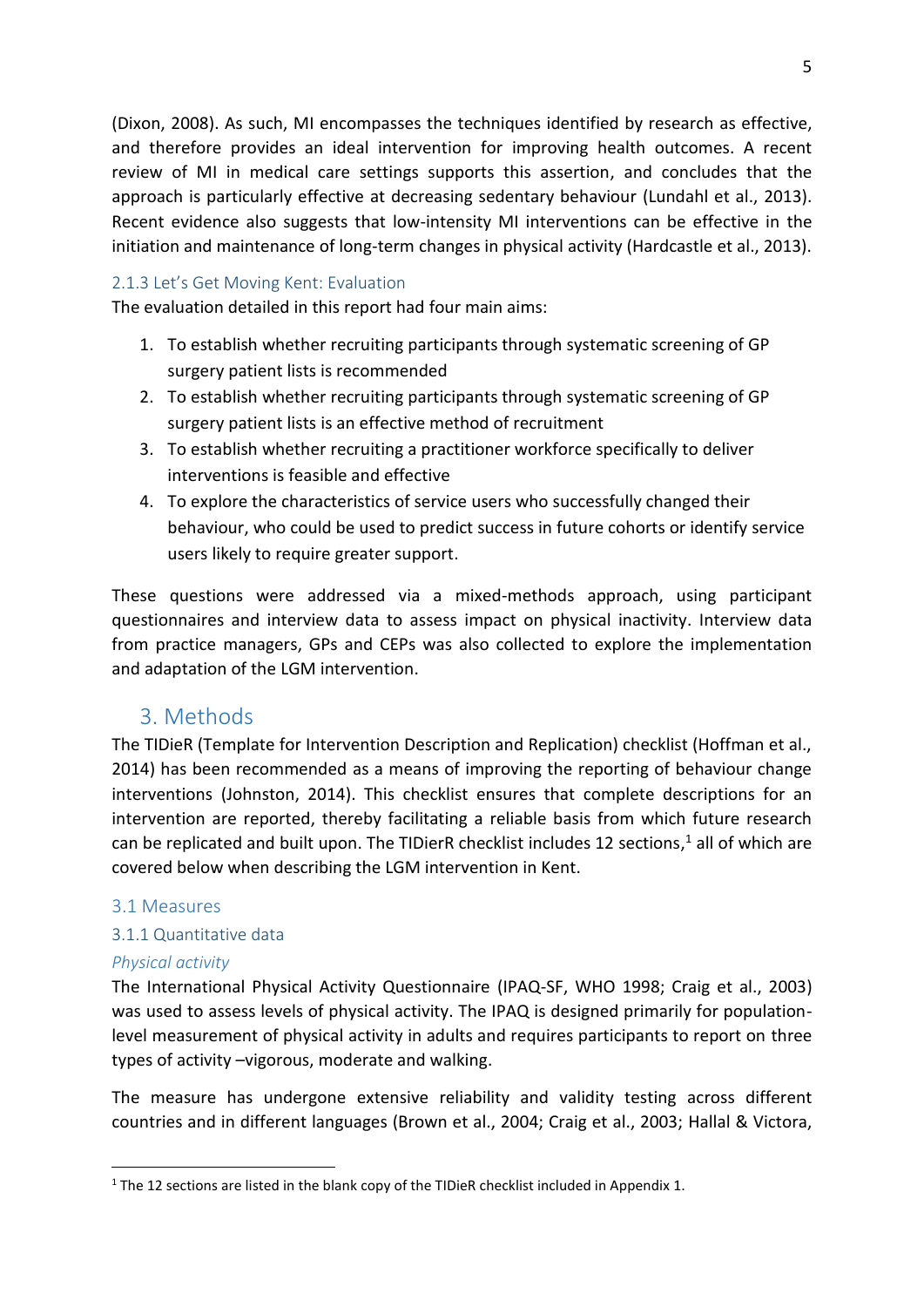(Dixon, 2008). As such, MI encompasses the techniques identified by research as effective, and therefore provides an ideal intervention for improving health outcomes. A recent review of MI in medical care settings supports this assertion, and concludes that the approach is particularly effective at decreasing sedentary behaviour (Lundahl et al., 2013). Recent evidence also suggests that low-intensity MI interventions can be effective in the initiation and maintenance of long-term changes in physical activity (Hardcastle et al., 2013).

### 2.1.3 Let's Get Moving Kent: Evaluation

The evaluation detailed in this report had four main aims:

1. To establish whether recruiting participants through systematic screening of GP surgery patient lists is recommended
2. To establish whether recruiting participants through systematic screening of GP surgery patient lists is an effective method of recruitment
3. To establish whether recruiting a practitioner workforce specifically to deliver interventions is feasible and effective
4. To explore the characteristics of service users who successfully changed their behaviour, who could be used to predict success in future cohorts or identify service users likely to require greater support.

These questions were addressed via a mixed-methods approach, using participant questionnaires and interview data to assess impact on physical inactivity. Interview data from practice managers, GPs and CEPs was also collected to explore the implementation and adaptation of the LGM intervention.

# 3. Methods

The TIDieR (Template for Intervention Description and Replication) checklist (Hoffman et al., 2014) has been recommended as a means of improving the reporting of behaviour change interventions (Johnston, 2014). This checklist ensures that complete descriptions for an intervention are reported, thereby facilitating a reliable basis from which future research can be replicated and built upon. The TIDierR checklist includes 12 sections,[1] all of which are covered below when describing the LGM intervention in Kent.

## 3.1 Measures

### 3.1.1 Quantitative data

*Physical activity*

The International Physical Activity Questionnaire (IPAQ-SF, WHO 1998; Craig et al., 2003) was used to assess levels of physical activity. The IPAQ is designed primarily for population-level measurement of physical activity in adults and requires participants to report on three types of activity –vigorous, moderate and walking.

The measure has undergone extensive reliability and validity testing across different countries and in different languages (Brown et al., 2004; Craig et al., 2003; Hallal & Victora,

[1] The 12 sections are listed in the blank copy of the TIDieR checklist included in Appendix 1.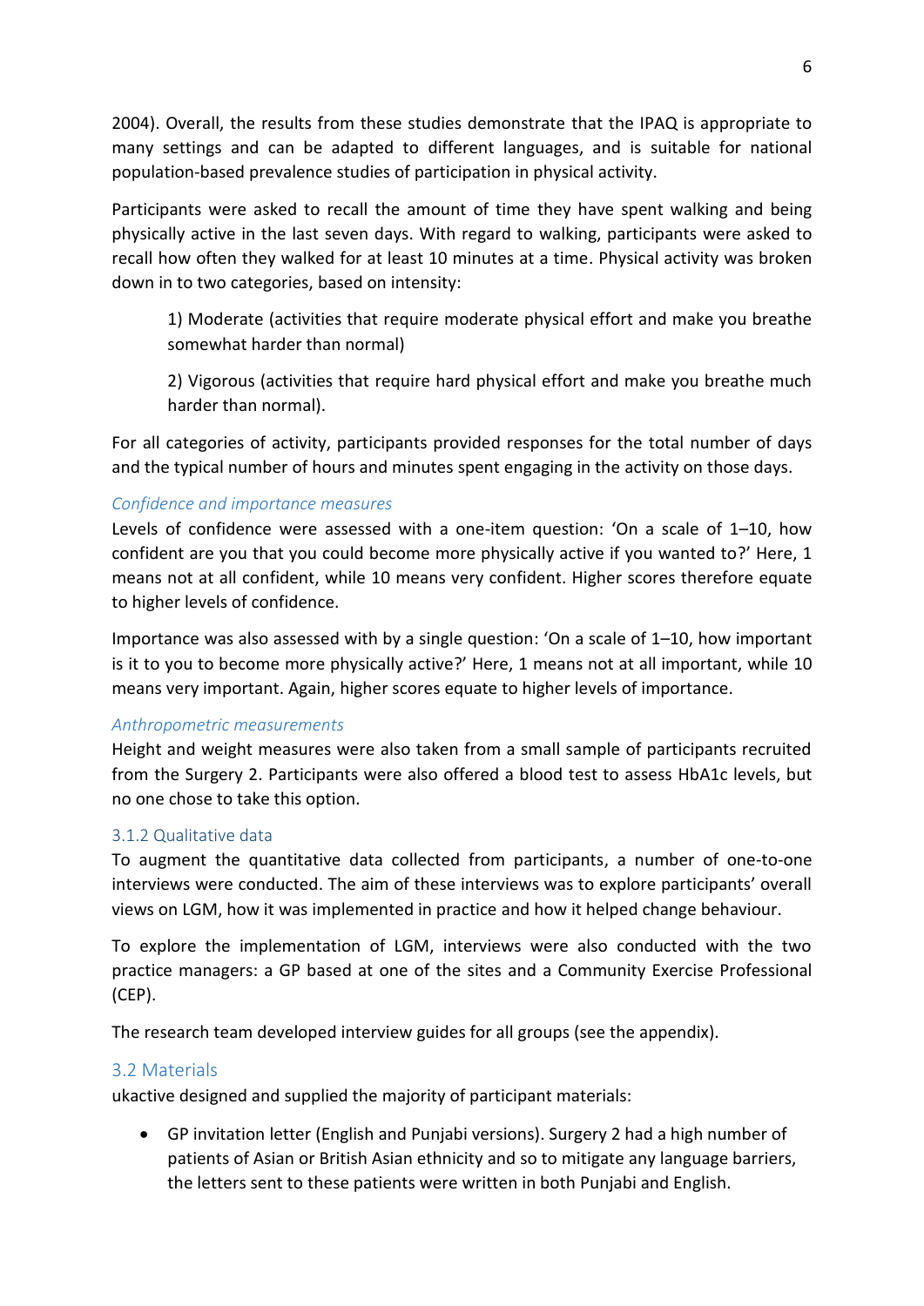2004). Overall, the results from these studies demonstrate that the IPAQ is appropriate to many settings and can be adapted to different languages, and is suitable for national population-based prevalence studies of participation in physical activity.

Participants were asked to recall the amount of time they have spent walking and being physically active in the last seven days. With regard to walking, participants were asked to recall how often they walked for at least 10 minutes at a time. Physical activity was broken down in to two categories, based on intensity:

> 1) Moderate (activities that require moderate physical effort and make you breathe somewhat harder than normal)
>
> 2) Vigorous (activities that require hard physical effort and make you breathe much harder than normal).

For all categories of activity, participants provided responses for the total number of days and the typical number of hours and minutes spent engaging in the activity on those days.

#### *Confidence and importance measures*

Levels of confidence were assessed with a one-item question: 'On a scale of 1–10, how confident are you that you could become more physically active if you wanted to?' Here, 1 means not at all confident, while 10 means very confident. Higher scores therefore equate to higher levels of confidence.

Importance was also assessed with by a single question: 'On a scale of 1–10, how important is it to you to become more physically active?' Here, 1 means not at all important, while 10 means very important. Again, higher scores equate to higher levels of importance.

#### *Anthropometric measurements*

Height and weight measures were also taken from a small sample of participants recruited from the Surgery 2. Participants were also offered a blood test to assess HbA1c levels, but no one chose to take this option.

### 3.1.2 Qualitative data

To augment the quantitative data collected from participants, a number of one-to-one interviews were conducted. The aim of these interviews was to explore participants' overall views on LGM, how it was implemented in practice and how it helped change behaviour.

To explore the implementation of LGM, interviews were also conducted with the two practice managers: a GP based at one of the sites and a Community Exercise Professional (CEP).

The research team developed interview guides for all groups (see the appendix).

## 3.2 Materials

ukactive designed and supplied the majority of participant materials:

- GP invitation letter (English and Punjabi versions). Surgery 2 had a high number of patients of Asian or British Asian ethnicity and so to mitigate any language barriers, the letters sent to these patients were written in both Punjabi and English.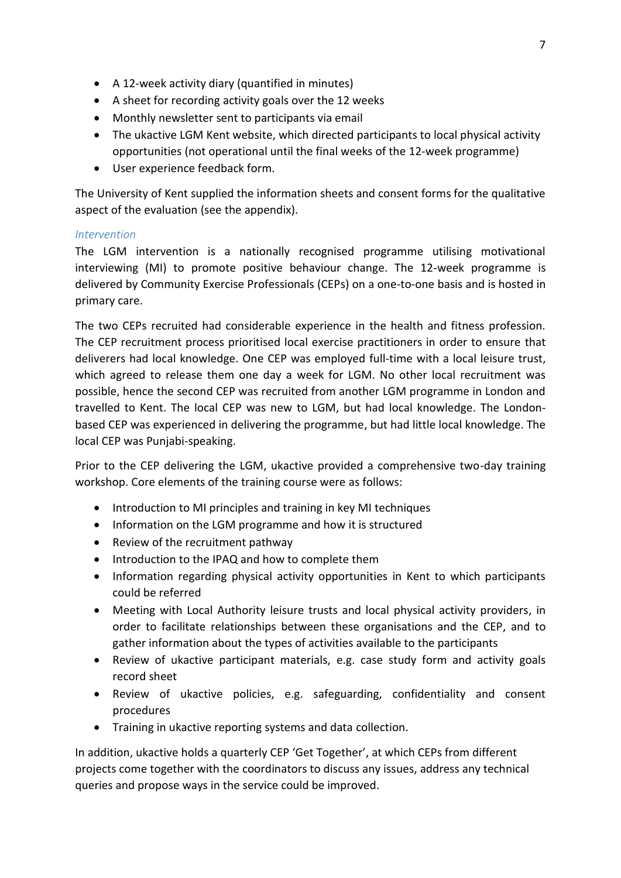- A 12-week activity diary (quantified in minutes)
- A sheet for recording activity goals over the 12 weeks
- Monthly newsletter sent to participants via email
- The ukactive LGM Kent website, which directed participants to local physical activity opportunities (not operational until the final weeks of the 12-week programme)
- User experience feedback form.

The University of Kent supplied the information sheets and consent forms for the qualitative aspect of the evaluation (see the appendix).

### *Intervention*

The LGM intervention is a nationally recognised programme utilising motivational interviewing (MI) to promote positive behaviour change. The 12-week programme is delivered by Community Exercise Professionals (CEPs) on a one-to-one basis and is hosted in primary care.

The two CEPs recruited had considerable experience in the health and fitness profession. The CEP recruitment process prioritised local exercise practitioners in order to ensure that deliverers had local knowledge. One CEP was employed full-time with a local leisure trust, which agreed to release them one day a week for LGM. No other local recruitment was possible, hence the second CEP was recruited from another LGM programme in London and travelled to Kent. The local CEP was new to LGM, but had local knowledge. The London-based CEP was experienced in delivering the programme, but had little local knowledge. The local CEP was Punjabi-speaking.

Prior to the CEP delivering the LGM, ukactive provided a comprehensive two-day training workshop. Core elements of the training course were as follows:

- Introduction to MI principles and training in key MI techniques
- Information on the LGM programme and how it is structured
- Review of the recruitment pathway
- Introduction to the IPAQ and how to complete them
- Information regarding physical activity opportunities in Kent to which participants could be referred
- Meeting with Local Authority leisure trusts and local physical activity providers, in order to facilitate relationships between these organisations and the CEP, and to gather information about the types of activities available to the participants
- Review of ukactive participant materials, e.g. case study form and activity goals record sheet
- Review of ukactive policies, e.g. safeguarding, confidentiality and consent procedures
- Training in ukactive reporting systems and data collection.

In addition, ukactive holds a quarterly CEP 'Get Together', at which CEPs from different projects come together with the coordinators to discuss any issues, address any technical queries and propose ways in the service could be improved.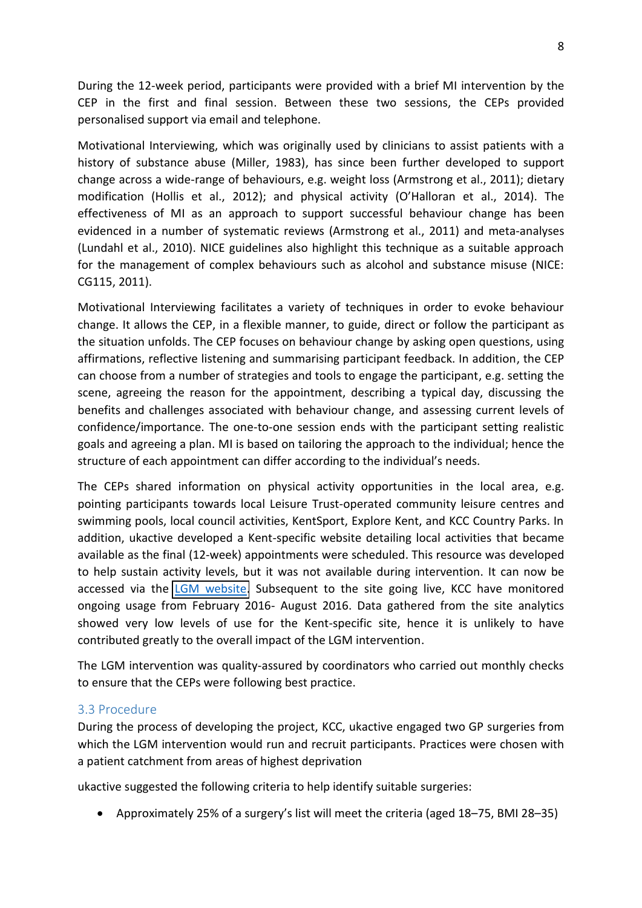During the 12-week period, participants were provided with a brief MI intervention by the CEP in the first and final session. Between these two sessions, the CEPs provided personalised support via email and telephone.

Motivational Interviewing, which was originally used by clinicians to assist patients with a history of substance abuse (Miller, 1983), has since been further developed to support change across a wide-range of behaviours, e.g. weight loss (Armstrong et al., 2011); dietary modification (Hollis et al., 2012); and physical activity (O'Halloran et al., 2014). The effectiveness of MI as an approach to support successful behaviour change has been evidenced in a number of systematic reviews (Armstrong et al., 2011) and meta-analyses (Lundahl et al., 2010). NICE guidelines also highlight this technique as a suitable approach for the management of complex behaviours such as alcohol and substance misuse (NICE: CG115, 2011).

Motivational Interviewing facilitates a variety of techniques in order to evoke behaviour change. It allows the CEP, in a flexible manner, to guide, direct or follow the participant as the situation unfolds. The CEP focuses on behaviour change by asking open questions, using affirmations, reflective listening and summarising participant feedback. In addition, the CEP can choose from a number of strategies and tools to engage the participant, e.g. setting the scene, agreeing the reason for the appointment, describing a typical day, discussing the benefits and challenges associated with behaviour change, and assessing current levels of confidence/importance. The one-to-one session ends with the participant setting realistic goals and agreeing a plan. MI is based on tailoring the approach to the individual; hence the structure of each appointment can differ according to the individual's needs.

The CEPs shared information on physical activity opportunities in the local area, e.g. pointing participants towards local Leisure Trust-operated community leisure centres and swimming pools, local council activities, KentSport, Explore Kent, and KCC Country Parks. In addition, ukactive developed a Kent-specific website detailing local activities that became available as the final (12-week) appointments were scheduled. This resource was developed to help sustain activity levels, but it was not available during intervention. It can now be accessed via the LGM website. Subsequent to the site going live, KCC have monitored ongoing usage from February 2016- August 2016. Data gathered from the site analytics showed very low levels of use for the Kent-specific site, hence it is unlikely to have contributed greatly to the overall impact of the LGM intervention.

The LGM intervention was quality-assured by coordinators who carried out monthly checks to ensure that the CEPs were following best practice.

## 3.3 Procedure

During the process of developing the project, KCC, ukactive engaged two GP surgeries from which the LGM intervention would run and recruit participants. Practices were chosen with a patient catchment from areas of highest deprivation

ukactive suggested the following criteria to help identify suitable surgeries:

- Approximately 25% of a surgery's list will meet the criteria (aged 18–75, BMI 28–35)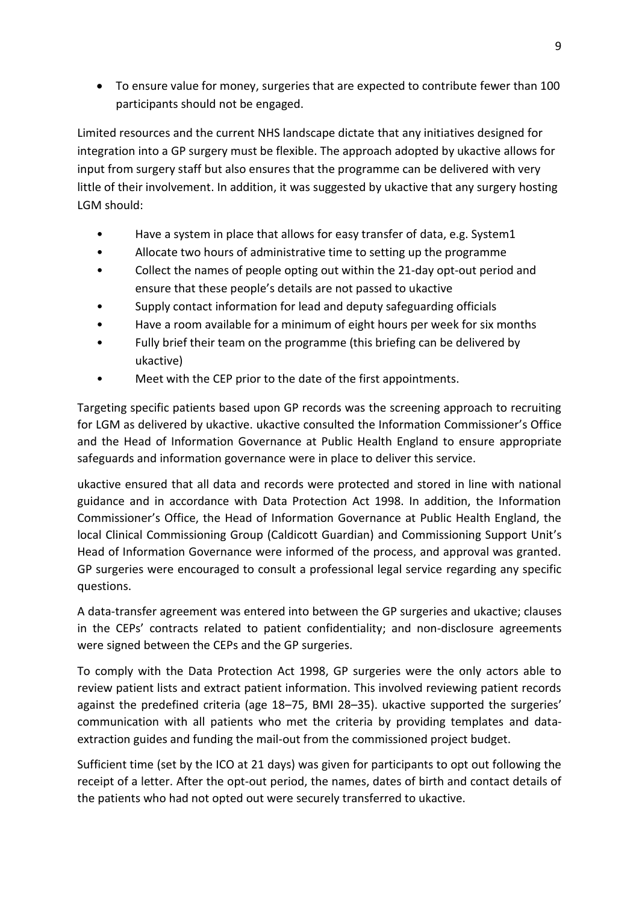- To ensure value for money, surgeries that are expected to contribute fewer than 100 participants should not be engaged.

Limited resources and the current NHS landscape dictate that any initiatives designed for integration into a GP surgery must be flexible. The approach adopted by ukactive allows for input from surgery staff but also ensures that the programme can be delivered with very little of their involvement. In addition, it was suggested by ukactive that any surgery hosting LGM should:

- Have a system in place that allows for easy transfer of data, e.g. System1
- Allocate two hours of administrative time to setting up the programme
- Collect the names of people opting out within the 21-day opt-out period and ensure that these people's details are not passed to ukactive
- Supply contact information for lead and deputy safeguarding officials
- Have a room available for a minimum of eight hours per week for six months
- Fully brief their team on the programme (this briefing can be delivered by ukactive)
- Meet with the CEP prior to the date of the first appointments.

Targeting specific patients based upon GP records was the screening approach to recruiting for LGM as delivered by ukactive. ukactive consulted the Information Commissioner's Office and the Head of Information Governance at Public Health England to ensure appropriate safeguards and information governance were in place to deliver this service.

ukactive ensured that all data and records were protected and stored in line with national guidance and in accordance with Data Protection Act 1998. In addition, the Information Commissioner's Office, the Head of Information Governance at Public Health England, the local Clinical Commissioning Group (Caldicott Guardian) and Commissioning Support Unit's Head of Information Governance were informed of the process, and approval was granted. GP surgeries were encouraged to consult a professional legal service regarding any specific questions.

A data-transfer agreement was entered into between the GP surgeries and ukactive; clauses in the CEPs' contracts related to patient confidentiality; and non-disclosure agreements were signed between the CEPs and the GP surgeries.

To comply with the Data Protection Act 1998, GP surgeries were the only actors able to review patient lists and extract patient information. This involved reviewing patient records against the predefined criteria (age 18–75, BMI 28–35). ukactive supported the surgeries' communication with all patients who met the criteria by providing templates and data-extraction guides and funding the mail-out from the commissioned project budget.

Sufficient time (set by the ICO at 21 days) was given for participants to opt out following the receipt of a letter. After the opt-out period, the names, dates of birth and contact details of the patients who had not opted out were securely transferred to ukactive.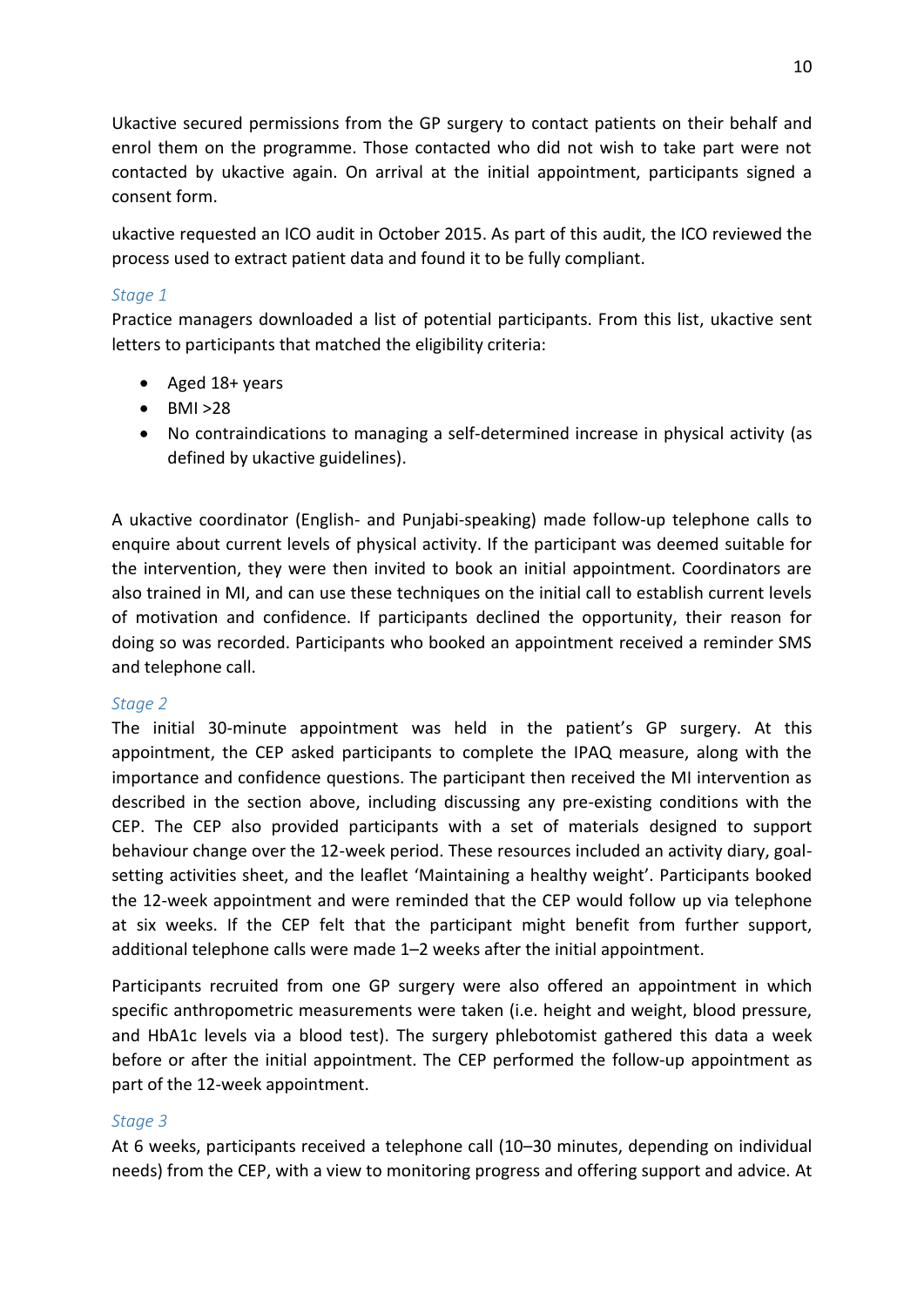Ukactive secured permissions from the GP surgery to contact patients on their behalf and enrol them on the programme. Those contacted who did not wish to take part were not contacted by ukactive again. On arrival at the initial appointment, participants signed a consent form.

ukactive requested an ICO audit in October 2015. As part of this audit, the ICO reviewed the process used to extract patient data and found it to be fully compliant.

### *Stage 1*

Practice managers downloaded a list of potential participants. From this list, ukactive sent letters to participants that matched the eligibility criteria:

- Aged 18+ years
- BMI >28
- No contraindications to managing a self-determined increase in physical activity (as defined by ukactive guidelines).

A ukactive coordinator (English- and Punjabi-speaking) made follow-up telephone calls to enquire about current levels of physical activity. If the participant was deemed suitable for the intervention, they were then invited to book an initial appointment. Coordinators are also trained in MI, and can use these techniques on the initial call to establish current levels of motivation and confidence. If participants declined the opportunity, their reason for doing so was recorded. Participants who booked an appointment received a reminder SMS and telephone call.

### *Stage 2*

The initial 30-minute appointment was held in the patient's GP surgery. At this appointment, the CEP asked participants to complete the IPAQ measure, along with the importance and confidence questions. The participant then received the MI intervention as described in the section above, including discussing any pre-existing conditions with the CEP. The CEP also provided participants with a set of materials designed to support behaviour change over the 12-week period. These resources included an activity diary, goal-setting activities sheet, and the leaflet 'Maintaining a healthy weight'. Participants booked the 12-week appointment and were reminded that the CEP would follow up via telephone at six weeks. If the CEP felt that the participant might benefit from further support, additional telephone calls were made 1–2 weeks after the initial appointment.

Participants recruited from one GP surgery were also offered an appointment in which specific anthropometric measurements were taken (i.e. height and weight, blood pressure, and HbA1c levels via a blood test). The surgery phlebotomist gathered this data a week before or after the initial appointment. The CEP performed the follow-up appointment as part of the 12-week appointment.

### *Stage 3*

At 6 weeks, participants received a telephone call (10–30 minutes, depending on individual needs) from the CEP, with a view to monitoring progress and offering support and advice. At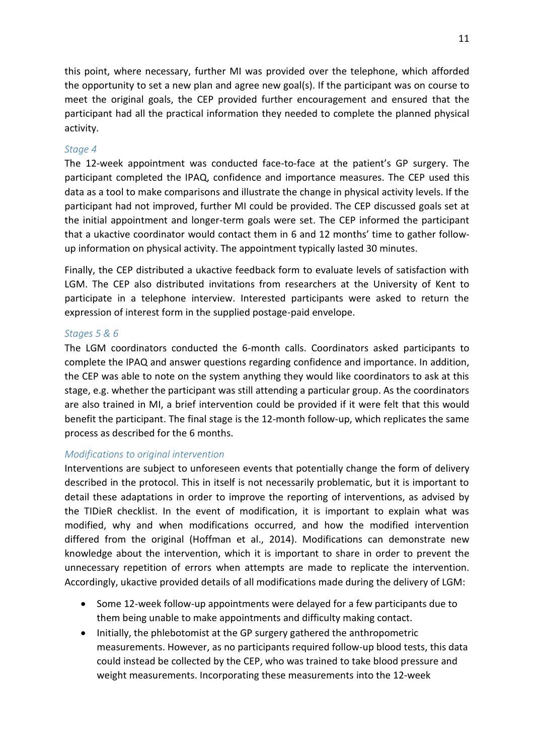this point, where necessary, further MI was provided over the telephone, which afforded the opportunity to set a new plan and agree new goal(s). If the participant was on course to meet the original goals, the CEP provided further encouragement and ensured that the participant had all the practical information they needed to complete the planned physical activity.

### *Stage 4*

The 12-week appointment was conducted face-to-face at the patient's GP surgery. The participant completed the IPAQ, confidence and importance measures. The CEP used this data as a tool to make comparisons and illustrate the change in physical activity levels. If the participant had not improved, further MI could be provided. The CEP discussed goals set at the initial appointment and longer-term goals were set. The CEP informed the participant that a ukactive coordinator would contact them in 6 and 12 months' time to gather follow-up information on physical activity. The appointment typically lasted 30 minutes.

Finally, the CEP distributed a ukactive feedback form to evaluate levels of satisfaction with LGM. The CEP also distributed invitations from researchers at the University of Kent to participate in a telephone interview. Interested participants were asked to return the expression of interest form in the supplied postage-paid envelope.

### *Stages 5 & 6*

The LGM coordinators conducted the 6-month calls. Coordinators asked participants to complete the IPAQ and answer questions regarding confidence and importance. In addition, the CEP was able to note on the system anything they would like coordinators to ask at this stage, e.g. whether the participant was still attending a particular group. As the coordinators are also trained in MI, a brief intervention could be provided if it were felt that this would benefit the participant. The final stage is the 12-month follow-up, which replicates the same process as described for the 6 months.

### *Modifications to original intervention*

Interventions are subject to unforeseen events that potentially change the form of delivery described in the protocol. This in itself is not necessarily problematic, but it is important to detail these adaptations in order to improve the reporting of interventions, as advised by the TIDieR checklist. In the event of modification, it is important to explain what was modified, why and when modifications occurred, and how the modified intervention differed from the original (Hoffman et al., 2014). Modifications can demonstrate new knowledge about the intervention, which it is important to share in order to prevent the unnecessary repetition of errors when attempts are made to replicate the intervention. Accordingly, ukactive provided details of all modifications made during the delivery of LGM:

- Some 12-week follow-up appointments were delayed for a few participants due to them being unable to make appointments and difficulty making contact.
- Initially, the phlebotomist at the GP surgery gathered the anthropometric measurements. However, as no participants required follow-up blood tests, this data could instead be collected by the CEP, who was trained to take blood pressure and weight measurements. Incorporating these measurements into the 12-week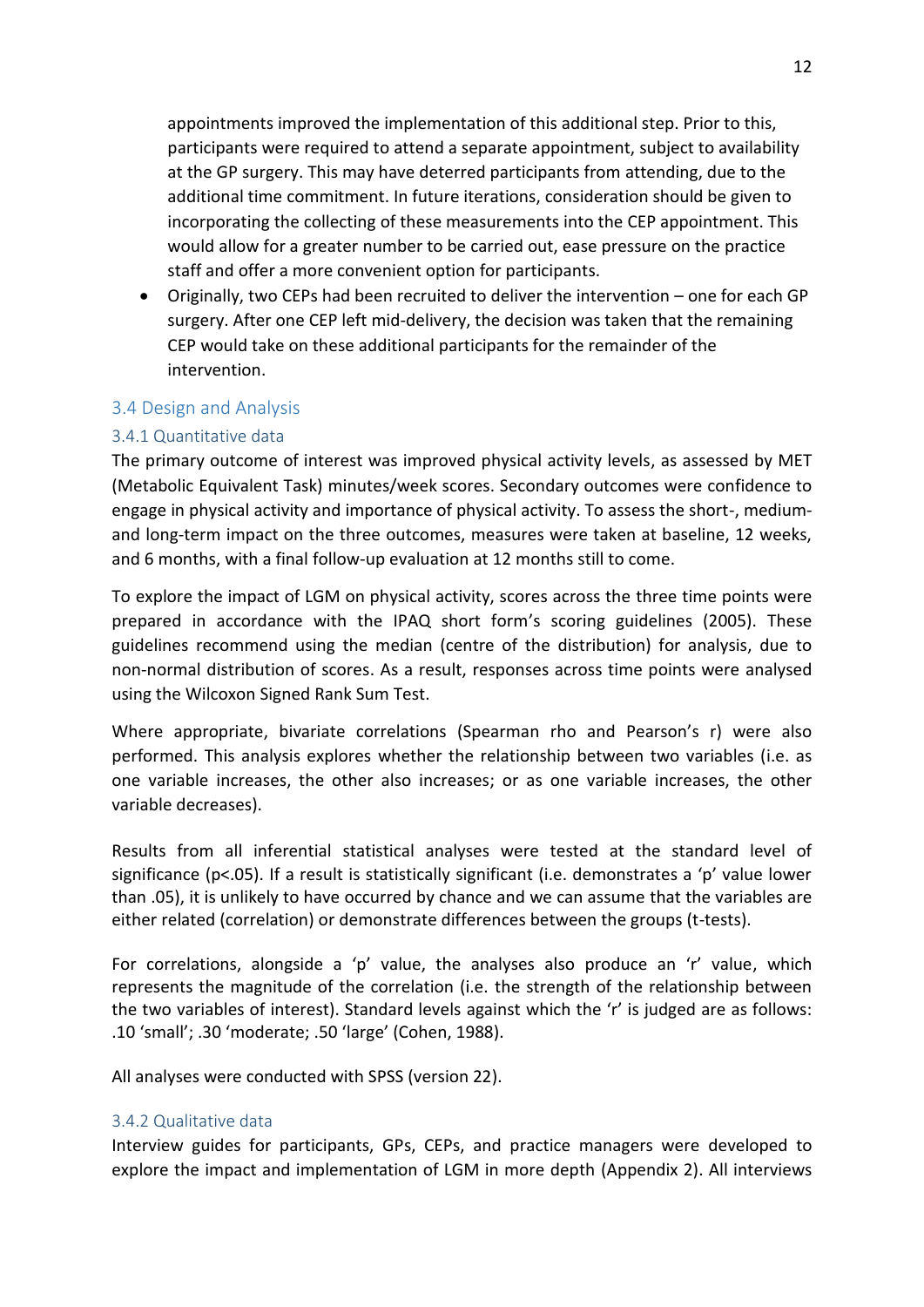appointments improved the implementation of this additional step. Prior to this, participants were required to attend a separate appointment, subject to availability at the GP surgery. This may have deterred participants from attending, due to the additional time commitment. In future iterations, consideration should be given to incorporating the collecting of these measurements into the CEP appointment. This would allow for a greater number to be carried out, ease pressure on the practice staff and offer a more convenient option for participants.

- Originally, two CEPs had been recruited to deliver the intervention – one for each GP surgery. After one CEP left mid-delivery, the decision was taken that the remaining CEP would take on these additional participants for the remainder of the intervention.

## 3.4 Design and Analysis

### 3.4.1 Quantitative data

The primary outcome of interest was improved physical activity levels, as assessed by MET (Metabolic Equivalent Task) minutes/week scores. Secondary outcomes were confidence to engage in physical activity and importance of physical activity. To assess the short-, medium- and long-term impact on the three outcomes, measures were taken at baseline, 12 weeks, and 6 months, with a final follow-up evaluation at 12 months still to come.

To explore the impact of LGM on physical activity, scores across the three time points were prepared in accordance with the IPAQ short form's scoring guidelines (2005). These guidelines recommend using the median (centre of the distribution) for analysis, due to non-normal distribution of scores. As a result, responses across time points were analysed using the Wilcoxon Signed Rank Sum Test.

Where appropriate, bivariate correlations (Spearman rho and Pearson's r) were also performed. This analysis explores whether the relationship between two variables (i.e. as one variable increases, the other also increases; or as one variable increases, the other variable decreases).

Results from all inferential statistical analyses were tested at the standard level of significance ($p<.05$). If a result is statistically significant (i.e. demonstrates a 'p' value lower than .05), it is unlikely to have occurred by chance and we can assume that the variables are either related (correlation) or demonstrate differences between the groups (t-tests).

For correlations, alongside a 'p' value, the analyses also produce an 'r' value, which represents the magnitude of the correlation (i.e. the strength of the relationship between the two variables of interest). Standard levels against which the 'r' is judged are as follows: .10 'small'; .30 'moderate; .50 'large' (Cohen, 1988).

All analyses were conducted with SPSS (version 22).

### 3.4.2 Qualitative data

Interview guides for participants, GPs, CEPs, and practice managers were developed to explore the impact and implementation of LGM in more depth (Appendix 2). All interviews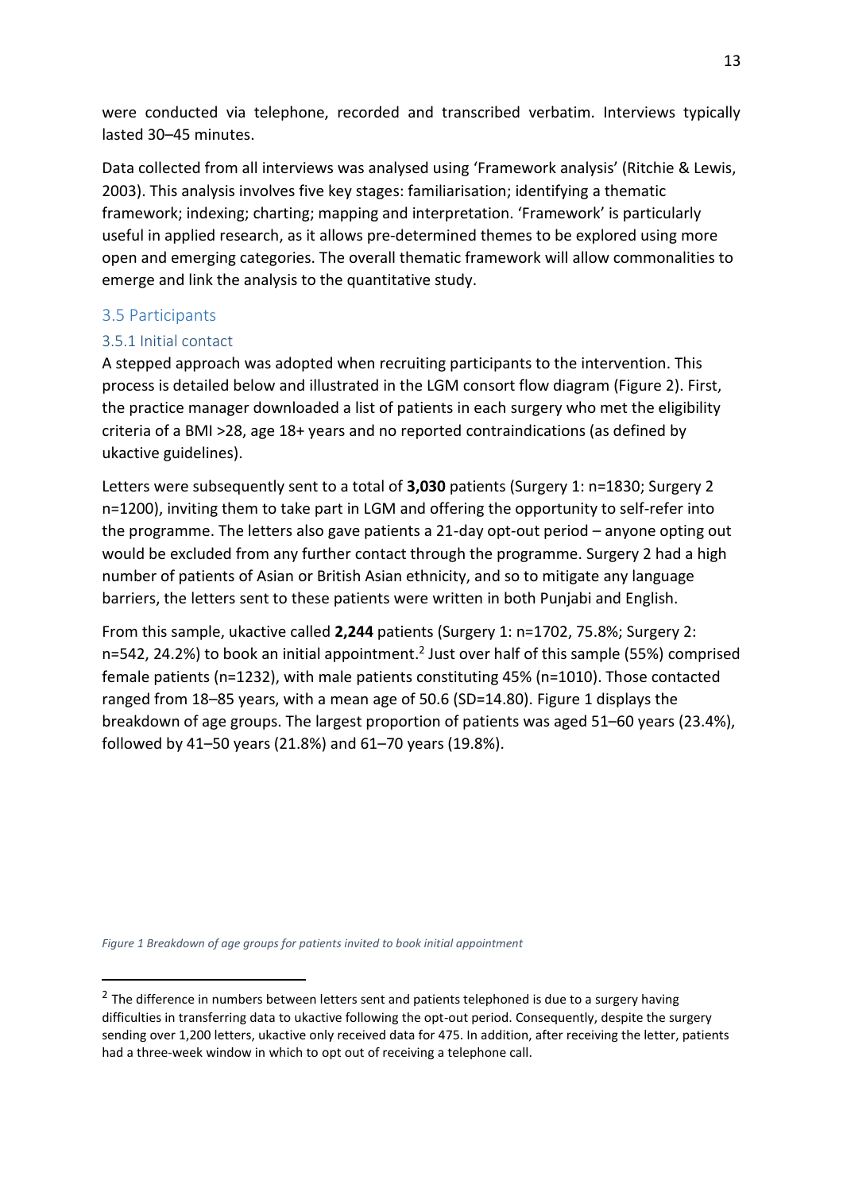were conducted via telephone, recorded and transcribed verbatim. Interviews typically lasted 30–45 minutes.

Data collected from all interviews was analysed using 'Framework analysis' (Ritchie & Lewis, 2003). This analysis involves five key stages: familiarisation; identifying a thematic framework; indexing; charting; mapping and interpretation. 'Framework' is particularly useful in applied research, as it allows pre-determined themes to be explored using more open and emerging categories. The overall thematic framework will allow commonalities to emerge and link the analysis to the quantitative study.

## 3.5 Participants

### 3.5.1 Initial contact

A stepped approach was adopted when recruiting participants to the intervention. This process is detailed below and illustrated in the LGM consort flow diagram (Figure 2). First, the practice manager downloaded a list of patients in each surgery who met the eligibility criteria of a BMI >28, age 18+ years and no reported contraindications (as defined by ukactive guidelines).

Letters were subsequently sent to a total of **3,030** patients (Surgery 1: n=1830; Surgery 2 n=1200), inviting them to take part in LGM and offering the opportunity to self-refer into the programme. The letters also gave patients a 21-day opt-out period – anyone opting out would be excluded from any further contact through the programme. Surgery 2 had a high number of patients of Asian or British Asian ethnicity, and so to mitigate any language barriers, the letters sent to these patients were written in both Punjabi and English.

From this sample, ukactive called **2,244** patients (Surgery 1: n=1702, 75.8%; Surgery 2: n=542, 24.2%) to book an initial appointment.[2] Just over half of this sample (55%) comprised female patients (n=1232), with male patients constituting 45% (n=1010). Those contacted ranged from 18–85 years, with a mean age of 50.6 (SD=14.80). Figure 1 displays the breakdown of age groups. The largest proportion of patients was aged 51–60 years (23.4%), followed by 41–50 years (21.8%) and 61–70 years (19.8%).

*Figure 1 Breakdown of age groups for patients invited to book initial appointment*

[2] The difference in numbers between letters sent and patients telephoned is due to a surgery having difficulties in transferring data to ukactive following the opt-out period. Consequently, despite the surgery sending over 1,200 letters, ukactive only received data for 475. In addition, after receiving the letter, patients had a three-week window in which to opt out of receiving a telephone call.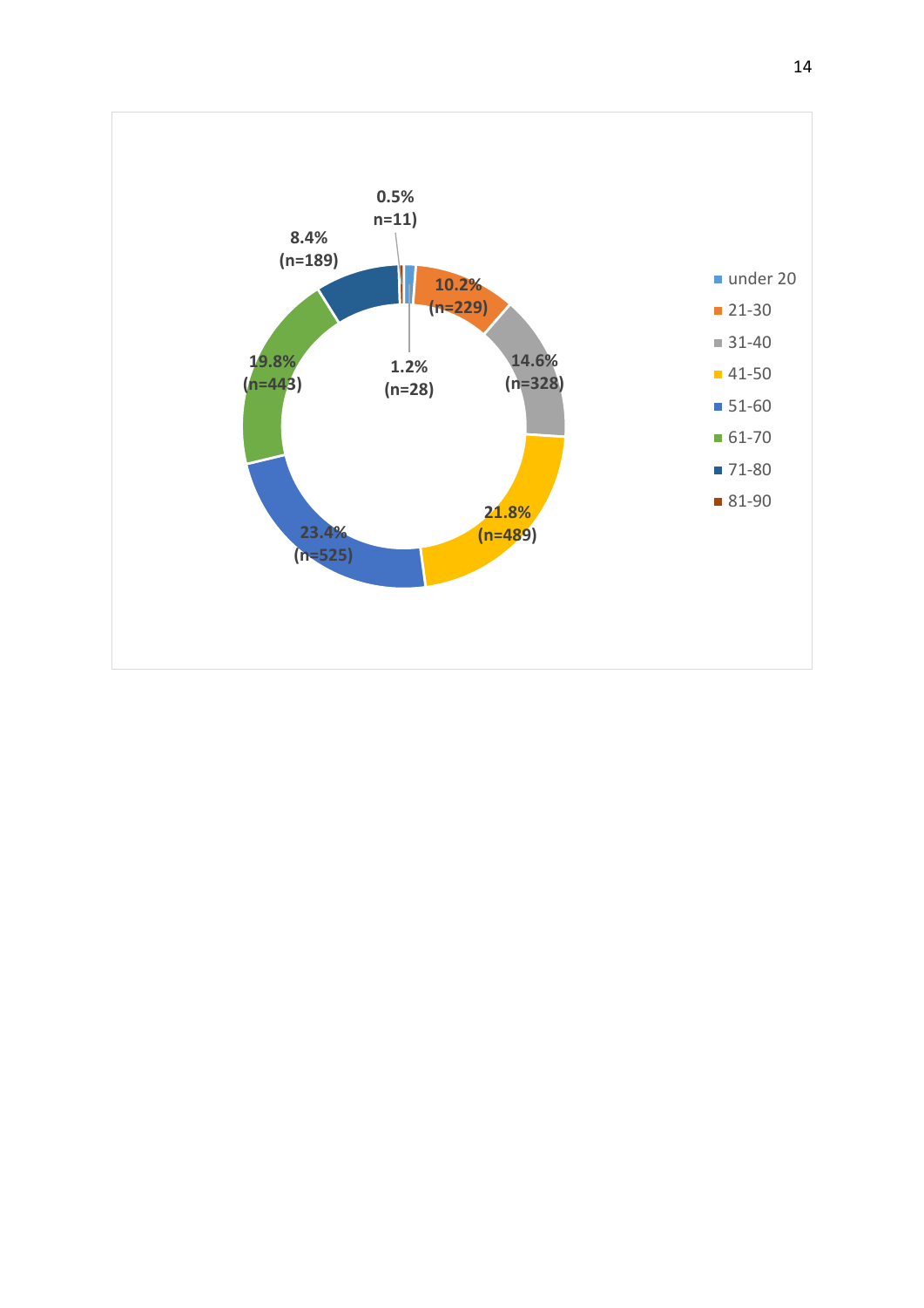| Age group | Percentage | n |
|---|---|---|
| under 20 | 1.2% | (n=28) |
| 21-30 | 10.2% | (n=229) |
| 31-40 | 14.6% | (n=328) |
| 41-50 | 21.8% | (n=489) |
| 51-60 | 23.4% | (n=525) |
| 61-70 | 19.8% | (n=443) |
| 71-80 | 8.4% | (n=189) |
| 81-90 | 0.5% | n=11) |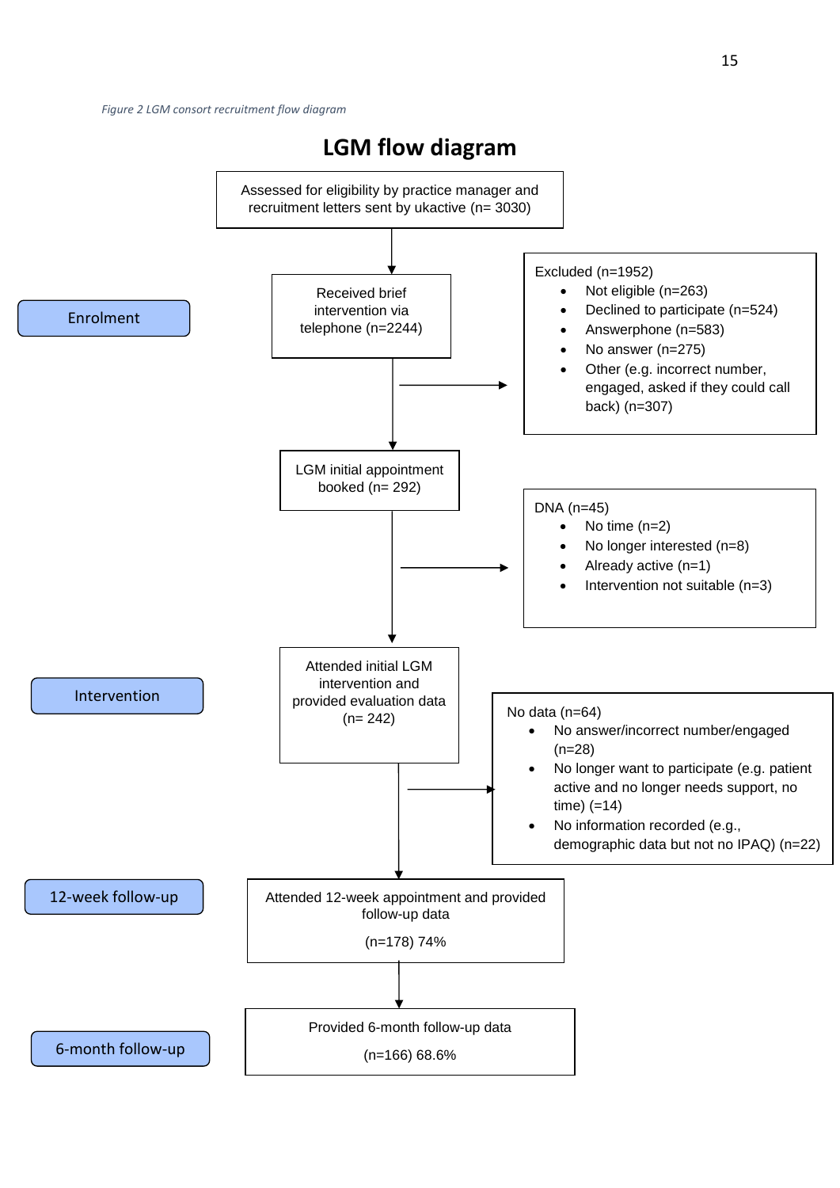*Figure 2 LGM consort recruitment flow diagram*

# LGM flow diagram

**Enrolment**

Assessed for eligibility by practice manager and recruitment letters sent by ukactive (n= 3030)

↓

Received brief intervention via telephone (n=2244)

→ Excluded (n=1952)

- Not eligible (n=263)
- Declined to participate (n=524)
- Answerphone (n=583)
- No answer (n=275)
- Other (e.g. incorrect number, engaged, asked if they could call back) (n=307)

↓

LGM initial appointment booked (n= 292)

→ DNA (n=45)

- No time (n=2)
- No longer interested (n=8)
- Already active (n=1)
- Intervention not suitable (n=3)

↓

**Intervention**

Attended initial LGM intervention and provided evaluation data (n= 242)

→ No data (n=64)

- No answer/incorrect number/engaged (n=28)
- No longer want to participate (e.g. patient active and no longer needs support, no time) (=14)
- No information recorded (e.g., demographic data but not no IPAQ) (n=22)

↓

**12-week follow-up**

Attended 12-week appointment and provided follow-up data

(n=178) 74%

↓

**6-month follow-up**

Provided 6-month follow-up data

(n=166) 68.6%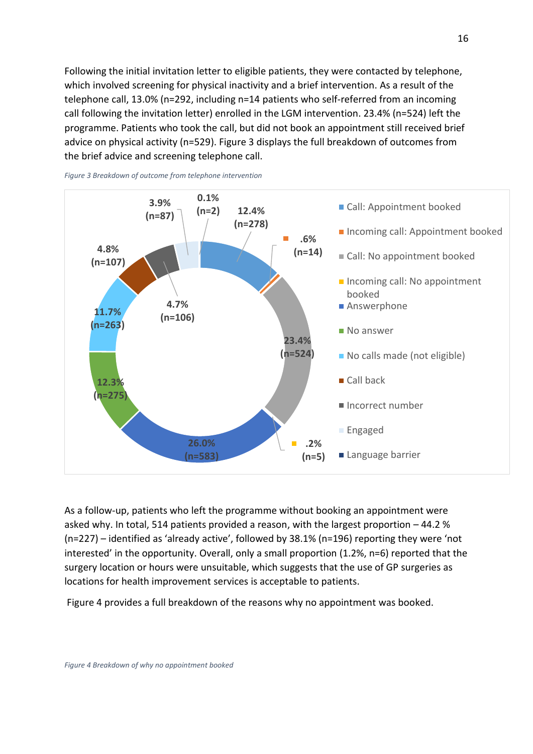Following the initial invitation letter to eligible patients, they were contacted by telephone, which involved screening for physical inactivity and a brief intervention. As a result of the telephone call, 13.0% (n=292, including n=14 patients who self-referred from an incoming call following the invitation letter) enrolled in the LGM intervention. 23.4% (n=524) left the programme. Patients who took the call, but did not book an appointment still received brief advice on physical activity (n=529). Figure 3 displays the full breakdown of outcomes from the brief advice and screening telephone call.

*Figure 3 Breakdown of outcome from telephone intervention*

| Outcome | % | n |
|---|---|---|
| Call: Appointment booked | 12.4% | 278 |
| Incoming call: Appointment booked | .6% | 14 |
| Call: No appointment booked | 23.4% | 524 |
| Incoming call: No appointment booked | .2% | 5 |
| Answerphone | 26.0% | 583 |
| No answer | 12.3% | 275 |
| No calls made (not eligible) | 11.7% | 263 |
| Call back | 4.8% | 107 |
| Incorrect number | 4.7% | 106 |
| Engaged | 3.9% | 87 |
| Language barrier | 0.1% | 2 |

As a follow-up, patients who left the programme without booking an appointment were asked why. In total, 514 patients provided a reason, with the largest proportion – 44.2 % (n=227) – identified as 'already active', followed by 38.1% (n=196) reporting they were 'not interested' in the opportunity. Overall, only a small proportion (1.2%, n=6) reported that the surgery location or hours were unsuitable, which suggests that the use of GP surgeries as locations for health improvement services is acceptable to patients.

Figure 4 provides a full breakdown of the reasons why no appointment was booked.

*Figure 4 Breakdown of why no appointment booked*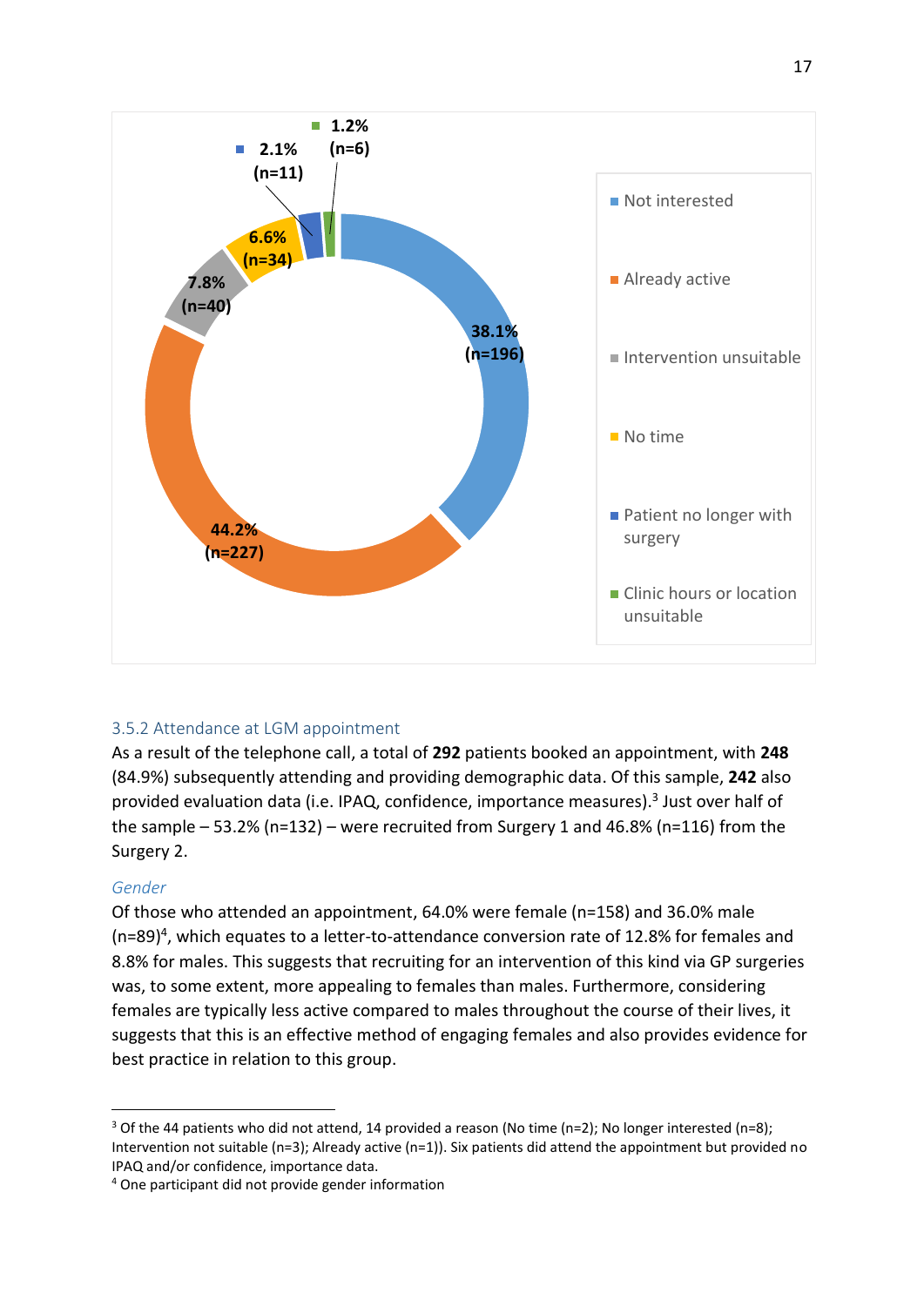| Category | Percentage (n) |
|---|---|
| Not interested | 38.1% (n=196) |
| Already active | 44.2% (n=227) |
| Intervention unsuitable | 7.8% (n=40) |
| No time | 6.6% (n=34) |
| Patient no longer with surgery | 2.1% (n=11) |
| Clinic hours or location unsuitable | 1.2% (n=6) |

### 3.5.2 Attendance at LGM appointment

As a result of the telephone call, a total of **292** patients booked an appointment, with **248** (84.9%) subsequently attending and providing demographic data. Of this sample, **242** also provided evaluation data (i.e. IPAQ, confidence, importance measures).[3] Just over half of the sample – 53.2% (n=132) – were recruited from Surgery 1 and 46.8% (n=116) from the Surgery 2.

*Gender*

Of those who attended an appointment, 64.0% were female (n=158) and 36.0% male (n=89)[4], which equates to a letter-to-attendance conversion rate of 12.8% for females and 8.8% for males. This suggests that recruiting for an intervention of this kind via GP surgeries was, to some extent, more appealing to females than males. Furthermore, considering females are typically less active compared to males throughout the course of their lives, it suggests that this is an effective method of engaging females and also provides evidence for best practice in relation to this group.

---

[3] Of the 44 patients who did not attend, 14 provided a reason (No time (n=2); No longer interested (n=8); Intervention not suitable (n=3); Already active (n=1)). Six patients did attend the appointment but provided no IPAQ and/or confidence, importance data.

[4] One participant did not provide gender information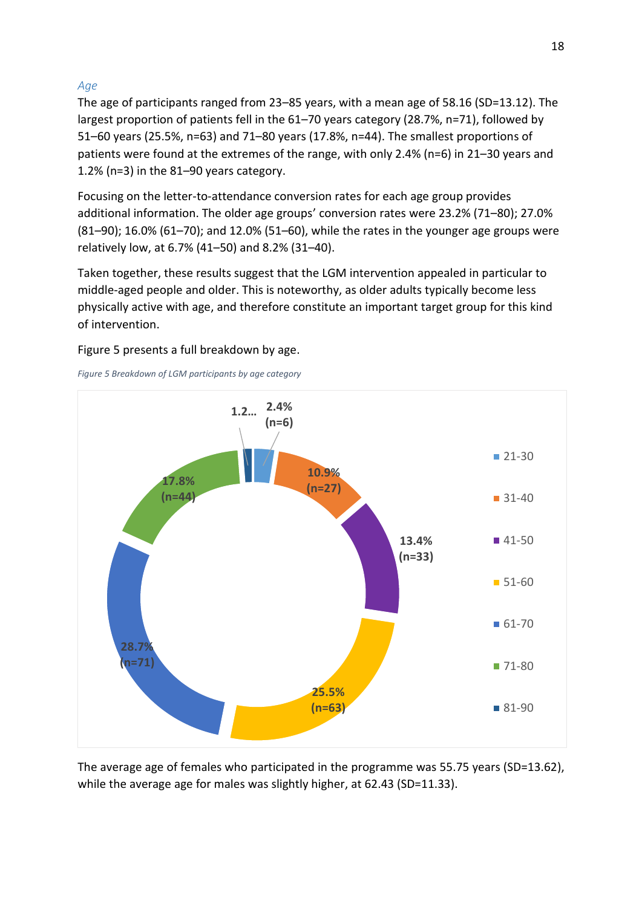### *Age*

The age of participants ranged from 23–85 years, with a mean age of 58.16 (SD=13.12). The largest proportion of patients fell in the 61–70 years category (28.7%, n=71), followed by 51–60 years (25.5%, n=63) and 71–80 years (17.8%, n=44). The smallest proportions of patients were found at the extremes of the range, with only 2.4% (n=6) in 21–30 years and 1.2% (n=3) in the 81–90 years category.

Focusing on the letter-to-attendance conversion rates for each age group provides additional information. The older age groups' conversion rates were 23.2% (71–80); 27.0% (81–90); 16.0% (61–70); and 12.0% (51–60), while the rates in the younger age groups were relatively low, at 6.7% (41–50) and 8.2% (31–40).

Taken together, these results suggest that the LGM intervention appealed in particular to middle-aged people and older. This is noteworthy, as older adults typically become less physically active with age, and therefore constitute an important target group for this kind of intervention.

Figure 5 presents a full breakdown by age.

*Figure 5 Breakdown of LGM participants by age category*

| Age category | Percentage | n |
|---|---|---|
| 21-30 | 2.4% | 6 |
| 31-40 | 10.9% | 27 |
| 41-50 | 13.4% | 33 |
| 51-60 | 25.5% | 63 |
| 61-70 | 28.7% | 71 |
| 71-80 | 17.8% | 44 |
| 81-90 | 1.2... | |

The average age of females who participated in the programme was 55.75 years (SD=13.62), while the average age for males was slightly higher, at 62.43 (SD=11.33).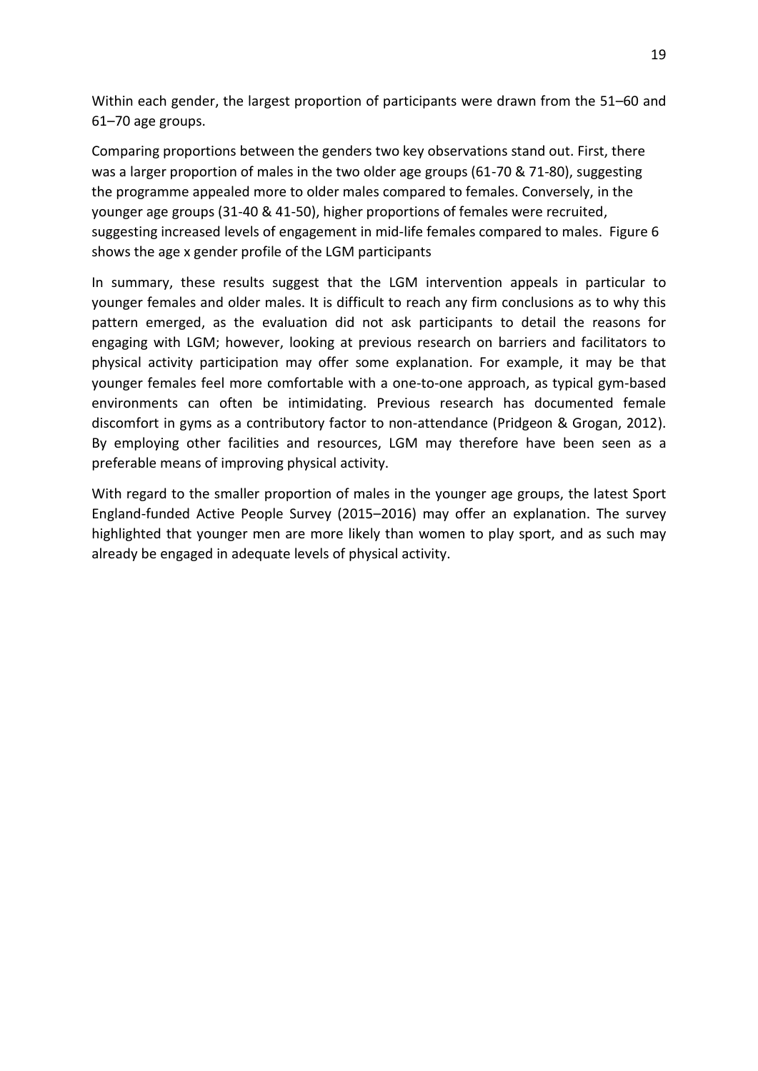Within each gender, the largest proportion of participants were drawn from the 51–60 and 61–70 age groups.

Comparing proportions between the genders two key observations stand out. First, there was a larger proportion of males in the two older age groups (61-70 & 71-80), suggesting the programme appealed more to older males compared to females. Conversely, in the younger age groups (31-40 & 41-50), higher proportions of females were recruited, suggesting increased levels of engagement in mid-life females compared to males. Figure 6 shows the age x gender profile of the LGM participants

In summary, these results suggest that the LGM intervention appeals in particular to younger females and older males. It is difficult to reach any firm conclusions as to why this pattern emerged, as the evaluation did not ask participants to detail the reasons for engaging with LGM; however, looking at previous research on barriers and facilitators to physical activity participation may offer some explanation. For example, it may be that younger females feel more comfortable with a one-to-one approach, as typical gym-based environments can often be intimidating. Previous research has documented female discomfort in gyms as a contributory factor to non-attendance (Pridgeon & Grogan, 2012). By employing other facilities and resources, LGM may therefore have been seen as a preferable means of improving physical activity.

With regard to the smaller proportion of males in the younger age groups, the latest Sport England-funded Active People Survey (2015–2016) may offer an explanation. The survey highlighted that younger men are more likely than women to play sport, and as such may already be engaged in adequate levels of physical activity.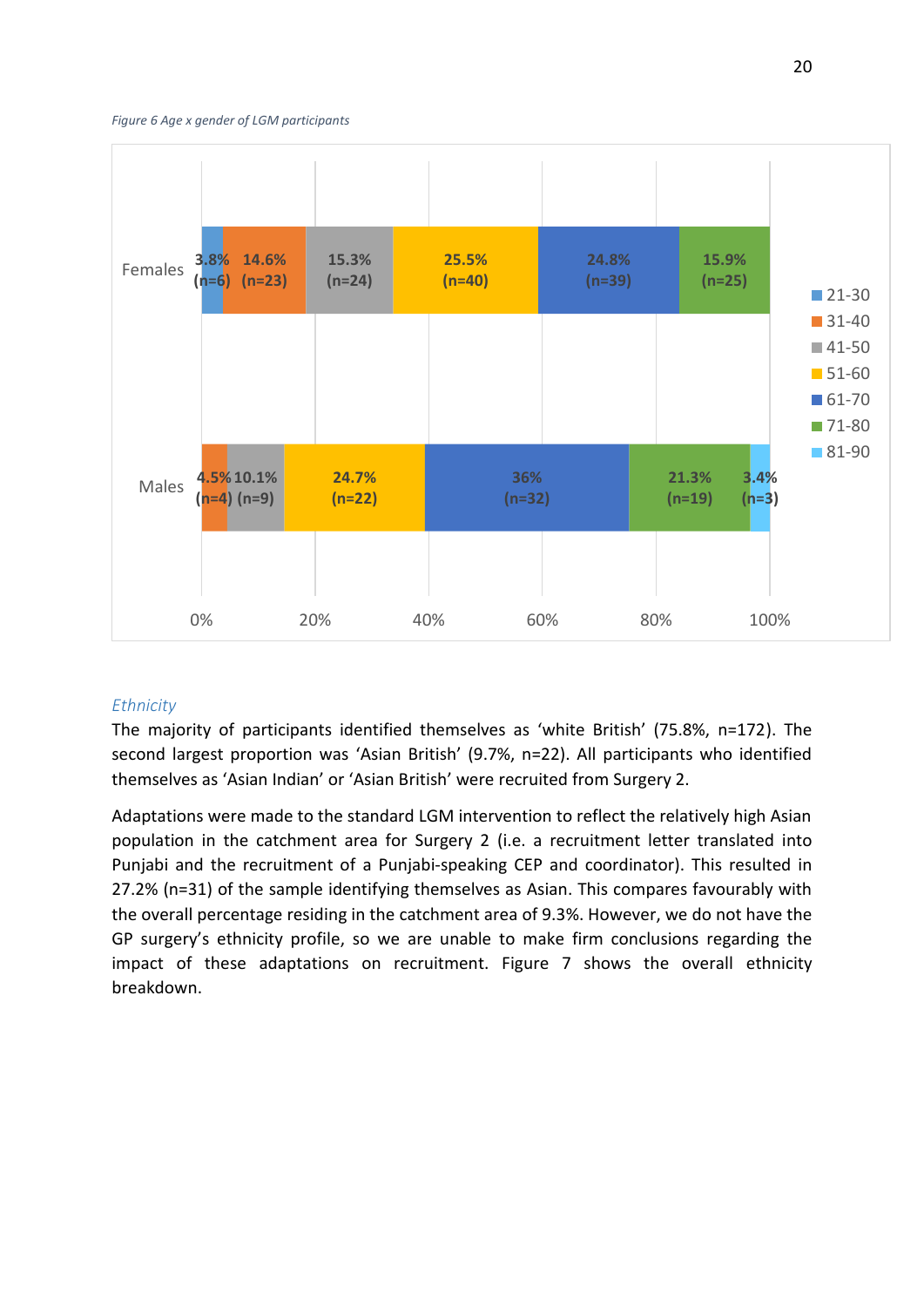*Figure 6 Age x gender of LGM participants*

| | 21-30 | 31-40 | 41-50 | 51-60 | 61-70 | 71-80 | 81-90 |
|---|---|---|---|---|---|---|---|
| Females | 3.8% (n=6) | 14.6% (n=23) | 15.3% (n=24) | 25.5% (n=40) | 24.8% (n=39) | 15.9% (n=25) | |
| Males | | 4.5% (n=4) | 10.1% (n=9) | 24.7% (n=22) | 36% (n=32) | 21.3% (n=19) | 3.4% (n=3) |

### *Ethnicity*

The majority of participants identified themselves as 'white British' (75.8%, n=172). The second largest proportion was 'Asian British' (9.7%, n=22). All participants who identified themselves as 'Asian Indian' or 'Asian British' were recruited from Surgery 2.

Adaptations were made to the standard LGM intervention to reflect the relatively high Asian population in the catchment area for Surgery 2 (i.e. a recruitment letter translated into Punjabi and the recruitment of a Punjabi-speaking CEP and coordinator). This resulted in 27.2% (n=31) of the sample identifying themselves as Asian. This compares favourably with the overall percentage residing in the catchment area of 9.3%. However, we do not have the GP surgery's ethnicity profile, so we are unable to make firm conclusions regarding the impact of these adaptations on recruitment. Figure 7 shows the overall ethnicity breakdown.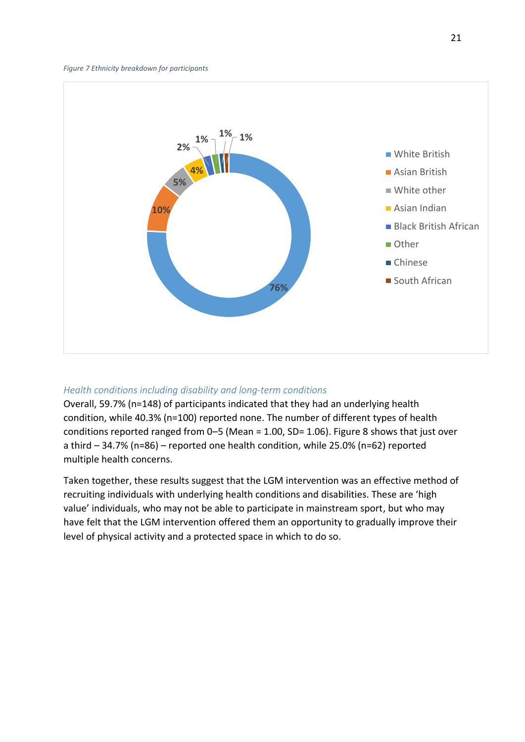*Figure 7 Ethnicity breakdown for participants*

### *Health conditions including disability and long-term conditions*

Overall, 59.7% (n=148) of participants indicated that they had an underlying health condition, while 40.3% (n=100) reported none. The number of different types of health conditions reported ranged from 0–5 (Mean = 1.00, SD= 1.06). Figure 8 shows that just over a third – 34.7% (n=86) – reported one health condition, while 25.0% (n=62) reported multiple health concerns.

Taken together, these results suggest that the LGM intervention was an effective method of recruiting individuals with underlying health conditions and disabilities. These are 'high value' individuals, who may not be able to participate in mainstream sport, but who may have felt that the LGM intervention offered them an opportunity to gradually improve their level of physical activity and a protected space in which to do so.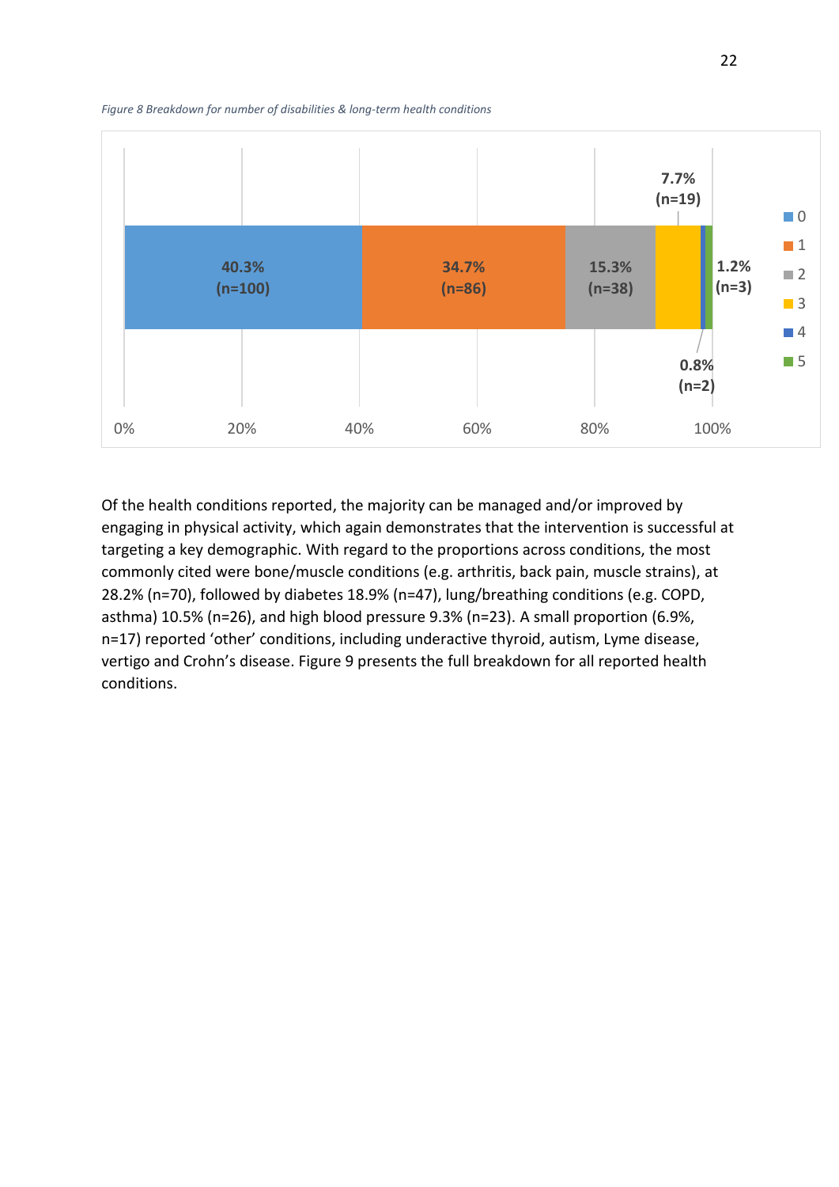*Figure 8 Breakdown for number of disabilities & long-term health conditions*

| Number of disabilities & long-term health conditions | Percentage | n |
|---|---|---|
| 0 | 40.3% | 100 |
| 1 | 34.7% | 86 |
| 2 | 15.3% | 38 |
| 3 | 7.7% | 19 |
| 4 | 0.8% | 2 |
| 5 | 1.2% | 3 |

Of the health conditions reported, the majority can be managed and/or improved by engaging in physical activity, which again demonstrates that the intervention is successful at targeting a key demographic. With regard to the proportions across conditions, the most commonly cited were bone/muscle conditions (e.g. arthritis, back pain, muscle strains), at 28.2% (n=70), followed by diabetes 18.9% (n=47), lung/breathing conditions (e.g. COPD, asthma) 10.5% (n=26), and high blood pressure 9.3% (n=23). A small proportion (6.9%, n=17) reported 'other' conditions, including underactive thyroid, autism, Lyme disease, vertigo and Crohn's disease. Figure 9 presents the full breakdown for all reported health conditions.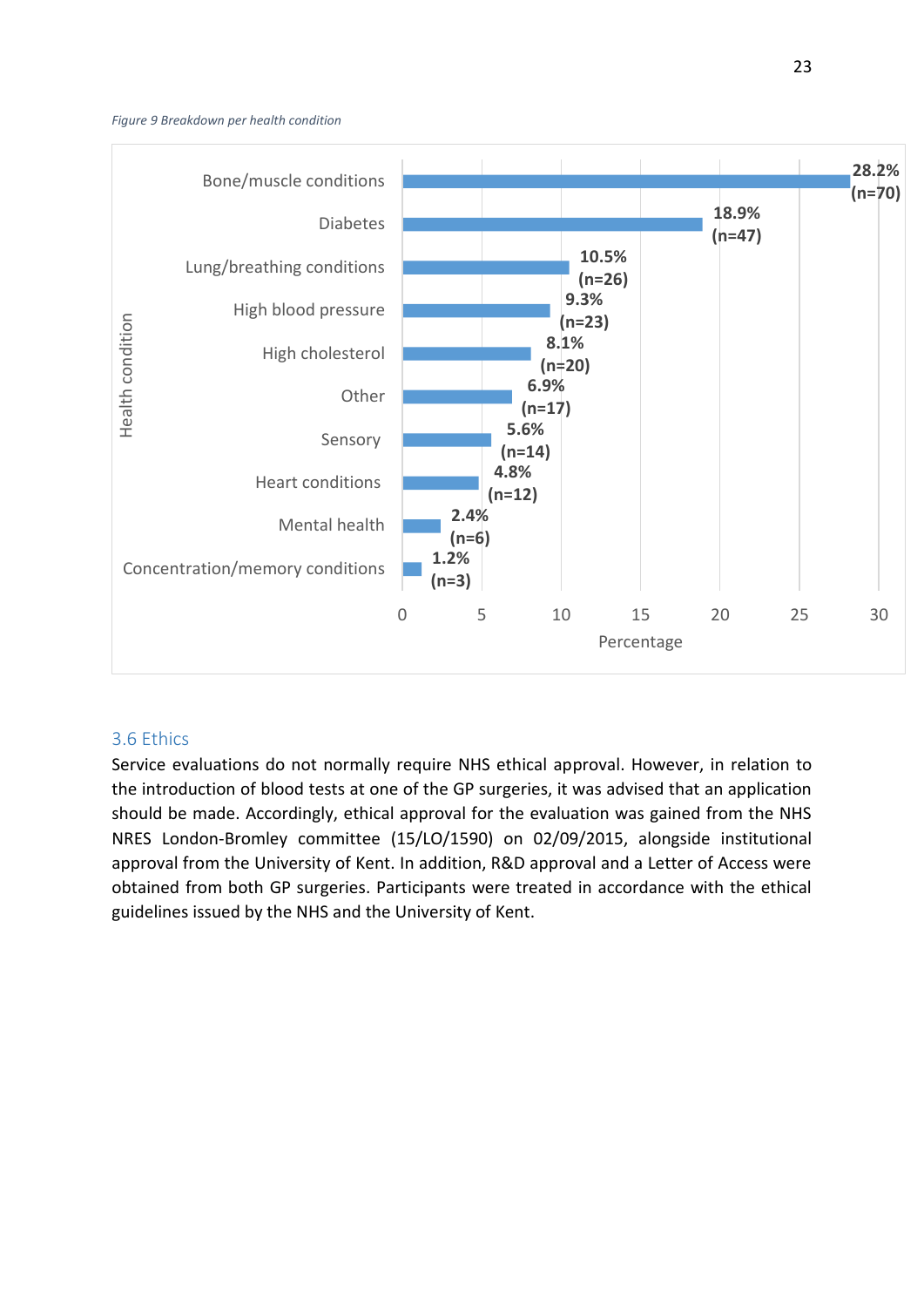*Figure 9 Breakdown per health condition*

| Health condition | Percentage |
|---|---|
| Bone/muscle conditions | 28.2% (n=70) |
| Diabetes | 18.9% (n=47) |
| Lung/breathing conditions | 10.5% (n=26) |
| High blood pressure | 9.3% (n=23) |
| High cholesterol | 8.1% (n=20) |
| Other | 6.9% (n=17) |
| Sensory | 5.6% (n=14) |
| Heart conditions | 4.8% (n=12) |
| Mental health | 2.4% (n=6) |
| Concentration/memory conditions | 1.2% (n=3) |

## 3.6 Ethics

Service evaluations do not normally require NHS ethical approval. However, in relation to the introduction of blood tests at one of the GP surgeries, it was advised that an application should be made. Accordingly, ethical approval for the evaluation was gained from the NHS NRES London-Bromley committee (15/LO/1590) on 02/09/2015, alongside institutional approval from the University of Kent. In addition, R&D approval and a Letter of Access were obtained from both GP surgeries. Participants were treated in accordance with the ethical guidelines issued by the NHS and the University of Kent.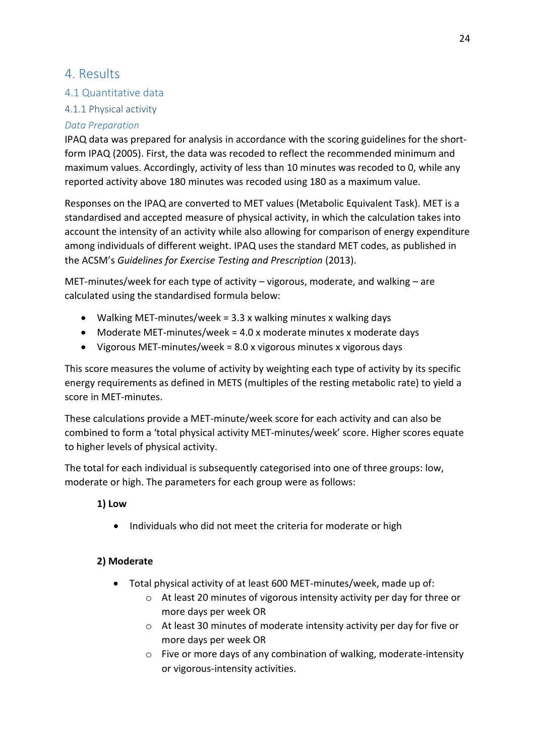# 4. Results

## 4.1 Quantitative data

### 4.1.1 Physical activity

#### *Data Preparation*

IPAQ data was prepared for analysis in accordance with the scoring guidelines for the short-form IPAQ (2005). First, the data was recoded to reflect the recommended minimum and maximum values. Accordingly, activity of less than 10 minutes was recoded to 0, while any reported activity above 180 minutes was recoded using 180 as a maximum value.

Responses on the IPAQ are converted to MET values (Metabolic Equivalent Task). MET is a standardised and accepted measure of physical activity, in which the calculation takes into account the intensity of an activity while also allowing for comparison of energy expenditure among individuals of different weight. IPAQ uses the standard MET codes, as published in the ACSM's *Guidelines for Exercise Testing and Prescription* (2013).

MET-minutes/week for each type of activity – vigorous, moderate, and walking – are calculated using the standardised formula below:

- Walking MET-minutes/week = 3.3 x walking minutes x walking days
- Moderate MET-minutes/week = 4.0 x moderate minutes x moderate days
- Vigorous MET-minutes/week = 8.0 x vigorous minutes x vigorous days

This score measures the volume of activity by weighting each type of activity by its specific energy requirements as defined in METS (multiples of the resting metabolic rate) to yield a score in MET-minutes.

These calculations provide a MET-minute/week score for each activity and can also be combined to form a 'total physical activity MET-minutes/week' score. Higher scores equate to higher levels of physical activity.

The total for each individual is subsequently categorised into one of three groups: low, moderate or high. The parameters for each group were as follows:

**1) Low**

- Individuals who did not meet the criteria for moderate or high

**2) Moderate**

- Total physical activity of at least 600 MET-minutes/week, made up of:
  - At least 20 minutes of vigorous intensity activity per day for three or more days per week OR
  - At least 30 minutes of moderate intensity activity per day for five or more days per week OR
  - Five or more days of any combination of walking, moderate-intensity or vigorous-intensity activities.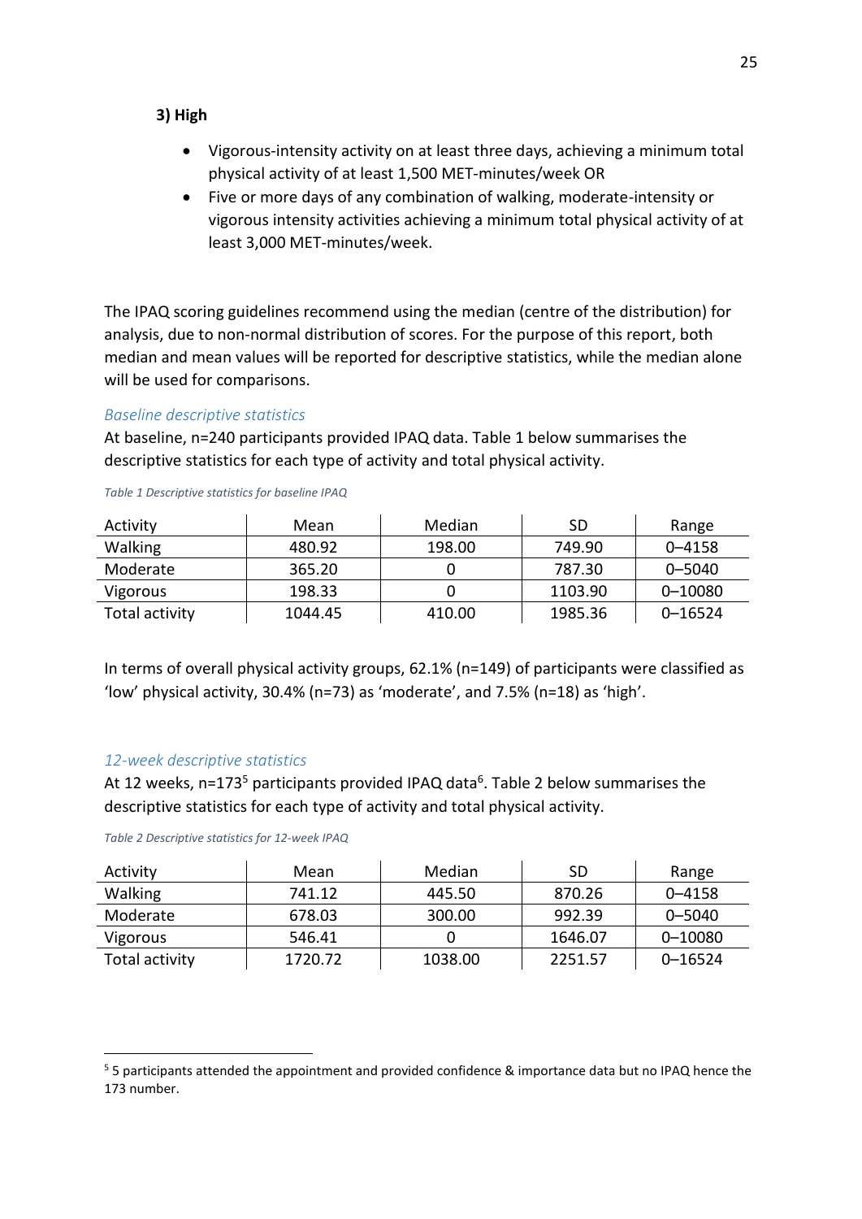**3) High**

- Vigorous-intensity activity on at least three days, achieving a minimum total physical activity of at least 1,500 MET-minutes/week OR
- Five or more days of any combination of walking, moderate-intensity or vigorous intensity activities achieving a minimum total physical activity of at least 3,000 MET-minutes/week.

The IPAQ scoring guidelines recommend using the median (centre of the distribution) for analysis, due to non-normal distribution of scores. For the purpose of this report, both median and mean values will be reported for descriptive statistics, while the median alone will be used for comparisons.

### *Baseline descriptive statistics*

At baseline, n=240 participants provided IPAQ data. Table 1 below summarises the descriptive statistics for each type of activity and total physical activity.

*Table 1 Descriptive statistics for baseline IPAQ*

| Activity | Mean | Median | SD | Range |
|---|---|---|---|---|
| Walking | 480.92 | 198.00 | 749.90 | 0–4158 |
| Moderate | 365.20 | 0 | 787.30 | 0–5040 |
| Vigorous | 198.33 | 0 | 1103.90 | 0–10080 |
| Total activity | 1044.45 | 410.00 | 1985.36 | 0–16524 |

In terms of overall physical activity groups, 62.1% (n=149) of participants were classified as 'low' physical activity, 30.4% (n=73) as 'moderate', and 7.5% (n=18) as 'high'.

### *12-week descriptive statistics*

At 12 weeks, n=173[5] participants provided IPAQ data[6]. Table 2 below summarises the descriptive statistics for each type of activity and total physical activity.

*Table 2 Descriptive statistics for 12-week IPAQ*

| Activity | Mean | Median | SD | Range |
|---|---|---|---|---|
| Walking | 741.12 | 445.50 | 870.26 | 0–4158 |
| Moderate | 678.03 | 300.00 | 992.39 | 0–5040 |
| Vigorous | 546.41 | 0 | 1646.07 | 0–10080 |
| Total activity | 1720.72 | 1038.00 | 2251.57 | 0–16524 |

[5] 5 participants attended the appointment and provided confidence & importance data but no IPAQ hence the 173 number.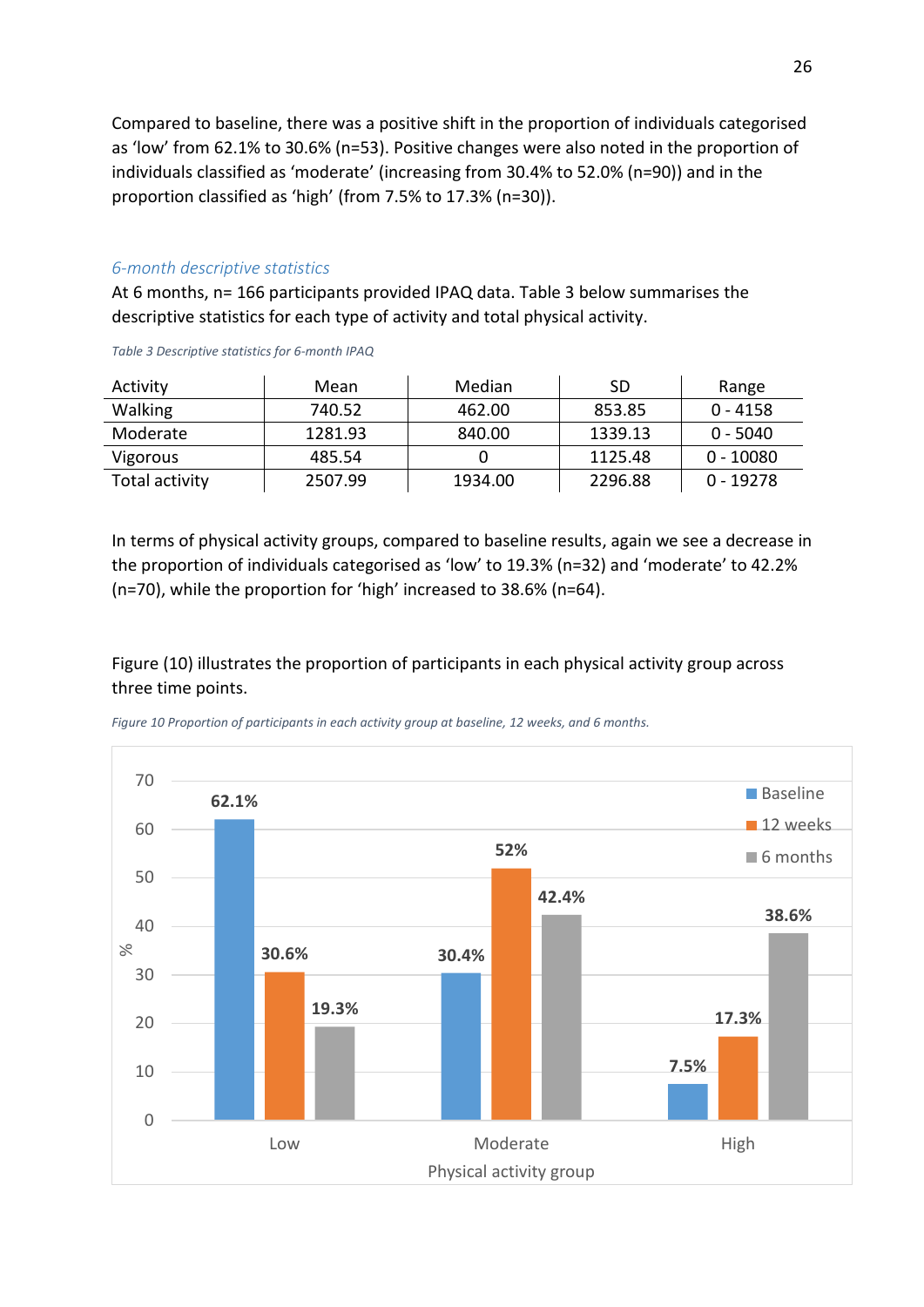Compared to baseline, there was a positive shift in the proportion of individuals categorised as 'low' from 62.1% to 30.6% (n=53). Positive changes were also noted in the proportion of individuals classified as 'moderate' (increasing from 30.4% to 52.0% (n=90)) and in the proportion classified as 'high' (from 7.5% to 17.3% (n=30)).

### *6-month descriptive statistics*

At 6 months, n= 166 participants provided IPAQ data. Table 3 below summarises the descriptive statistics for each type of activity and total physical activity.

*Table 3 Descriptive statistics for 6-month IPAQ*

| Activity | Mean | Median | SD | Range |
|---|---|---|---|---|
| Walking | 740.52 | 462.00 | 853.85 | 0 - 4158 |
| Moderate | 1281.93 | 840.00 | 1339.13 | 0 - 5040 |
| Vigorous | 485.54 | 0 | 1125.48 | 0 - 10080 |
| Total activity | 2507.99 | 1934.00 | 2296.88 | 0 - 19278 |

In terms of physical activity groups, compared to baseline results, again we see a decrease in the proportion of individuals categorised as 'low' to 19.3% (n=32) and 'moderate' to 42.2% (n=70), while the proportion for 'high' increased to 38.6% (n=64).

Figure (10) illustrates the proportion of participants in each physical activity group across three time points.

*Figure 10 Proportion of participants in each activity group at baseline, 12 weeks, and 6 months.*

| Physical activity group | Baseline | 12 weeks | 6 months |
|---|---|---|---|
| Low | 62.1% | 30.6% | 19.3% |
| Moderate | 30.4% | 52% | 42.4% |
| High | 7.5% | 17.3% | 38.6% |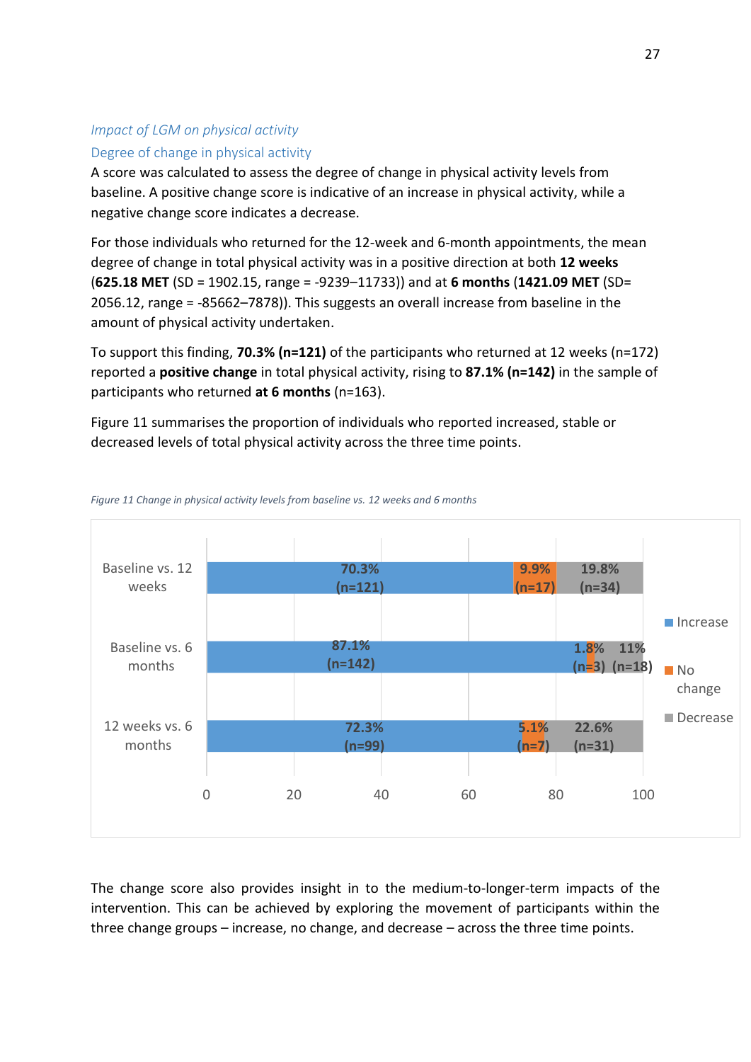### *Impact of LGM on physical activity*

#### Degree of change in physical activity

A score was calculated to assess the degree of change in physical activity levels from baseline. A positive change score is indicative of an increase in physical activity, while a negative change score indicates a decrease.

For those individuals who returned for the 12-week and 6-month appointments, the mean degree of change in total physical activity was in a positive direction at both **12 weeks** (**625.18 MET** (SD = 1902.15, range = -9239–11733)) and at **6 months** (**1421.09 MET** (SD= 2056.12, range = -85662–7878)). This suggests an overall increase from baseline in the amount of physical activity undertaken.

To support this finding, **70.3% (n=121)** of the participants who returned at 12 weeks (n=172) reported a **positive change** in total physical activity, rising to **87.1% (n=142)** in the sample of participants who returned **at 6 months** (n=163).

Figure 11 summarises the proportion of individuals who reported increased, stable or decreased levels of total physical activity across the three time points.

*Figure 11 Change in physical activity levels from baseline vs. 12 weeks and 6 months*

| | Increase | No change | Decrease |
|---|---|---|---|
| Baseline vs. 12 weeks | 70.3% (n=121) | 9.9% (n=17) | 19.8% (n=34) |
| Baseline vs. 6 months | 87.1% (n=142) | 1.8% (n=3) | 11% (n=18) |
| 12 weeks vs. 6 months | 72.3% (n=99) | 5.1% (n=7) | 22.6% (n=31) |

The change score also provides insight in to the medium-to-longer-term impacts of the intervention. This can be achieved by exploring the movement of participants within the three change groups – increase, no change, and decrease – across the three time points.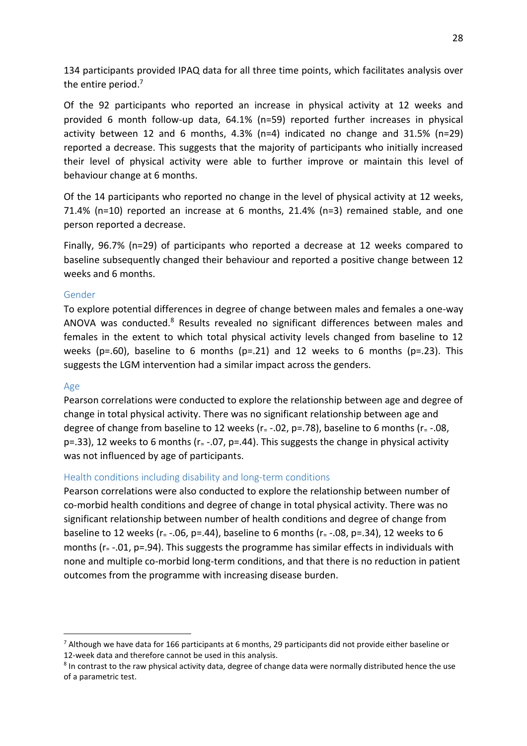134 participants provided IPAQ data for all three time points, which facilitates analysis over the entire period.[7]

Of the 92 participants who reported an increase in physical activity at 12 weeks and provided 6 month follow-up data, 64.1% (n=59) reported further increases in physical activity between 12 and 6 months, 4.3% (n=4) indicated no change and 31.5% (n=29) reported a decrease. This suggests that the majority of participants who initially increased their level of physical activity were able to further improve or maintain this level of behaviour change at 6 months.

Of the 14 participants who reported no change in the level of physical activity at 12 weeks, 71.4% (n=10) reported an increase at 6 months, 21.4% (n=3) remained stable, and one person reported a decrease.

Finally, 96.7% (n=29) of participants who reported a decrease at 12 weeks compared to baseline subsequently changed their behaviour and reported a positive change between 12 weeks and 6 months.

### Gender

To explore potential differences in degree of change between males and females a one-way ANOVA was conducted.[8] Results revealed no significant differences between males and females in the extent to which total physical activity levels changed from baseline to 12 weeks ($p$=.60), baseline to 6 months ($p$=.21) and 12 weeks to 6 months ($p$=.23). This suggests the LGM intervention had a similar impact across the genders.

### Age

Pearson correlations were conducted to explore the relationship between age and degree of change in total physical activity. There was no significant relationship between age and degree of change from baseline to 12 weeks ($r$= -.02, $p$=.78), baseline to 6 months ($r$= -.08, $p$=.33), 12 weeks to 6 months ($r$= -.07, $p$=.44). This suggests the change in physical activity was not influenced by age of participants.

### Health conditions including disability and long-term conditions

Pearson correlations were also conducted to explore the relationship between number of co-morbid health conditions and degree of change in total physical activity. There was no significant relationship between number of health conditions and degree of change from baseline to 12 weeks ($r$= -.06, $p$=.44), baseline to 6 months ($r$= -.08, $p$=.34), 12 weeks to 6 months ($r$= -.01, $p$=.94). This suggests the programme has similar effects in individuals with none and multiple co-morbid long-term conditions, and that there is no reduction in patient outcomes from the programme with increasing disease burden.

---

[7] Although we have data for 166 participants at 6 months, 29 participants did not provide either baseline or 12-week data and therefore cannot be used in this analysis.

[8] In contrast to the raw physical activity data, degree of change data were normally distributed hence the use of a parametric test.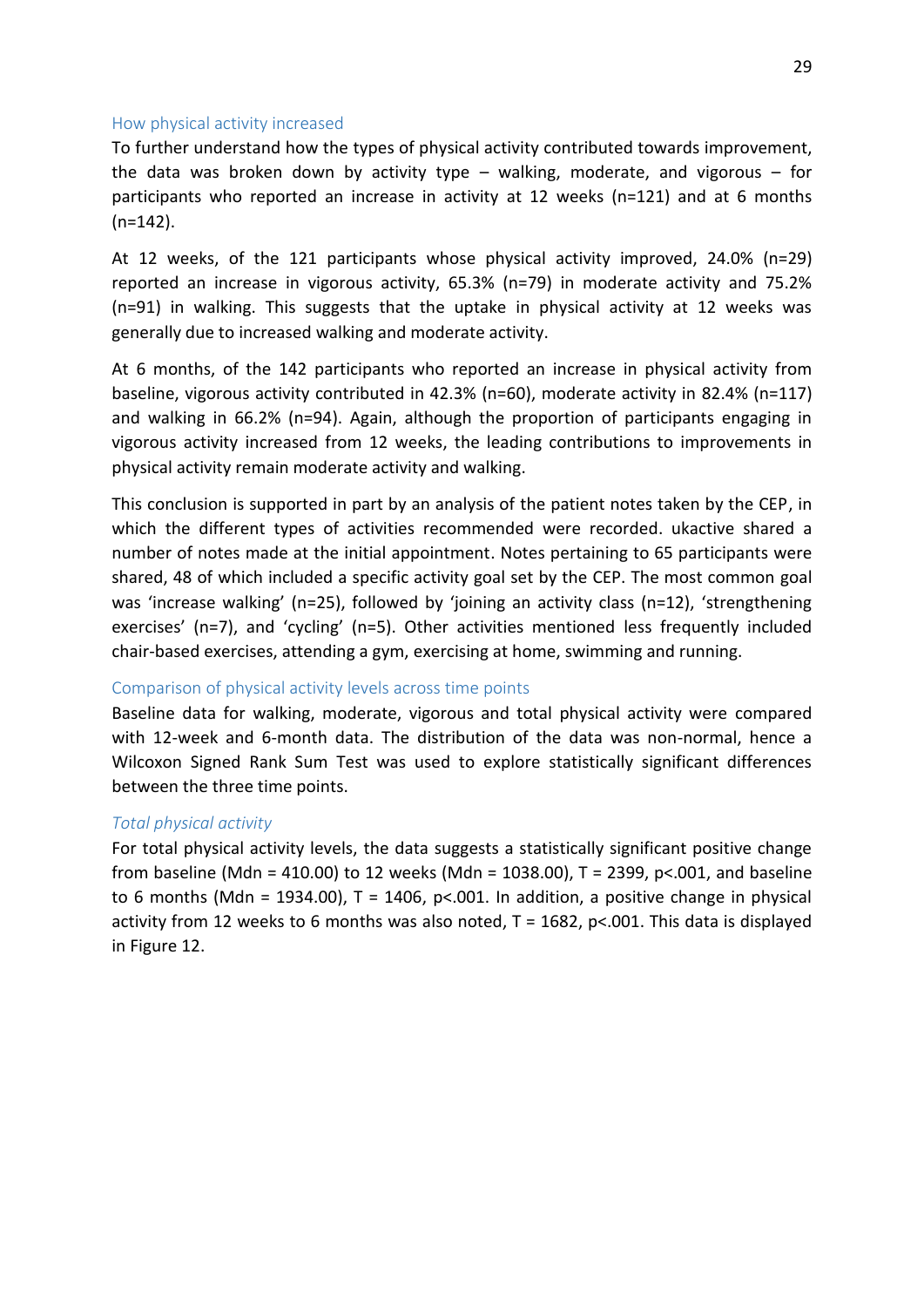### How physical activity increased

To further understand how the types of physical activity contributed towards improvement, the data was broken down by activity type – walking, moderate, and vigorous – for participants who reported an increase in activity at 12 weeks (n=121) and at 6 months (n=142).

At 12 weeks, of the 121 participants whose physical activity improved, 24.0% (n=29) reported an increase in vigorous activity, 65.3% (n=79) in moderate activity and 75.2% (n=91) in walking. This suggests that the uptake in physical activity at 12 weeks was generally due to increased walking and moderate activity.

At 6 months, of the 142 participants who reported an increase in physical activity from baseline, vigorous activity contributed in 42.3% (n=60), moderate activity in 82.4% (n=117) and walking in 66.2% (n=94). Again, although the proportion of participants engaging in vigorous activity increased from 12 weeks, the leading contributions to improvements in physical activity remain moderate activity and walking.

This conclusion is supported in part by an analysis of the patient notes taken by the CEP, in which the different types of activities recommended were recorded. ukactive shared a number of notes made at the initial appointment. Notes pertaining to 65 participants were shared, 48 of which included a specific activity goal set by the CEP. The most common goal was 'increase walking' (n=25), followed by 'joining an activity class (n=12), 'strengthening exercises' (n=7), and 'cycling' (n=5). Other activities mentioned less frequently included chair-based exercises, attending a gym, exercising at home, swimming and running.

### Comparison of physical activity levels across time points

Baseline data for walking, moderate, vigorous and total physical activity were compared with 12-week and 6-month data. The distribution of the data was non-normal, hence a Wilcoxon Signed Rank Sum Test was used to explore statistically significant differences between the three time points.

#### *Total physical activity*

For total physical activity levels, the data suggests a statistically significant positive change from baseline (Mdn = 410.00) to 12 weeks (Mdn = 1038.00), $T = 2399$, $p<.001$, and baseline to 6 months (Mdn = 1934.00), $T = 1406$, $p<.001$. In addition, a positive change in physical activity from 12 weeks to 6 months was also noted, $T = 1682$, $p<.001$. This data is displayed in Figure 12.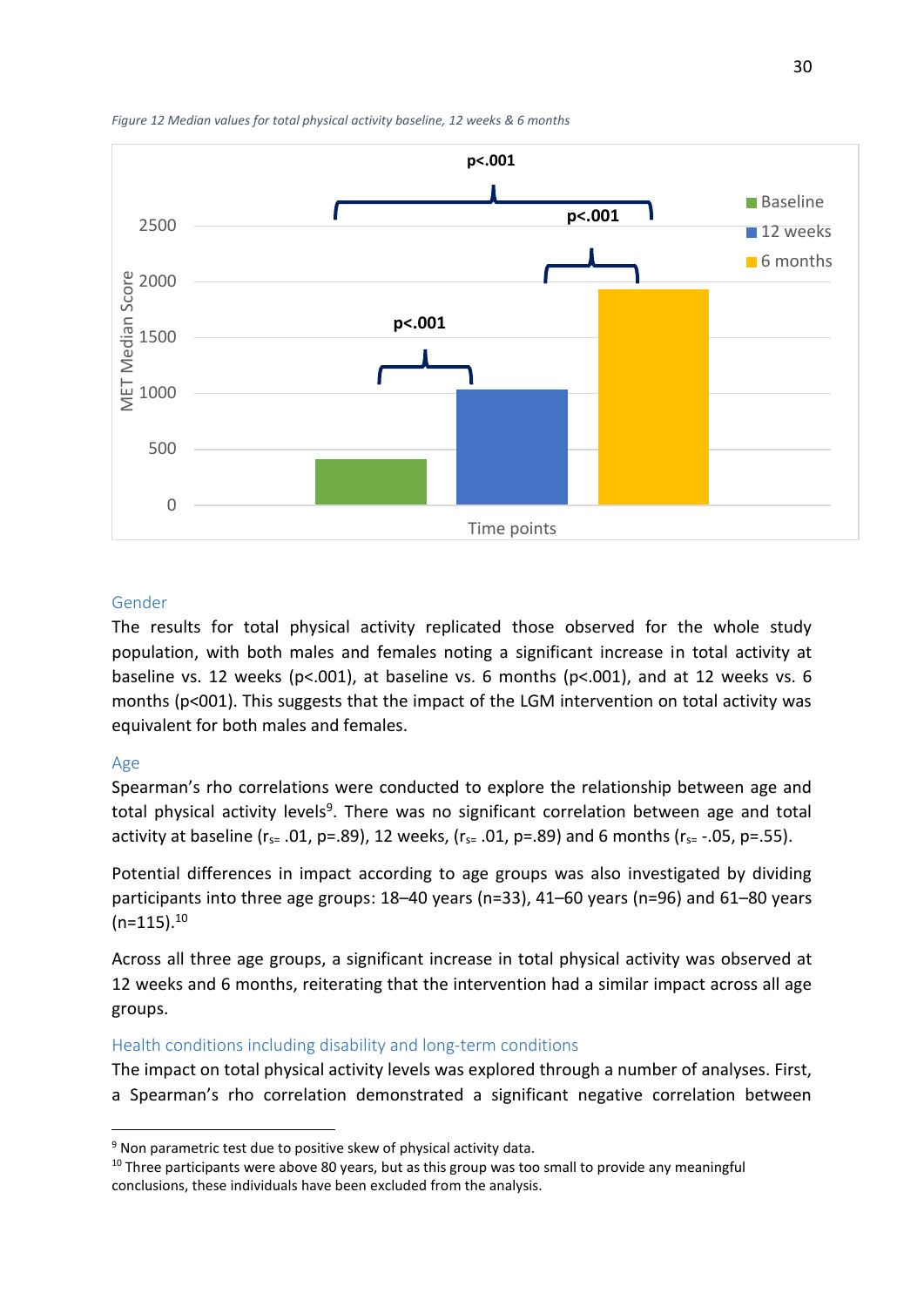*Figure 12 Median values for total physical activity baseline, 12 weeks & 6 months*

## Gender

The results for total physical activity replicated those observed for the whole study population, with both males and females noting a significant increase in total activity at baseline vs. 12 weeks ($p<.001$), at baseline vs. 6 months ($p<.001$), and at 12 weeks vs. 6 months (p<001). This suggests that the impact of the LGM intervention on total activity was equivalent for both males and females.

## Age

Spearman's rho correlations were conducted to explore the relationship between age and total physical activity levels[9]. There was no significant correlation between age and total activity at baseline ($r_{s}= .01$, p=.89), 12 weeks, ($r_{s}= .01$, p=.89) and 6 months ($r_{s}= -.05$, p=.55).

Potential differences in impact according to age groups was also investigated by dividing participants into three age groups: 18–40 years (n=33), 41–60 years (n=96) and 61–80 years (n=115).[10]

Across all three age groups, a significant increase in total physical activity was observed at 12 weeks and 6 months, reiterating that the intervention had a similar impact across all age groups.

## Health conditions including disability and long-term conditions

The impact on total physical activity levels was explored through a number of analyses. First, a Spearman's rho correlation demonstrated a significant negative correlation between

---

[9] Non parametric test due to positive skew of physical activity data.

[10] Three participants were above 80 years, but as this group was too small to provide any meaningful conclusions, these individuals have been excluded from the analysis.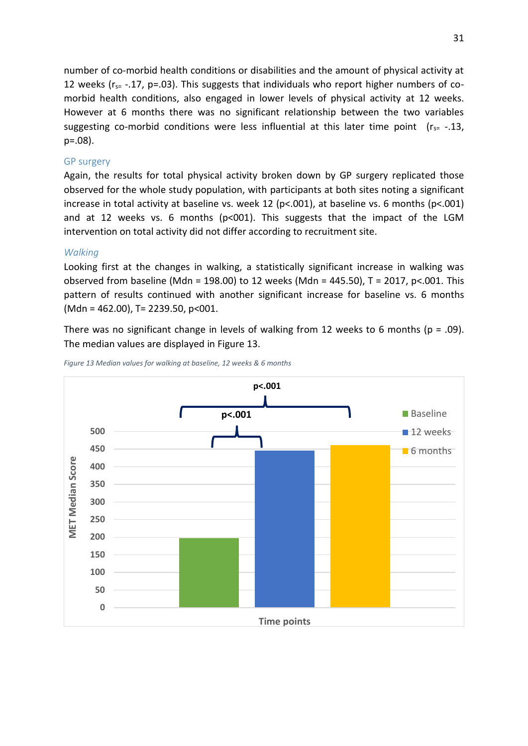number of co-morbid health conditions or disabilities and the amount of physical activity at 12 weeks ($r_s$= -.17, p=.03). This suggests that individuals who report higher numbers of co-morbid health conditions, also engaged in lower levels of physical activity at 12 weeks. However at 6 months there was no significant relationship between the two variables suggesting co-morbid conditions were less influential at this later time point ($r_s$= -.13, p=.08).

### GP surgery

Again, the results for total physical activity broken down by GP surgery replicated those observed for the whole study population, with participants at both sites noting a significant increase in total activity at baseline vs. week 12 (p<.001), at baseline vs. 6 months (p<.001) and at 12 weeks vs. 6 months (p<001). This suggests that the impact of the LGM intervention on total activity did not differ according to recruitment site.

### *Walking*

Looking first at the changes in walking, a statistically significant increase in walking was observed from baseline (Mdn = 198.00) to 12 weeks (Mdn = 445.50), T = 2017, p<.001. This pattern of results continued with another significant increase for baseline vs. 6 months (Mdn = 462.00), T= 2239.50, p<001.

There was no significant change in levels of walking from 12 weeks to 6 months (p = .09). The median values are displayed in Figure 13.

*Figure 13 Median values for walking at baseline, 12 weeks & 6 months*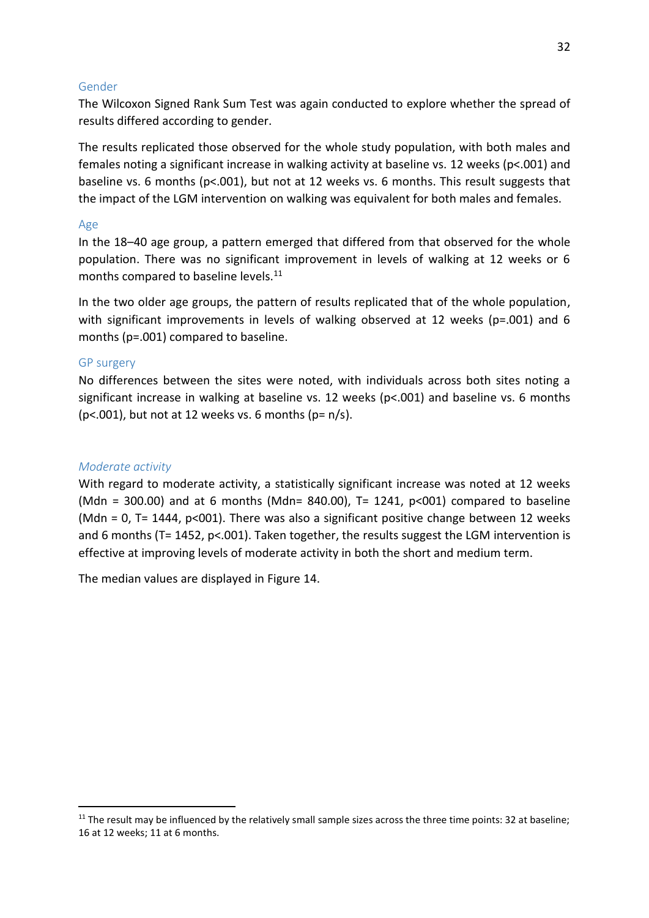### Gender

The Wilcoxon Signed Rank Sum Test was again conducted to explore whether the spread of results differed according to gender.

The results replicated those observed for the whole study population, with both males and females noting a significant increase in walking activity at baseline vs. 12 weeks ($p<.001$) and baseline vs. 6 months ($p<.001$), but not at 12 weeks vs. 6 months. This result suggests that the impact of the LGM intervention on walking was equivalent for both males and females.

### Age

In the 18–40 age group, a pattern emerged that differed from that observed for the whole population. There was no significant improvement in levels of walking at 12 weeks or 6 months compared to baseline levels.[11]

In the two older age groups, the pattern of results replicated that of the whole population, with significant improvements in levels of walking observed at 12 weeks ($p=.001$) and 6 months ($p=.001$) compared to baseline.

### GP surgery

No differences between the sites were noted, with individuals across both sites noting a significant increase in walking at baseline vs. 12 weeks ($p<.001$) and baseline vs. 6 months ($p<.001$), but not at 12 weeks vs. 6 months (p= n/s).

### *Moderate activity*

With regard to moderate activity, a statistically significant increase was noted at 12 weeks (Mdn = 300.00) and at 6 months (Mdn= 840.00), T= 1241, p<001) compared to baseline (Mdn = 0, T= 1444, p<001). There was also a significant positive change between 12 weeks and 6 months (T= 1452, $p<.001$). Taken together, the results suggest the LGM intervention is effective at improving levels of moderate activity in both the short and medium term.

The median values are displayed in Figure 14.

---

[11] The result may be influenced by the relatively small sample sizes across the three time points: 32 at baseline; 16 at 12 weeks; 11 at 6 months.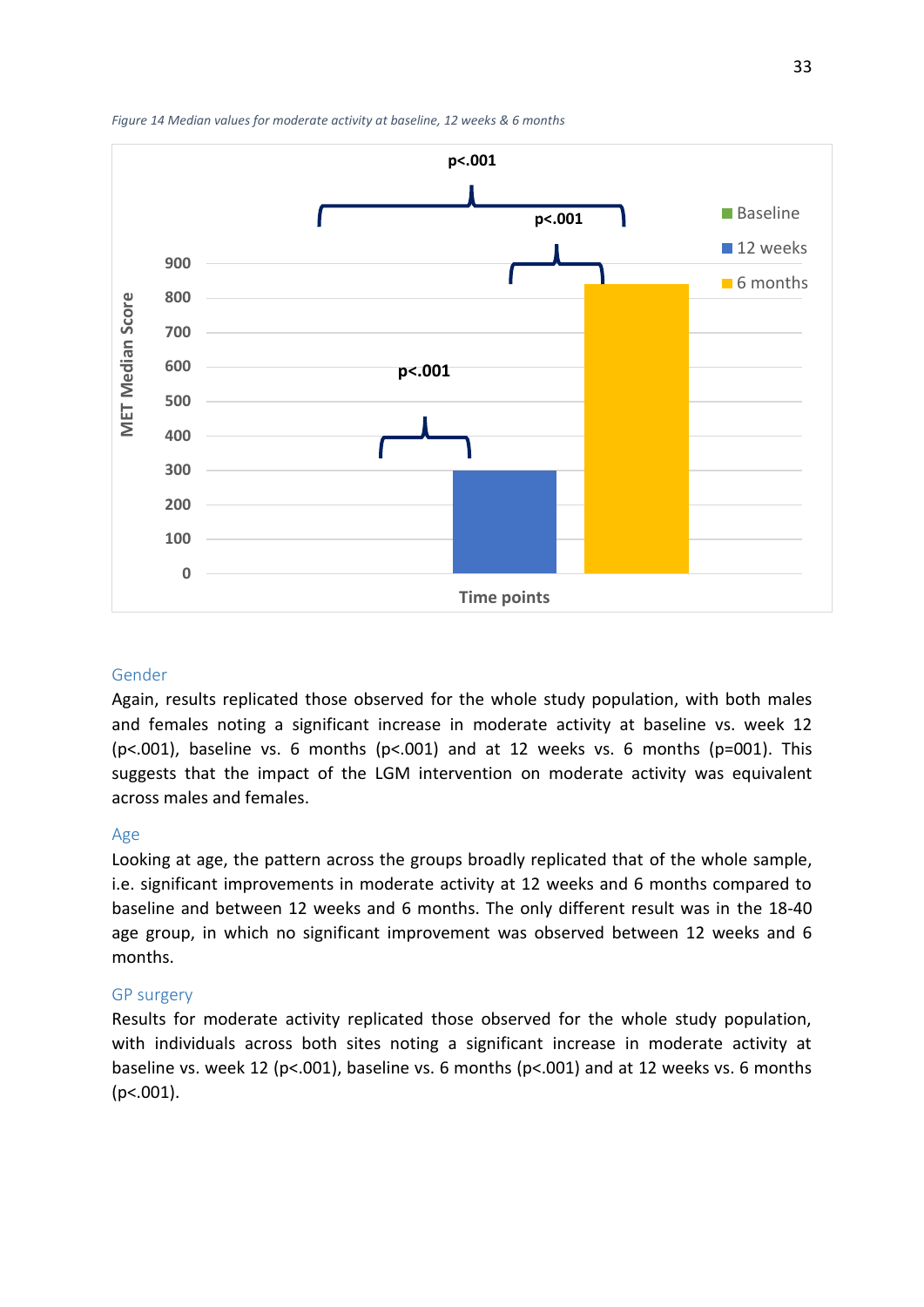*Figure 14 Median values for moderate activity at baseline, 12 weeks & 6 months*

### Gender

Again, results replicated those observed for the whole study population, with both males and females noting a significant increase in moderate activity at baseline vs. week 12 (p<.001), baseline vs. 6 months (p<.001) and at 12 weeks vs. 6 months (p=001). This suggests that the impact of the LGM intervention on moderate activity was equivalent across males and females.

### Age

Looking at age, the pattern across the groups broadly replicated that of the whole sample, i.e. significant improvements in moderate activity at 12 weeks and 6 months compared to baseline and between 12 weeks and 6 months. The only different result was in the 18-40 age group, in which no significant improvement was observed between 12 weeks and 6 months.

### GP surgery

Results for moderate activity replicated those observed for the whole study population, with individuals across both sites noting a significant increase in moderate activity at baseline vs. week 12 (p<.001), baseline vs. 6 months (p<.001) and at 12 weeks vs. 6 months (p<.001).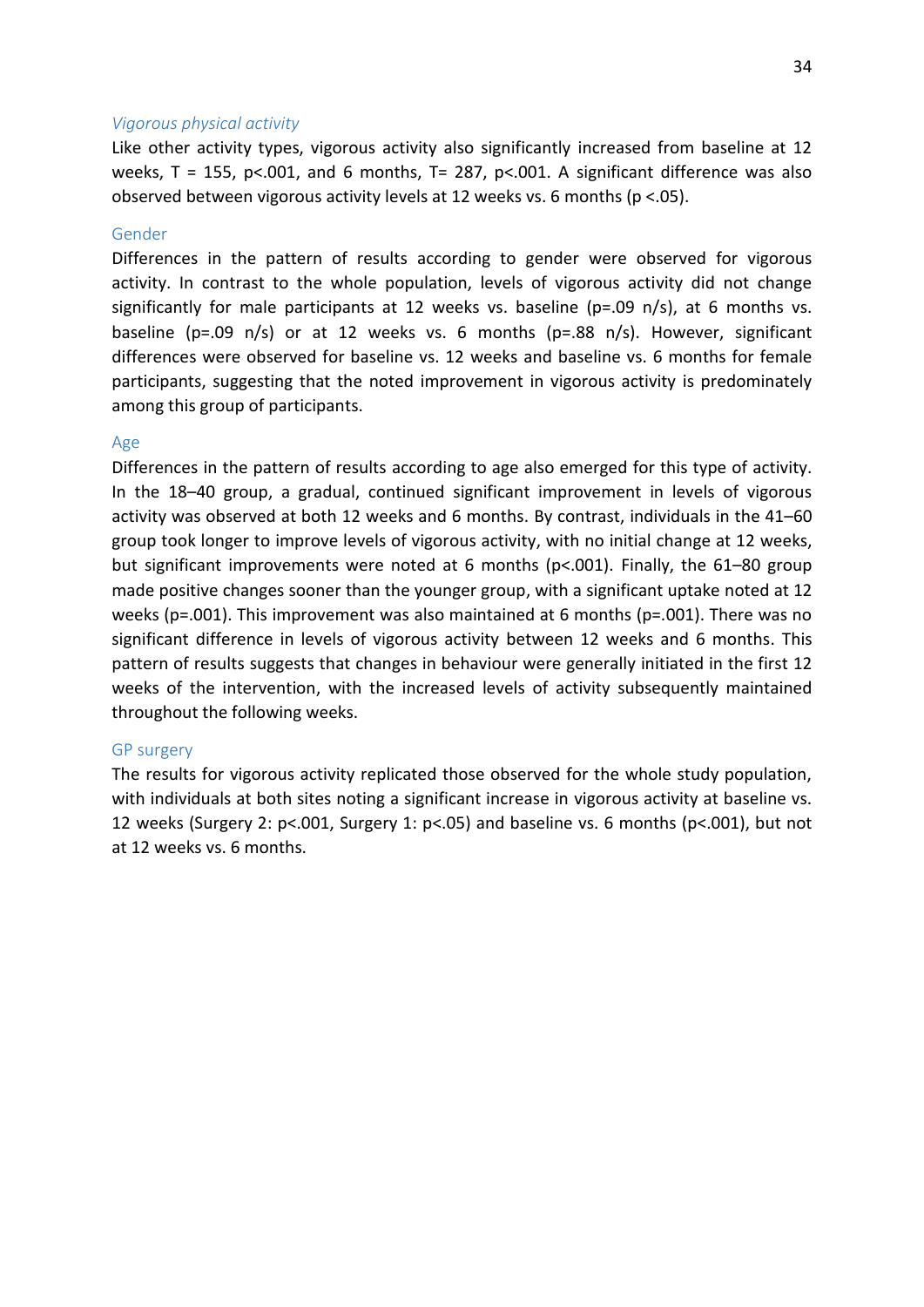### *Vigorous physical activity*

Like other activity types, vigorous activity also significantly increased from baseline at 12 weeks, $T = 155$, $p<.001$, and 6 months, $T= 287$, $p<.001$. A significant difference was also observed between vigorous activity levels at 12 weeks vs. 6 months ($p <.05$).

#### Gender

Differences in the pattern of results according to gender were observed for vigorous activity. In contrast to the whole population, levels of vigorous activity did not change significantly for male participants at 12 weeks vs. baseline ($p=.09$ n/s), at 6 months vs. baseline ($p=.09$ n/s) or at 12 weeks vs. 6 months ($p=.88$ n/s). However, significant differences were observed for baseline vs. 12 weeks and baseline vs. 6 months for female participants, suggesting that the noted improvement in vigorous activity is predominately among this group of participants.

#### Age

Differences in the pattern of results according to age also emerged for this type of activity. In the 18–40 group, a gradual, continued significant improvement in levels of vigorous activity was observed at both 12 weeks and 6 months. By contrast, individuals in the 41–60 group took longer to improve levels of vigorous activity, with no initial change at 12 weeks, but significant improvements were noted at 6 months ($p<.001$). Finally, the 61–80 group made positive changes sooner than the younger group, with a significant uptake noted at 12 weeks ($p=.001$). This improvement was also maintained at 6 months ($p=.001$). There was no significant difference in levels of vigorous activity between 12 weeks and 6 months. This pattern of results suggests that changes in behaviour were generally initiated in the first 12 weeks of the intervention, with the increased levels of activity subsequently maintained throughout the following weeks.

#### GP surgery

The results for vigorous activity replicated those observed for the whole study population, with individuals at both sites noting a significant increase in vigorous activity at baseline vs. 12 weeks (Surgery 2: $p<.001$, Surgery 1: $p<.05$) and baseline vs. 6 months ($p<.001$), but not at 12 weeks vs. 6 months.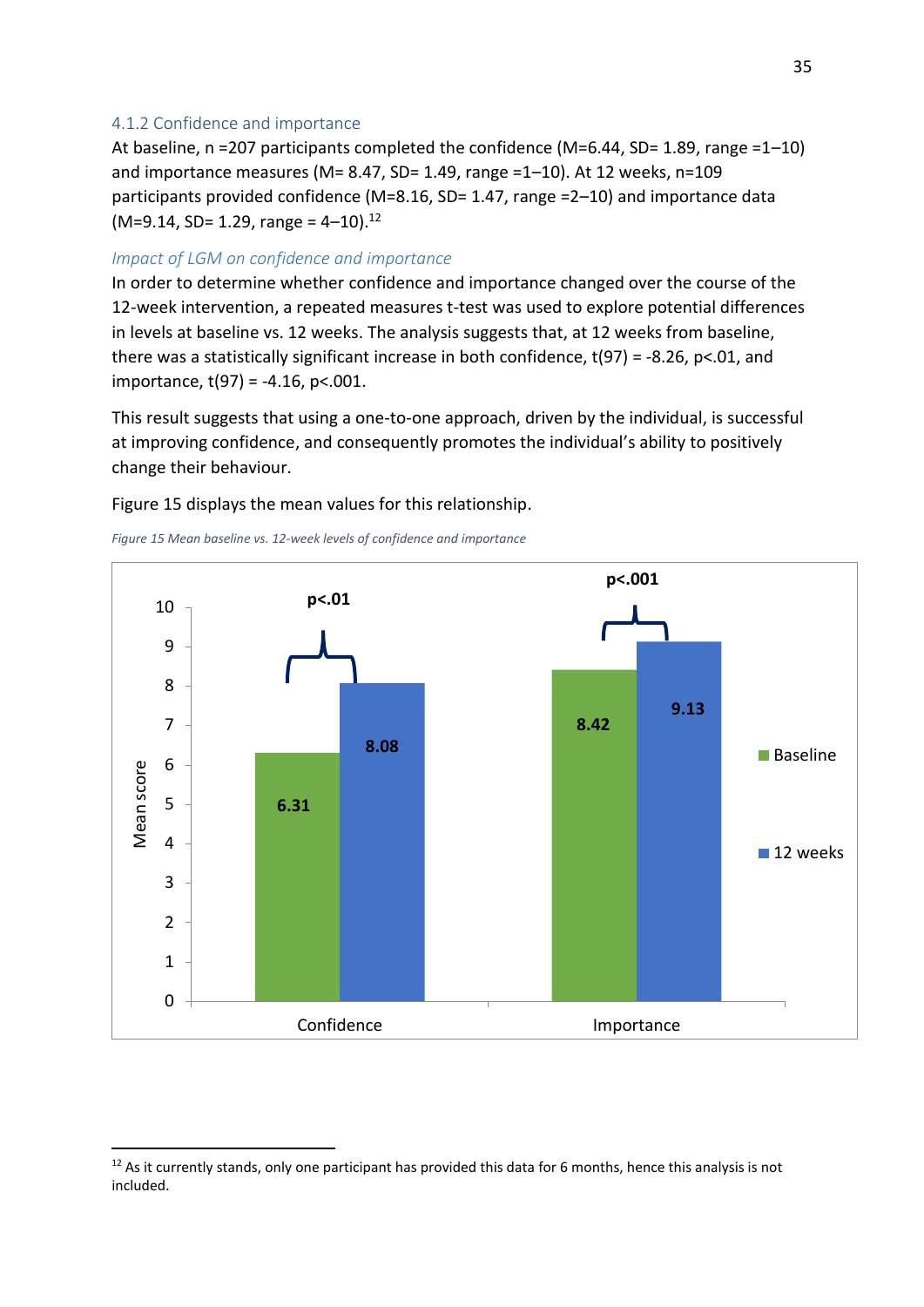### 4.1.2 Confidence and importance

At baseline, n =207 participants completed the confidence (M=6.44, SD= 1.89, range =1–10) and importance measures (M= 8.47, SD= 1.49, range =1–10). At 12 weeks, n=109 participants provided confidence (M=8.16, SD= 1.47, range =2–10) and importance data (M=9.14, SD= 1.29, range = 4–10).[12]

*Impact of LGM on confidence and importance*

In order to determine whether confidence and importance changed over the course of the 12-week intervention, a repeated measures t-test was used to explore potential differences in levels at baseline vs. 12 weeks. The analysis suggests that, at 12 weeks from baseline, there was a statistically significant increase in both confidence, $t(97) = -8.26$, $p<.01$, and importance, $t(97) = -4.16$, $p<.001$.

This result suggests that using a one-to-one approach, driven by the individual, is successful at improving confidence, and consequently promotes the individual's ability to positively change their behaviour.

Figure 15 displays the mean values for this relationship.

*Figure 15 Mean baseline vs. 12-week levels of confidence and importance*

| | Baseline | 12 weeks | Significance |
|---|---|---|---|
| Confidence | 6.31 | 8.08 | p<.01 |
| Importance | 8.42 | 9.13 | p<.001 |

[12] As it currently stands, only one participant has provided this data for 6 months, hence this analysis is not included.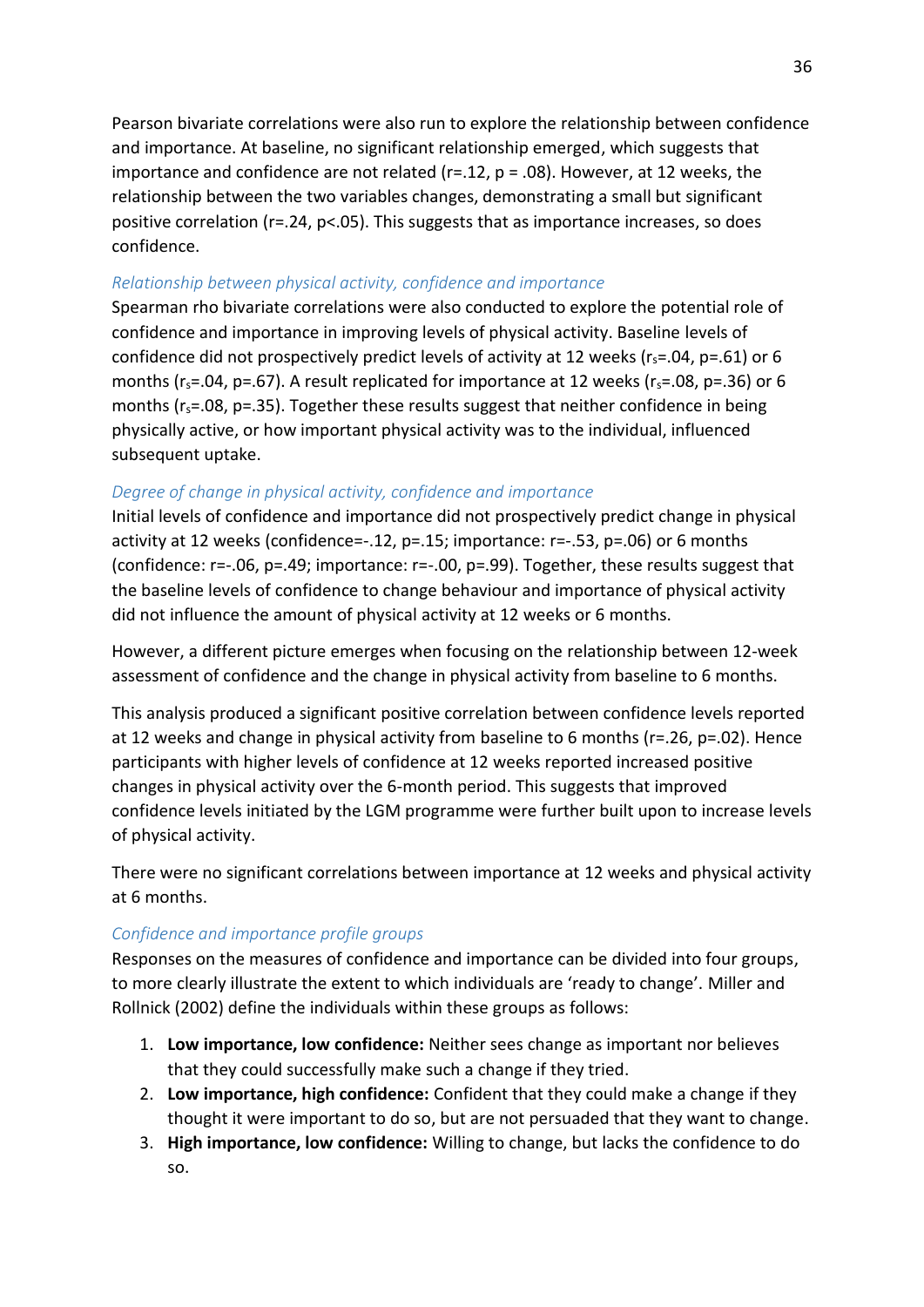Pearson bivariate correlations were also run to explore the relationship between confidence and importance. At baseline, no significant relationship emerged, which suggests that importance and confidence are not related ($r=.12$, $p = .08$). However, at 12 weeks, the relationship between the two variables changes, demonstrating a small but significant positive correlation ($r=.24$, $p<.05$). This suggests that as importance increases, so does confidence.

### *Relationship between physical activity, confidence and importance*

Spearman rho bivariate correlations were also conducted to explore the potential role of confidence and importance in improving levels of physical activity. Baseline levels of confidence did not prospectively predict levels of activity at 12 weeks ($r_s=.04$, $p=.61$) or 6 months ($r_s=.04$, $p=.67$). A result replicated for importance at 12 weeks ($r_s=.08$, $p=.36$) or 6 months ($r_s=.08$, $p=.35$). Together these results suggest that neither confidence in being physically active, or how important physical activity was to the individual, influenced subsequent uptake.

### *Degree of change in physical activity, confidence and importance*

Initial levels of confidence and importance did not prospectively predict change in physical activity at 12 weeks (confidence=-.12, $p=.15$; importance: $r=-.53$, $p=.06$) or 6 months (confidence: $r=-.06$, $p=.49$; importance: $r=-.00$, $p=.99$). Together, these results suggest that the baseline levels of confidence to change behaviour and importance of physical activity did not influence the amount of physical activity at 12 weeks or 6 months.

However, a different picture emerges when focusing on the relationship between 12-week assessment of confidence and the change in physical activity from baseline to 6 months.

This analysis produced a significant positive correlation between confidence levels reported at 12 weeks and change in physical activity from baseline to 6 months ($r=.26$, $p=.02$). Hence participants with higher levels of confidence at 12 weeks reported increased positive changes in physical activity over the 6-month period. This suggests that improved confidence levels initiated by the LGM programme were further built upon to increase levels of physical activity.

There were no significant correlations between importance at 12 weeks and physical activity at 6 months.

### *Confidence and importance profile groups*

Responses on the measures of confidence and importance can be divided into four groups, to more clearly illustrate the extent to which individuals are 'ready to change'. Miller and Rollnick (2002) define the individuals within these groups as follows:

1. **Low importance, low confidence:** Neither sees change as important nor believes that they could successfully make such a change if they tried.
2. **Low importance, high confidence:** Confident that they could make a change if they thought it were important to do so, but are not persuaded that they want to change.
3. **High importance, low confidence:** Willing to change, but lacks the confidence to do so.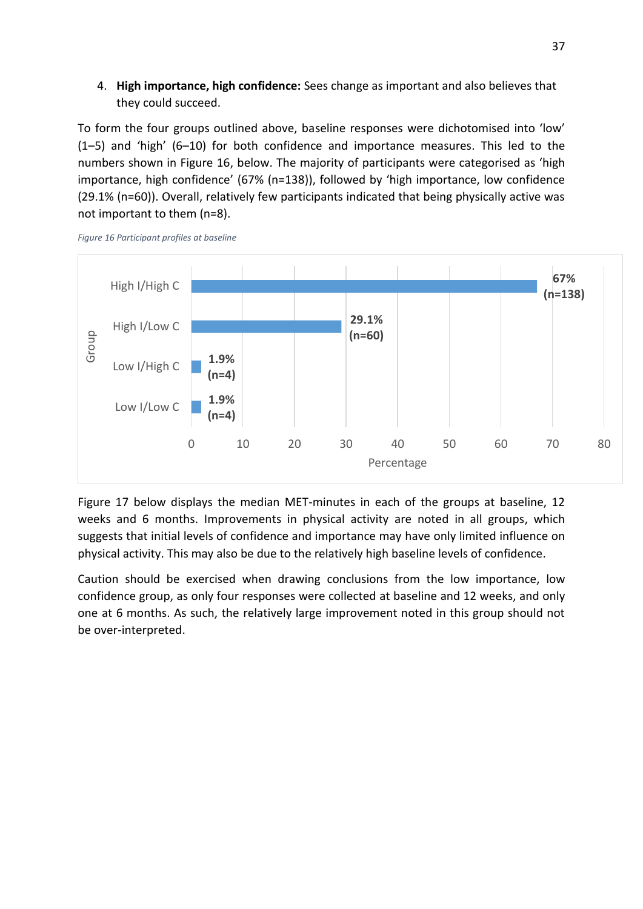4. **High importance, high confidence:** Sees change as important and also believes that they could succeed.

To form the four groups outlined above, baseline responses were dichotomised into 'low' (1–5) and 'high' (6–10) for both confidence and importance measures. This led to the numbers shown in Figure 16, below. The majority of participants were categorised as 'high importance, high confidence' (67% (n=138)), followed by 'high importance, low confidence (29.1% (n=60)). Overall, relatively few participants indicated that being physically active was not important to them (n=8).

*Figure 16 Participant profiles at baseline*

| Group | Percentage |
|---|---|
| High I/High C | 67% (n=138) |
| High I/Low C | 29.1% (n=60) |
| Low I/High C | 1.9% (n=4) |
| Low I/Low C | 1.9% (n=4) |

Figure 17 below displays the median MET-minutes in each of the groups at baseline, 12 weeks and 6 months. Improvements in physical activity are noted in all groups, which suggests that initial levels of confidence and importance may have only limited influence on physical activity. This may also be due to the relatively high baseline levels of confidence.

Caution should be exercised when drawing conclusions from the low importance, low confidence group, as only four responses were collected at baseline and 12 weeks, and only one at 6 months. As such, the relatively large improvement noted in this group should not be over-interpreted.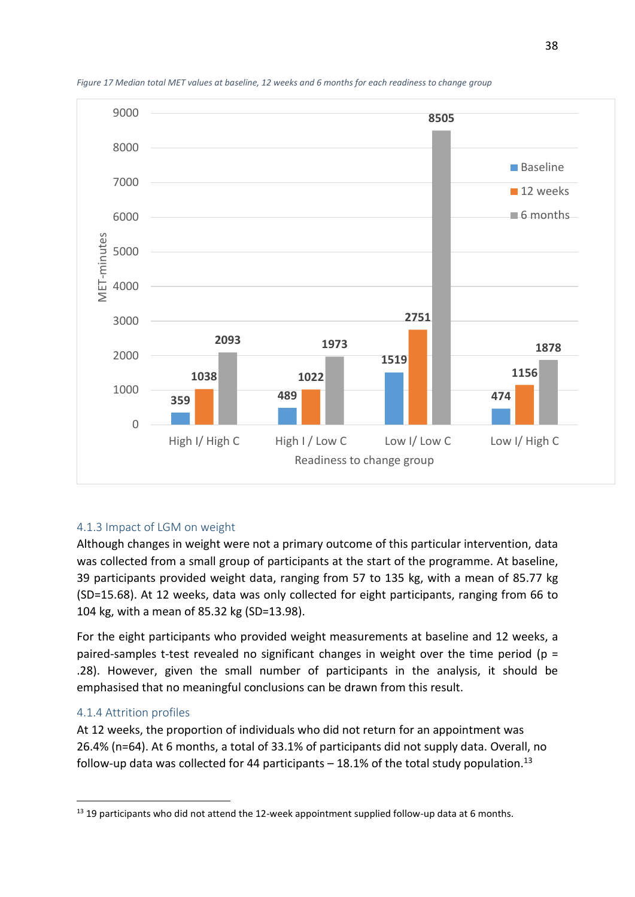*Figure 17 Median total MET values at baseline, 12 weeks and 6 months for each readiness to change group*

| Readiness to change group | Baseline | 12 weeks | 6 months |
|---|---|---|---|
| High I/ High C | 359 | 1038 | 2093 |
| High I / Low C | 489 | 1022 | 1973 |
| Low I/ Low C | 1519 | 2751 | 8505 |
| Low I/ High C | 474 | 1156 | 1878 |

### 4.1.3 Impact of LGM on weight

Although changes in weight were not a primary outcome of this particular intervention, data was collected from a small group of participants at the start of the programme. At baseline, 39 participants provided weight data, ranging from 57 to 135 kg, with a mean of 85.77 kg (SD=15.68). At 12 weeks, data was only collected for eight participants, ranging from 66 to 104 kg, with a mean of 85.32 kg (SD=13.98).

For the eight participants who provided weight measurements at baseline and 12 weeks, a paired-samples t-test revealed no significant changes in weight over the time period ($p = .28$). However, given the small number of participants in the analysis, it should be emphasised that no meaningful conclusions can be drawn from this result.

### 4.1.4 Attrition profiles

At 12 weeks, the proportion of individuals who did not return for an appointment was 26.4% (n=64). At 6 months, a total of 33.1% of participants did not supply data. Overall, no follow-up data was collected for 44 participants – 18.1% of the total study population.[13]

---

[13] 19 participants who did not attend the 12-week appointment supplied follow-up data at 6 months.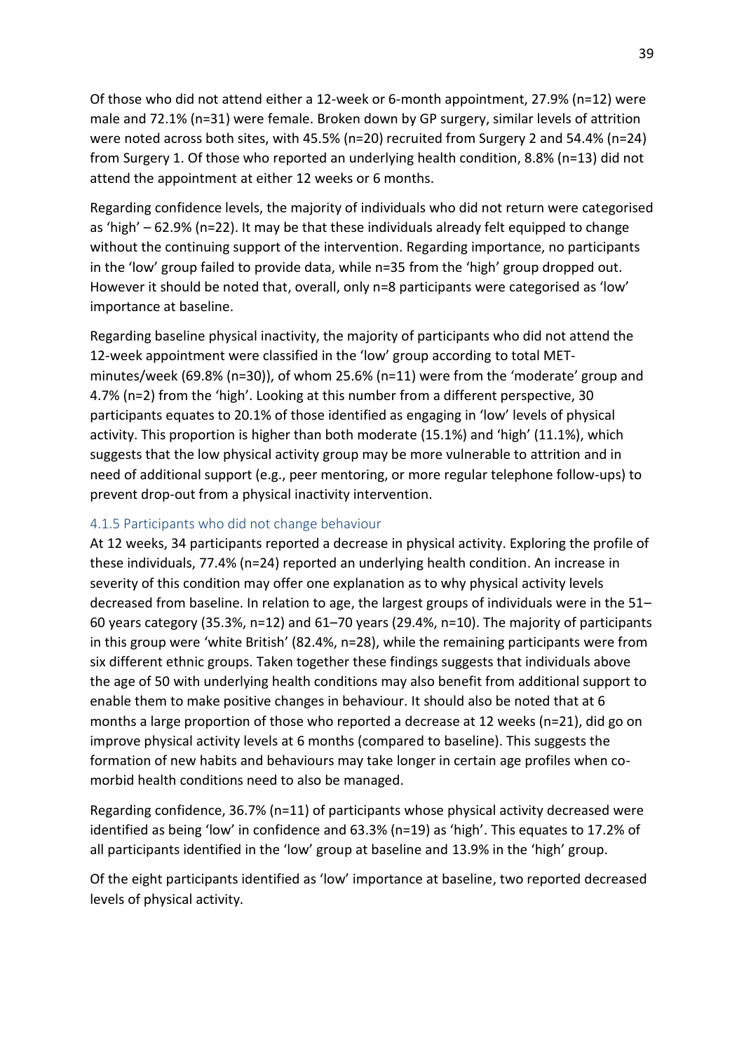Of those who did not attend either a 12-week or 6-month appointment, 27.9% (n=12) were male and 72.1% (n=31) were female. Broken down by GP surgery, similar levels of attrition were noted across both sites, with 45.5% (n=20) recruited from Surgery 2 and 54.4% (n=24) from Surgery 1. Of those who reported an underlying health condition, 8.8% (n=13) did not attend the appointment at either 12 weeks or 6 months.

Regarding confidence levels, the majority of individuals who did not return were categorised as 'high' – 62.9% (n=22). It may be that these individuals already felt equipped to change without the continuing support of the intervention. Regarding importance, no participants in the 'low' group failed to provide data, while n=35 from the 'high' group dropped out. However it should be noted that, overall, only n=8 participants were categorised as 'low' importance at baseline.

Regarding baseline physical inactivity, the majority of participants who did not attend the 12-week appointment were classified in the 'low' group according to total MET-minutes/week (69.8% (n=30)), of whom 25.6% (n=11) were from the 'moderate' group and 4.7% (n=2) from the 'high'. Looking at this number from a different perspective, 30 participants equates to 20.1% of those identified as engaging in 'low' levels of physical activity. This proportion is higher than both moderate (15.1%) and 'high' (11.1%), which suggests that the low physical activity group may be more vulnerable to attrition and in need of additional support (e.g., peer mentoring, or more regular telephone follow-ups) to prevent drop-out from a physical inactivity intervention.

### 4.1.5 Participants who did not change behaviour

At 12 weeks, 34 participants reported a decrease in physical activity. Exploring the profile of these individuals, 77.4% (n=24) reported an underlying health condition. An increase in severity of this condition may offer one explanation as to why physical activity levels decreased from baseline. In relation to age, the largest groups of individuals were in the 51–60 years category (35.3%, n=12) and 61–70 years (29.4%, n=10). The majority of participants in this group were 'white British' (82.4%, n=28), while the remaining participants were from six different ethnic groups. Taken together these findings suggests that individuals above the age of 50 with underlying health conditions may also benefit from additional support to enable them to make positive changes in behaviour. It should also be noted that at 6 months a large proportion of those who reported a decrease at 12 weeks (n=21), did go on improve physical activity levels at 6 months (compared to baseline). This suggests the formation of new habits and behaviours may take longer in certain age profiles when co-morbid health conditions need to also be managed.

Regarding confidence, 36.7% (n=11) of participants whose physical activity decreased were identified as being 'low' in confidence and 63.3% (n=19) as 'high'. This equates to 17.2% of all participants identified in the 'low' group at baseline and 13.9% in the 'high' group.

Of the eight participants identified as 'low' importance at baseline, two reported decreased levels of physical activity.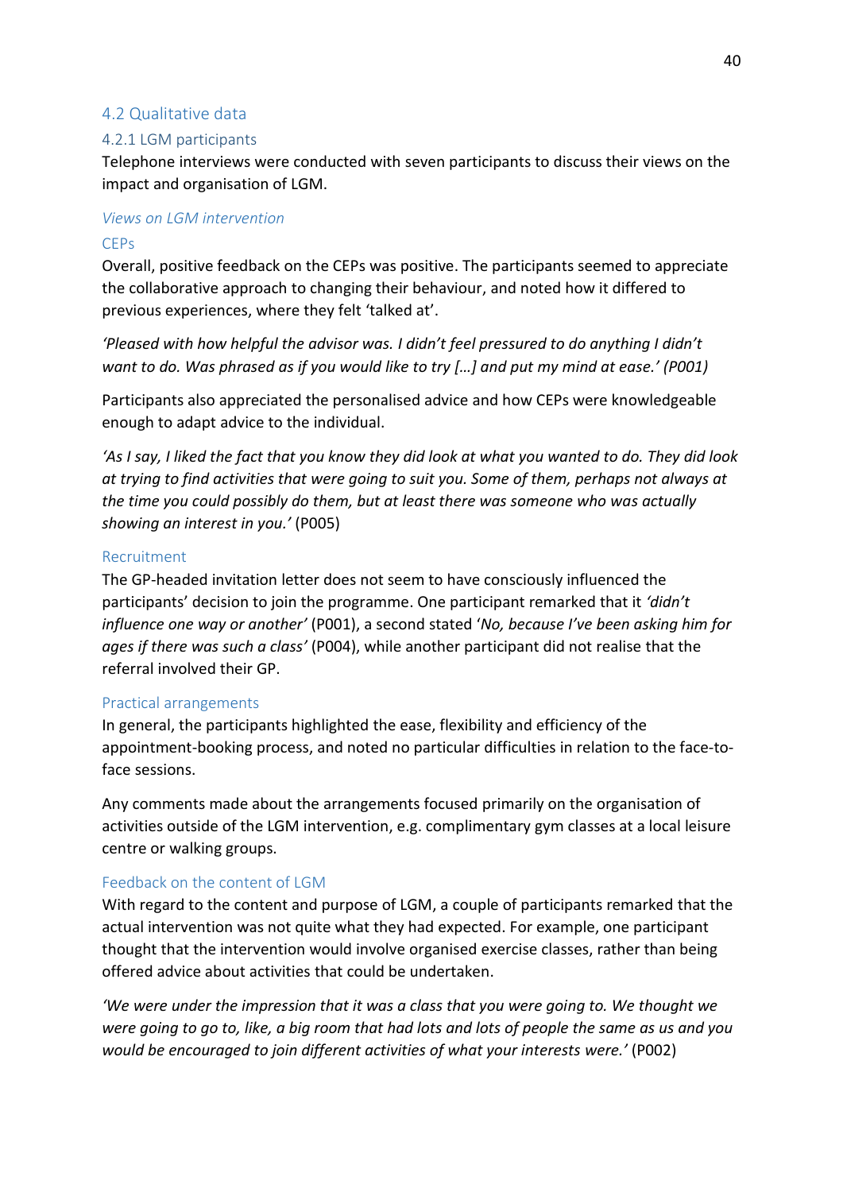## 4.2 Qualitative data

### 4.2.1 LGM participants

Telephone interviews were conducted with seven participants to discuss their views on the impact and organisation of LGM.

#### *Views on LGM intervention*

#### CEPs

Overall, positive feedback on the CEPs was positive. The participants seemed to appreciate the collaborative approach to changing their behaviour, and noted how it differed to previous experiences, where they felt 'talked at'.

*'Pleased with how helpful the advisor was. I didn't feel pressured to do anything I didn't want to do. Was phrased as if you would like to try […] and put my mind at ease.' (P001)*

Participants also appreciated the personalised advice and how CEPs were knowledgeable enough to adapt advice to the individual.

*'As I say, I liked the fact that you know they did look at what you wanted to do. They did look at trying to find activities that were going to suit you. Some of them, perhaps not always at the time you could possibly do them, but at least there was someone who was actually showing an interest in you.'* (P005)

#### Recruitment

The GP-headed invitation letter does not seem to have consciously influenced the participants' decision to join the programme. One participant remarked that it *'didn't influence one way or another'* (P001), a second stated '*No, because I've been asking him for ages if there was such a class'* (P004), while another participant did not realise that the referral involved their GP.

#### Practical arrangements

In general, the participants highlighted the ease, flexibility and efficiency of the appointment-booking process, and noted no particular difficulties in relation to the face-to-face sessions.

Any comments made about the arrangements focused primarily on the organisation of activities outside of the LGM intervention, e.g. complimentary gym classes at a local leisure centre or walking groups.

#### Feedback on the content of LGM

With regard to the content and purpose of LGM, a couple of participants remarked that the actual intervention was not quite what they had expected. For example, one participant thought that the intervention would involve organised exercise classes, rather than being offered advice about activities that could be undertaken.

*'We were under the impression that it was a class that you were going to. We thought we were going to go to, like, a big room that had lots and lots of people the same as us and you would be encouraged to join different activities of what your interests were.'* (P002)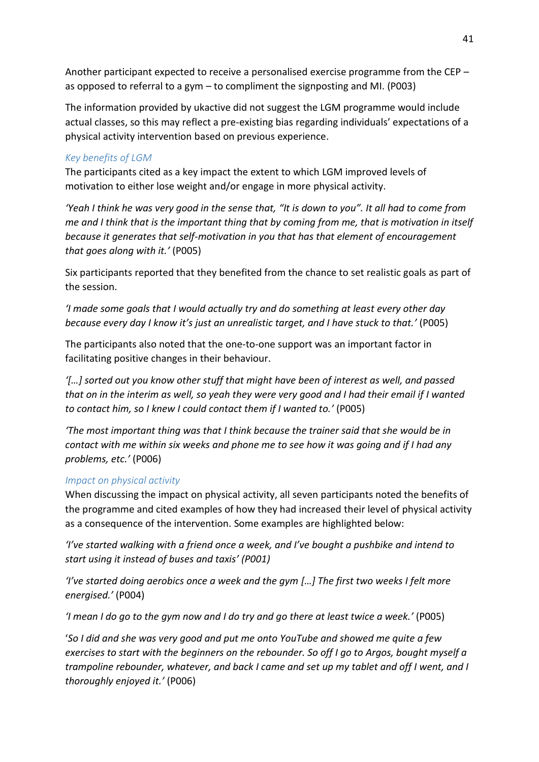Another participant expected to receive a personalised exercise programme from the CEP – as opposed to referral to a gym – to compliment the signposting and MI. (P003)

The information provided by ukactive did not suggest the LGM programme would include actual classes, so this may reflect a pre-existing bias regarding individuals' expectations of a physical activity intervention based on previous experience.

### *Key benefits of LGM*

The participants cited as a key impact the extent to which LGM improved levels of motivation to either lose weight and/or engage in more physical activity.

*'Yeah I think he was very good in the sense that, "It is down to you". It all had to come from me and I think that is the important thing that by coming from me, that is motivation in itself because it generates that self-motivation in you that has that element of encouragement that goes along with it.'* (P005)

Six participants reported that they benefited from the chance to set realistic goals as part of the session.

*'I made some goals that I would actually try and do something at least every other day because every day I know it's just an unrealistic target, and I have stuck to that.'* (P005)

The participants also noted that the one-to-one support was an important factor in facilitating positive changes in their behaviour.

*'[…] sorted out you know other stuff that might have been of interest as well, and passed that on in the interim as well, so yeah they were very good and I had their email if I wanted to contact him, so I knew I could contact them if I wanted to.'* (P005)

*'The most important thing was that I think because the trainer said that she would be in contact with me within six weeks and phone me to see how it was going and if I had any problems, etc.'* (P006)

### *Impact on physical activity*

When discussing the impact on physical activity, all seven participants noted the benefits of the programme and cited examples of how they had increased their level of physical activity as a consequence of the intervention. Some examples are highlighted below:

*'I've started walking with a friend once a week, and I've bought a pushbike and intend to start using it instead of buses and taxis' (P001)*

*'I've started doing aerobics once a week and the gym […] The first two weeks I felt more energised.'* (P004)

*'I mean I do go to the gym now and I do try and go there at least twice a week.'* (P005)

'*So I did and she was very good and put me onto YouTube and showed me quite a few exercises to start with the beginners on the rebounder. So off I go to Argos, bought myself a trampoline rebounder, whatever, and back I came and set up my tablet and off I went, and I thoroughly enjoyed it.'* (P006)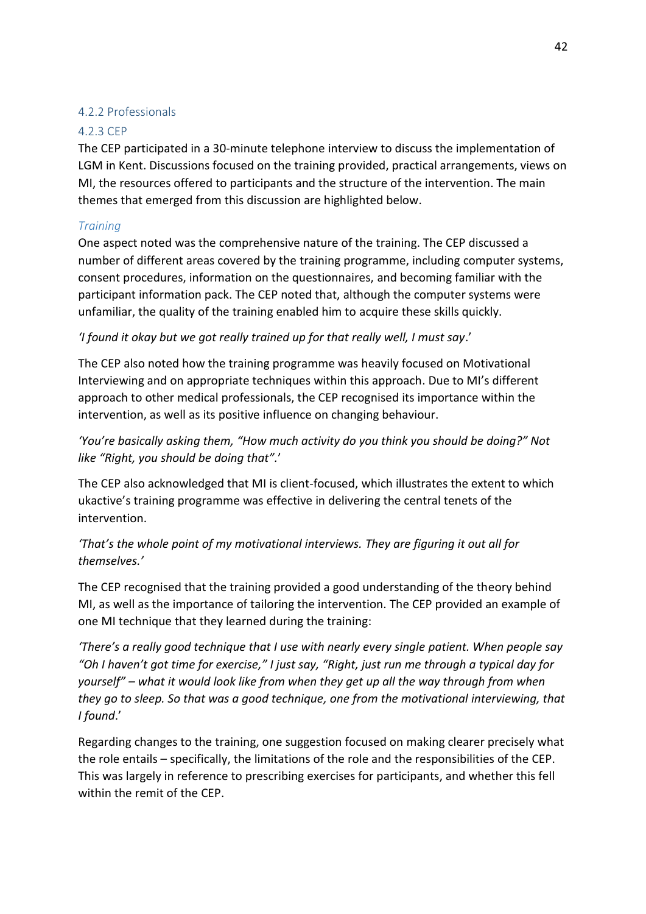### 4.2.2 Professionals

### 4.2.3 CEP

The CEP participated in a 30-minute telephone interview to discuss the implementation of LGM in Kent. Discussions focused on the training provided, practical arrangements, views on MI, the resources offered to participants and the structure of the intervention. The main themes that emerged from this discussion are highlighted below.

#### *Training*

One aspect noted was the comprehensive nature of the training. The CEP discussed a number of different areas covered by the training programme, including computer systems, consent procedures, information on the questionnaires, and becoming familiar with the participant information pack. The CEP noted that, although the computer systems were unfamiliar, the quality of the training enabled him to acquire these skills quickly.

*'I found it okay but we got really trained up for that really well, I must say*.'

The CEP also noted how the training programme was heavily focused on Motivational Interviewing and on appropriate techniques within this approach. Due to MI's different approach to other medical professionals, the CEP recognised its importance within the intervention, as well as its positive influence on changing behaviour.

*'You're basically asking them, "How much activity do you think you should be doing?" Not like "Right, you should be doing that".*'

The CEP also acknowledged that MI is client-focused, which illustrates the extent to which ukactive's training programme was effective in delivering the central tenets of the intervention.

*'That's the whole point of my motivational interviews. They are figuring it out all for themselves.'*

The CEP recognised that the training provided a good understanding of the theory behind MI, as well as the importance of tailoring the intervention. The CEP provided an example of one MI technique that they learned during the training:

*'There's a really good technique that I use with nearly every single patient. When people say "Oh I haven't got time for exercise," I just say, "Right, just run me through a typical day for yourself" – what it would look like from when they get up all the way through from when they go to sleep. So that was a good technique, one from the motivational interviewing, that I found*.'

Regarding changes to the training, one suggestion focused on making clearer precisely what the role entails – specifically, the limitations of the role and the responsibilities of the CEP. This was largely in reference to prescribing exercises for participants, and whether this fell within the remit of the CEP.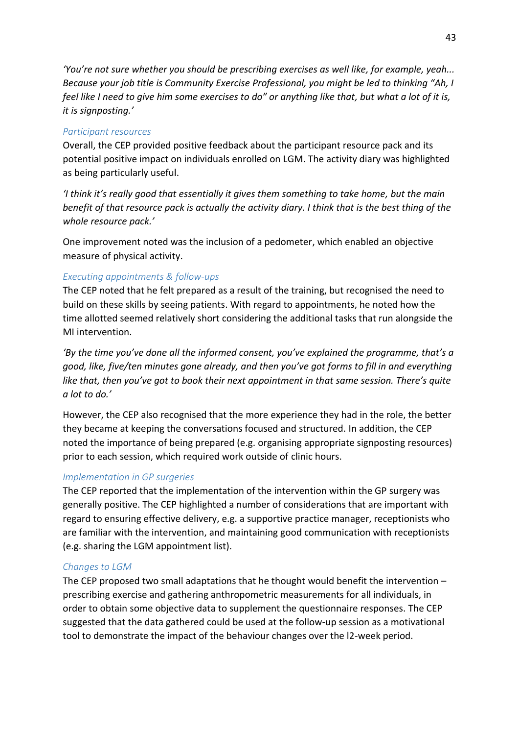*'You're not sure whether you should be prescribing exercises as well like, for example, yeah... Because your job title is Community Exercise Professional, you might be led to thinking "Ah, I feel like I need to give him some exercises to do" or anything like that, but what a lot of it is, it is signposting.'*

### *Participant resources*

Overall, the CEP provided positive feedback about the participant resource pack and its potential positive impact on individuals enrolled on LGM. The activity diary was highlighted as being particularly useful.

*'I think it's really good that essentially it gives them something to take home, but the main benefit of that resource pack is actually the activity diary. I think that is the best thing of the whole resource pack.'*

One improvement noted was the inclusion of a pedometer, which enabled an objective measure of physical activity.

### *Executing appointments & follow-ups*

The CEP noted that he felt prepared as a result of the training, but recognised the need to build on these skills by seeing patients. With regard to appointments, he noted how the time allotted seemed relatively short considering the additional tasks that run alongside the MI intervention.

*'By the time you've done all the informed consent, you've explained the programme, that's a good, like, five/ten minutes gone already, and then you've got forms to fill in and everything like that, then you've got to book their next appointment in that same session. There's quite a lot to do.'*

However, the CEP also recognised that the more experience they had in the role, the better they became at keeping the conversations focused and structured. In addition, the CEP noted the importance of being prepared (e.g. organising appropriate signposting resources) prior to each session, which required work outside of clinic hours.

### *Implementation in GP surgeries*

The CEP reported that the implementation of the intervention within the GP surgery was generally positive. The CEP highlighted a number of considerations that are important with regard to ensuring effective delivery, e.g. a supportive practice manager, receptionists who are familiar with the intervention, and maintaining good communication with receptionists (e.g. sharing the LGM appointment list).

### *Changes to LGM*

The CEP proposed two small adaptations that he thought would benefit the intervention – prescribing exercise and gathering anthropometric measurements for all individuals, in order to obtain some objective data to supplement the questionnaire responses. The CEP suggested that the data gathered could be used at the follow-up session as a motivational tool to demonstrate the impact of the behaviour changes over the l2-week period.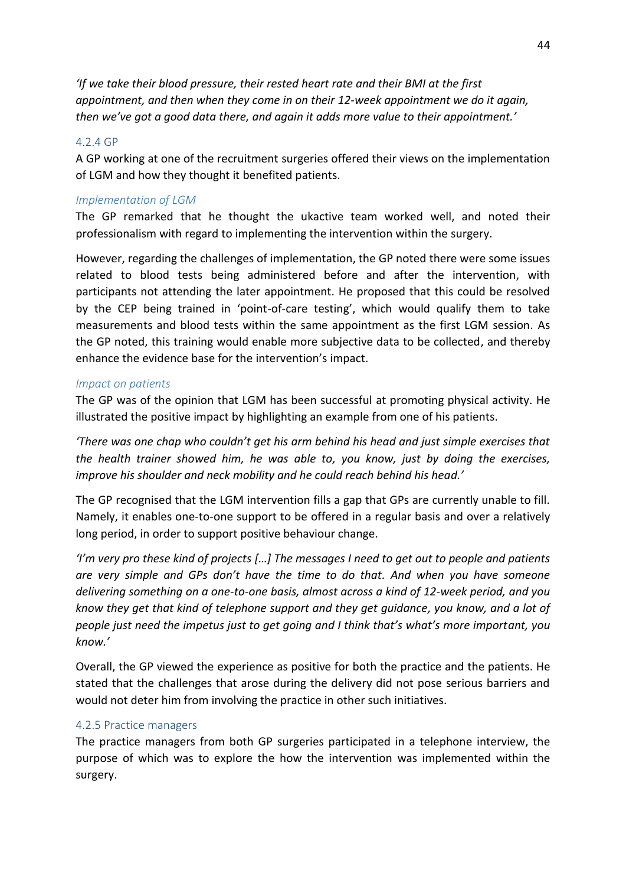*'If we take their blood pressure, their rested heart rate and their BMI at the first appointment, and then when they come in on their 12-week appointment we do it again, then we've got a good data there, and again it adds more value to their appointment.'*

### 4.2.4 GP

A GP working at one of the recruitment surgeries offered their views on the implementation of LGM and how they thought it benefited patients.

#### *Implementation of LGM*

The GP remarked that he thought the ukactive team worked well, and noted their professionalism with regard to implementing the intervention within the surgery.

However, regarding the challenges of implementation, the GP noted there were some issues related to blood tests being administered before and after the intervention, with participants not attending the later appointment. He proposed that this could be resolved by the CEP being trained in 'point-of-care testing', which would qualify them to take measurements and blood tests within the same appointment as the first LGM session. As the GP noted, this training would enable more subjective data to be collected, and thereby enhance the evidence base for the intervention's impact.

#### *Impact on patients*

The GP was of the opinion that LGM has been successful at promoting physical activity. He illustrated the positive impact by highlighting an example from one of his patients.

*'There was one chap who couldn't get his arm behind his head and just simple exercises that the health trainer showed him, he was able to, you know, just by doing the exercises, improve his shoulder and neck mobility and he could reach behind his head.'*

The GP recognised that the LGM intervention fills a gap that GPs are currently unable to fill. Namely, it enables one-to-one support to be offered in a regular basis and over a relatively long period, in order to support positive behaviour change.

*'I'm very pro these kind of projects […] The messages I need to get out to people and patients are very simple and GPs don't have the time to do that. And when you have someone delivering something on a one-to-one basis, almost across a kind of 12-week period, and you know they get that kind of telephone support and they get guidance, you know, and a lot of people just need the impetus just to get going and I think that's what's more important, you know.'*

Overall, the GP viewed the experience as positive for both the practice and the patients. He stated that the challenges that arose during the delivery did not pose serious barriers and would not deter him from involving the practice in other such initiatives.

### 4.2.5 Practice managers

The practice managers from both GP surgeries participated in a telephone interview, the purpose of which was to explore the how the intervention was implemented within the surgery.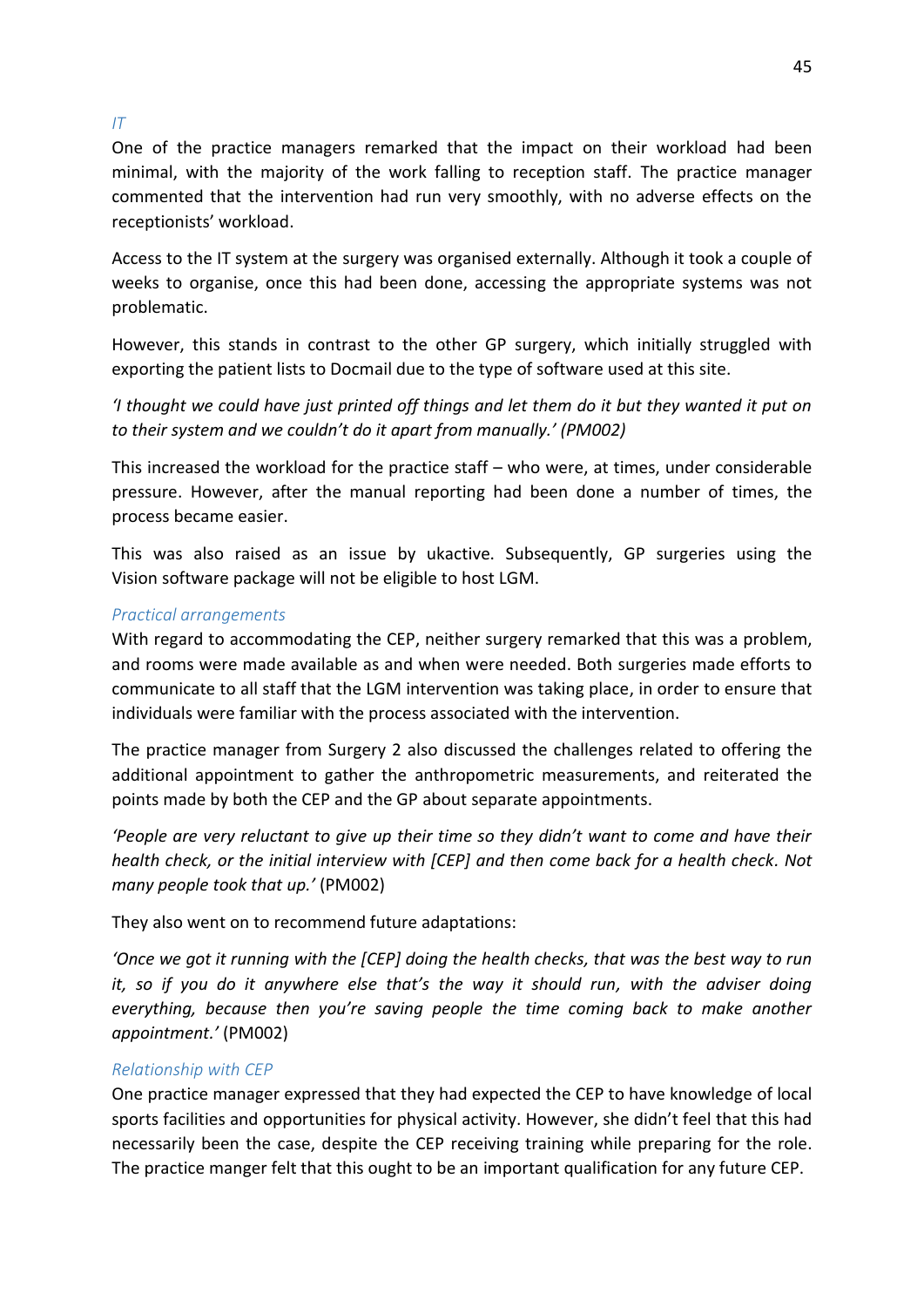### *IT*

One of the practice managers remarked that the impact on their workload had been minimal, with the majority of the work falling to reception staff. The practice manager commented that the intervention had run very smoothly, with no adverse effects on the receptionists' workload.

Access to the IT system at the surgery was organised externally. Although it took a couple of weeks to organise, once this had been done, accessing the appropriate systems was not problematic.

However, this stands in contrast to the other GP surgery, which initially struggled with exporting the patient lists to Docmail due to the type of software used at this site.

*'I thought we could have just printed off things and let them do it but they wanted it put on to their system and we couldn't do it apart from manually.' (PM002)*

This increased the workload for the practice staff – who were, at times, under considerable pressure. However, after the manual reporting had been done a number of times, the process became easier.

This was also raised as an issue by ukactive. Subsequently, GP surgeries using the Vision software package will not be eligible to host LGM.

### *Practical arrangements*

With regard to accommodating the CEP, neither surgery remarked that this was a problem, and rooms were made available as and when were needed. Both surgeries made efforts to communicate to all staff that the LGM intervention was taking place, in order to ensure that individuals were familiar with the process associated with the intervention.

The practice manager from Surgery 2 also discussed the challenges related to offering the additional appointment to gather the anthropometric measurements, and reiterated the points made by both the CEP and the GP about separate appointments.

*'People are very reluctant to give up their time so they didn't want to come and have their health check, or the initial interview with [CEP] and then come back for a health check. Not many people took that up.'* (PM002)

They also went on to recommend future adaptations:

*'Once we got it running with the [CEP] doing the health checks, that was the best way to run it, so if you do it anywhere else that's the way it should run, with the adviser doing everything, because then you're saving people the time coming back to make another appointment.'* (PM002)

### *Relationship with CEP*

One practice manager expressed that they had expected the CEP to have knowledge of local sports facilities and opportunities for physical activity. However, she didn't feel that this had necessarily been the case, despite the CEP receiving training while preparing for the role. The practice manger felt that this ought to be an important qualification for any future CEP.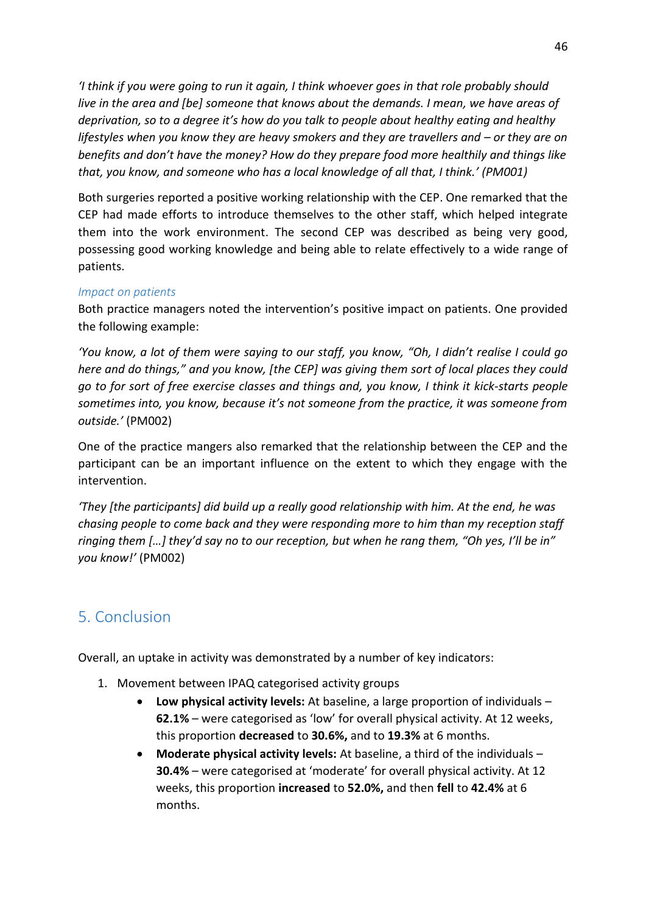*'I think if you were going to run it again, I think whoever goes in that role probably should live in the area and [be] someone that knows about the demands. I mean, we have areas of deprivation, so to a degree it's how do you talk to people about healthy eating and healthy lifestyles when you know they are heavy smokers and they are travellers and – or they are on benefits and don't have the money? How do they prepare food more healthily and things like that, you know, and someone who has a local knowledge of all that, I think.' (PM001)*

Both surgeries reported a positive working relationship with the CEP. One remarked that the CEP had made efforts to introduce themselves to the other staff, which helped integrate them into the work environment. The second CEP was described as being very good, possessing good working knowledge and being able to relate effectively to a wide range of patients.

### *Impact on patients*

Both practice managers noted the intervention's positive impact on patients. One provided the following example:

*'You know, a lot of them were saying to our staff, you know, "Oh, I didn't realise I could go here and do things," and you know, [the CEP] was giving them sort of local places they could go to for sort of free exercise classes and things and, you know, I think it kick-starts people sometimes into, you know, because it's not someone from the practice, it was someone from outside.'* (PM002)

One of the practice mangers also remarked that the relationship between the CEP and the participant can be an important influence on the extent to which they engage with the intervention.

*'They [the participants] did build up a really good relationship with him. At the end, he was chasing people to come back and they were responding more to him than my reception staff ringing them […] they'd say no to our reception, but when he rang them, "Oh yes, I'll be in" you know!'* (PM002)

## 5. Conclusion

Overall, an uptake in activity was demonstrated by a number of key indicators:

1. Movement between IPAQ categorised activity groups
   - **Low physical activity levels:** At baseline, a large proportion of individuals – **62.1%** – were categorised as 'low' for overall physical activity. At 12 weeks, this proportion **decreased** to **30.6%,** and to **19.3%** at 6 months.
   - **Moderate physical activity levels:** At baseline, a third of the individuals – **30.4%** – were categorised at 'moderate' for overall physical activity. At 12 weeks, this proportion **increased** to **52.0%,** and then **fell** to **42.4%** at 6 months.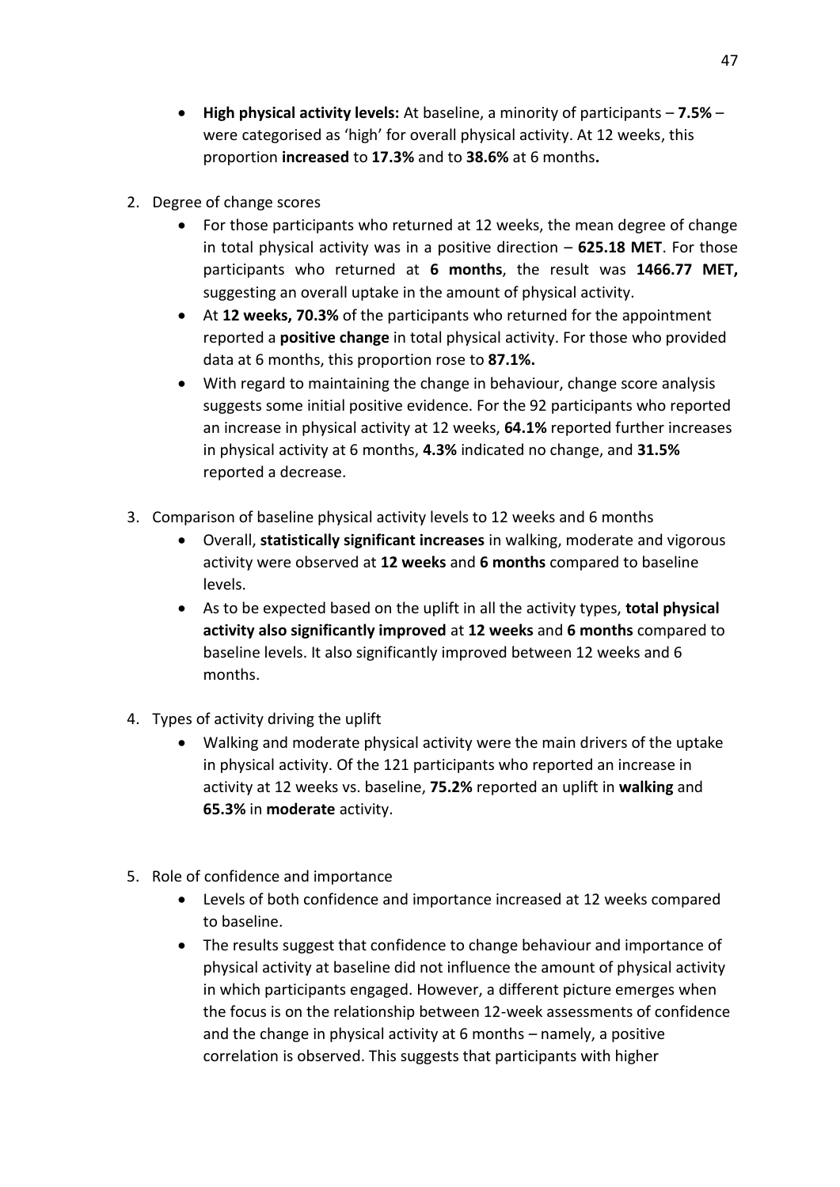- **High physical activity levels:** At baseline, a minority of participants – **7.5%** – were categorised as 'high' for overall physical activity. At 12 weeks, this proportion **increased** to **17.3%** and to **38.6%** at 6 months**.**

2. Degree of change scores
   - For those participants who returned at 12 weeks, the mean degree of change in total physical activity was in a positive direction – **625.18 MET**. For those participants who returned at **6 months**, the result was **1466.77 MET,** suggesting an overall uptake in the amount of physical activity.
   - At **12 weeks, 70.3%** of the participants who returned for the appointment reported a **positive change** in total physical activity. For those who provided data at 6 months, this proportion rose to **87.1%.**
   - With regard to maintaining the change in behaviour, change score analysis suggests some initial positive evidence. For the 92 participants who reported an increase in physical activity at 12 weeks, **64.1%** reported further increases in physical activity at 6 months, **4.3%** indicated no change, and **31.5%** reported a decrease.

3. Comparison of baseline physical activity levels to 12 weeks and 6 months
   - Overall, **statistically significant increases** in walking, moderate and vigorous activity were observed at **12 weeks** and **6 months** compared to baseline levels.
   - As to be expected based on the uplift in all the activity types, **total physical activity also significantly improved** at **12 weeks** and **6 months** compared to baseline levels. It also significantly improved between 12 weeks and 6 months.

4. Types of activity driving the uplift
   - Walking and moderate physical activity were the main drivers of the uptake in physical activity. Of the 121 participants who reported an increase in activity at 12 weeks vs. baseline, **75.2%** reported an uplift in **walking** and **65.3%** in **moderate** activity.

5. Role of confidence and importance
   - Levels of both confidence and importance increased at 12 weeks compared to baseline.
   - The results suggest that confidence to change behaviour and importance of physical activity at baseline did not influence the amount of physical activity in which participants engaged. However, a different picture emerges when the focus is on the relationship between 12-week assessments of confidence and the change in physical activity at 6 months – namely, a positive correlation is observed. This suggests that participants with higher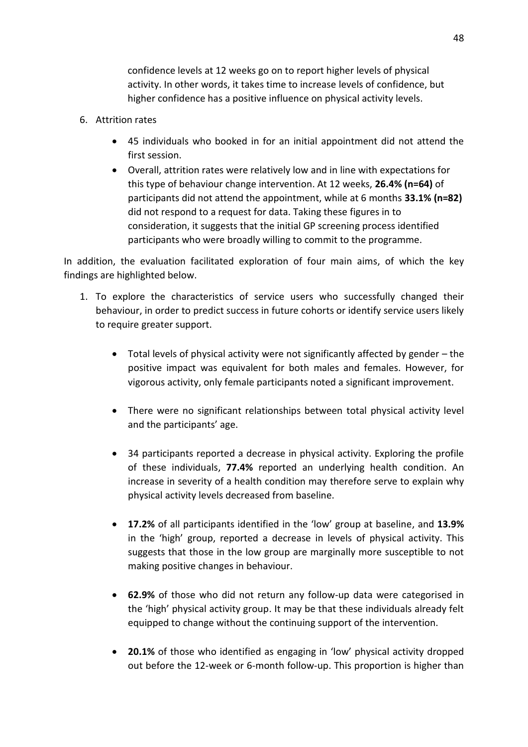confidence levels at 12 weeks go on to report higher levels of physical activity. In other words, it takes time to increase levels of confidence, but higher confidence has a positive influence on physical activity levels.

6. Attrition rates

   - 45 individuals who booked in for an initial appointment did not attend the first session.
   - Overall, attrition rates were relatively low and in line with expectations for this type of behaviour change intervention. At 12 weeks, **26.4% (n=64)** of participants did not attend the appointment, while at 6 months **33.1% (n=82)** did not respond to a request for data. Taking these figures in to consideration, it suggests that the initial GP screening process identified participants who were broadly willing to commit to the programme.

In addition, the evaluation facilitated exploration of four main aims, of which the key findings are highlighted below.

1. To explore the characteristics of service users who successfully changed their behaviour, in order to predict success in future cohorts or identify service users likely to require greater support.

   - Total levels of physical activity were not significantly affected by gender – the positive impact was equivalent for both males and females. However, for vigorous activity, only female participants noted a significant improvement.

   - There were no significant relationships between total physical activity level and the participants' age.

   - 34 participants reported a decrease in physical activity. Exploring the profile of these individuals, **77.4%** reported an underlying health condition. An increase in severity of a health condition may therefore serve to explain why physical activity levels decreased from baseline.

   - **17.2%** of all participants identified in the 'low' group at baseline, and **13.9%** in the 'high' group, reported a decrease in levels of physical activity. This suggests that those in the low group are marginally more susceptible to not making positive changes in behaviour.

   - **62.9%** of those who did not return any follow-up data were categorised in the 'high' physical activity group. It may be that these individuals already felt equipped to change without the continuing support of the intervention.

   - **20.1%** of those who identified as engaging in 'low' physical activity dropped out before the 12-week or 6-month follow-up. This proportion is higher than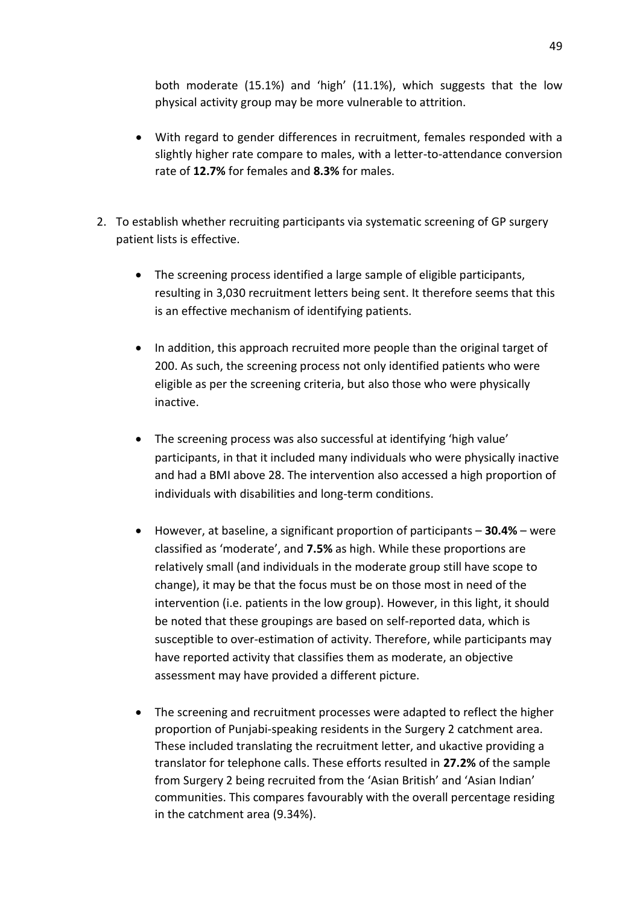both moderate (15.1%) and 'high' (11.1%), which suggests that the low physical activity group may be more vulnerable to attrition.

- With regard to gender differences in recruitment, females responded with a slightly higher rate compare to males, with a letter-to-attendance conversion rate of **12.7%** for females and **8.3%** for males.

2. To establish whether recruiting participants via systematic screening of GP surgery patient lists is effective.

   - The screening process identified a large sample of eligible participants, resulting in 3,030 recruitment letters being sent. It therefore seems that this is an effective mechanism of identifying patients.

   - In addition, this approach recruited more people than the original target of 200. As such, the screening process not only identified patients who were eligible as per the screening criteria, but also those who were physically inactive.

   - The screening process was also successful at identifying 'high value' participants, in that it included many individuals who were physically inactive and had a BMI above 28. The intervention also accessed a high proportion of individuals with disabilities and long-term conditions.

   - However, at baseline, a significant proportion of participants – **30.4%** – were classified as 'moderate', and **7.5%** as high. While these proportions are relatively small (and individuals in the moderate group still have scope to change), it may be that the focus must be on those most in need of the intervention (i.e. patients in the low group). However, in this light, it should be noted that these groupings are based on self-reported data, which is susceptible to over-estimation of activity. Therefore, while participants may have reported activity that classifies them as moderate, an objective assessment may have provided a different picture.

   - The screening and recruitment processes were adapted to reflect the higher proportion of Punjabi-speaking residents in the Surgery 2 catchment area. These included translating the recruitment letter, and ukactive providing a translator for telephone calls. These efforts resulted in **27.2%** of the sample from Surgery 2 being recruited from the 'Asian British' and 'Asian Indian' communities. This compares favourably with the overall percentage residing in the catchment area (9.34%).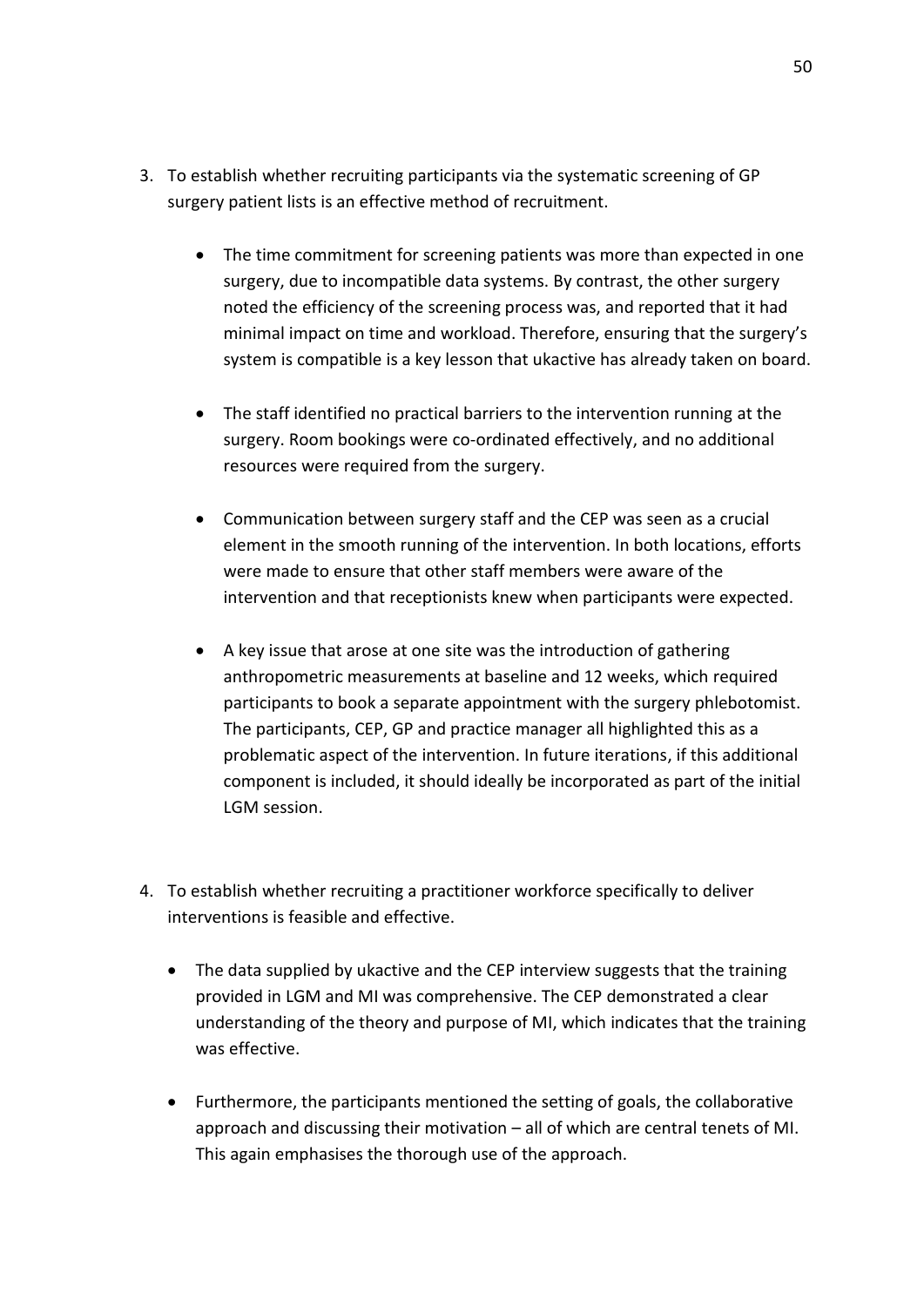3. To establish whether recruiting participants via the systematic screening of GP surgery patient lists is an effective method of recruitment.

    - The time commitment for screening patients was more than expected in one surgery, due to incompatible data systems. By contrast, the other surgery noted the efficiency of the screening process was, and reported that it had minimal impact on time and workload. Therefore, ensuring that the surgery's system is compatible is a key lesson that ukactive has already taken on board.

    - The staff identified no practical barriers to the intervention running at the surgery. Room bookings were co-ordinated effectively, and no additional resources were required from the surgery.

    - Communication between surgery staff and the CEP was seen as a crucial element in the smooth running of the intervention. In both locations, efforts were made to ensure that other staff members were aware of the intervention and that receptionists knew when participants were expected.

    - A key issue that arose at one site was the introduction of gathering anthropometric measurements at baseline and 12 weeks, which required participants to book a separate appointment with the surgery phlebotomist. The participants, CEP, GP and practice manager all highlighted this as a problematic aspect of the intervention. In future iterations, if this additional component is included, it should ideally be incorporated as part of the initial LGM session.

4. To establish whether recruiting a practitioner workforce specifically to deliver interventions is feasible and effective.

    - The data supplied by ukactive and the CEP interview suggests that the training provided in LGM and MI was comprehensive. The CEP demonstrated a clear understanding of the theory and purpose of MI, which indicates that the training was effective.

    - Furthermore, the participants mentioned the setting of goals, the collaborative approach and discussing their motivation – all of which are central tenets of MI. This again emphasises the thorough use of the approach.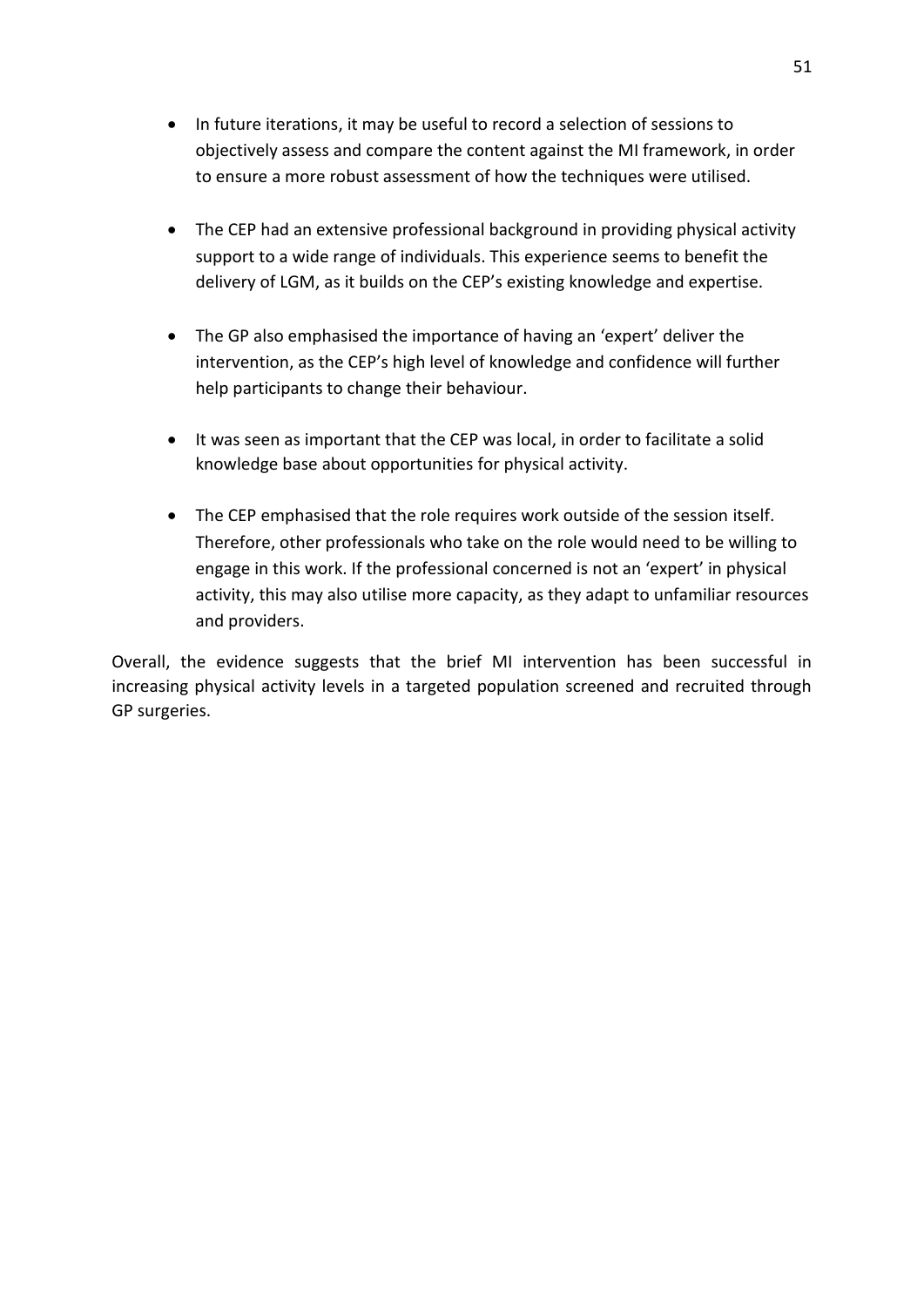- In future iterations, it may be useful to record a selection of sessions to objectively assess and compare the content against the MI framework, in order to ensure a more robust assessment of how the techniques were utilised.

- The CEP had an extensive professional background in providing physical activity support to a wide range of individuals. This experience seems to benefit the delivery of LGM, as it builds on the CEP's existing knowledge and expertise.

- The GP also emphasised the importance of having an 'expert' deliver the intervention, as the CEP's high level of knowledge and confidence will further help participants to change their behaviour.

- It was seen as important that the CEP was local, in order to facilitate a solid knowledge base about opportunities for physical activity.

- The CEP emphasised that the role requires work outside of the session itself. Therefore, other professionals who take on the role would need to be willing to engage in this work. If the professional concerned is not an 'expert' in physical activity, this may also utilise more capacity, as they adapt to unfamiliar resources and providers.

Overall, the evidence suggests that the brief MI intervention has been successful in increasing physical activity levels in a targeted population screened and recruited through GP surgeries.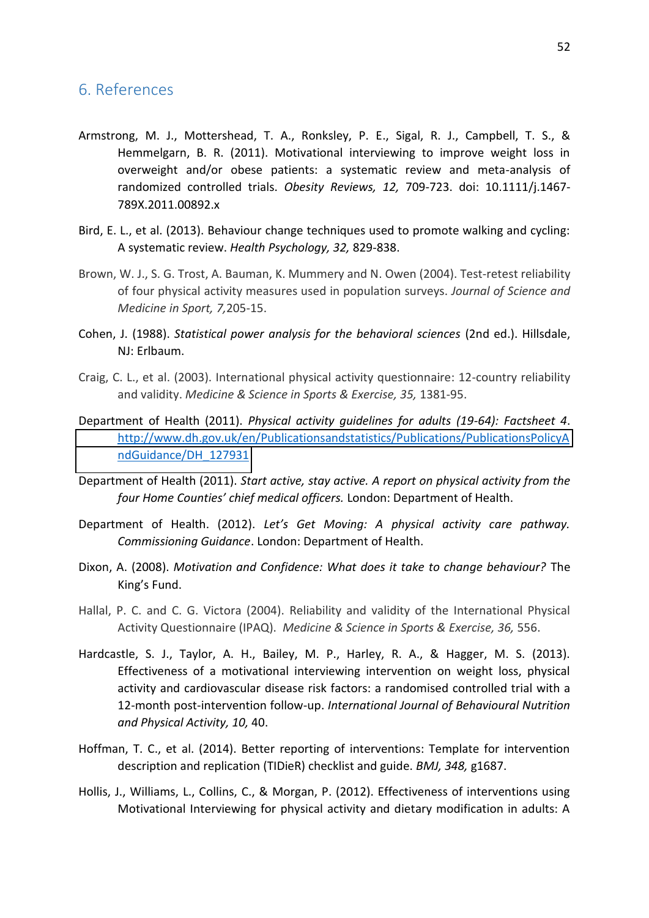## 6. References

Armstrong, M. J., Mottershead, T. A., Ronksley, P. E., Sigal, R. J., Campbell, T. S., & Hemmelgarn, B. R. (2011). Motivational interviewing to improve weight loss in overweight and/or obese patients: a systematic review and meta-analysis of randomized controlled trials. *Obesity Reviews, 12,* 709-723. doi: 10.1111/j.1467-789X.2011.00892.x

Bird, E. L., et al. (2013). Behaviour change techniques used to promote walking and cycling: A systematic review. *Health Psychology, 32,* 829-838.

Brown, W. J., S. G. Trost, A. Bauman, K. Mummery and N. Owen (2004). Test-retest reliability of four physical activity measures used in population surveys. *Journal of Science and Medicine in Sport, 7,*205-15.

Cohen, J. (1988). *Statistical power analysis for the behavioral sciences* (2nd ed.). Hillsdale, NJ: Erlbaum.

Craig, C. L., et al. (2003). International physical activity questionnaire: 12-country reliability and validity. *Medicine & Science in Sports & Exercise, 35,* 1381-95.

Department of Health (2011). *Physical activity guidelines for adults (19-64): Factsheet 4*. http://www.dh.gov.uk/en/Publicationsandstatistics/Publications/PublicationsPolicyAndGuidance/DH_127931

Department of Health (2011). *Start active, stay active. A report on physical activity from the four Home Counties' chief medical officers.* London: Department of Health.

Department of Health. (2012). *Let's Get Moving: A physical activity care pathway. Commissioning Guidance*. London: Department of Health.

Dixon, A. (2008). *Motivation and Confidence: What does it take to change behaviour?* The King's Fund.

Hallal, P. C. and C. G. Victora (2004). Reliability and validity of the International Physical Activity Questionnaire (IPAQ). *Medicine & Science in Sports & Exercise, 36,* 556.

Hardcastle, S. J., Taylor, A. H., Bailey, M. P., Harley, R. A., & Hagger, M. S. (2013). Effectiveness of a motivational interviewing intervention on weight loss, physical activity and cardiovascular disease risk factors: a randomised controlled trial with a 12-month post-intervention follow-up. *International Journal of Behavioural Nutrition and Physical Activity, 10,* 40.

Hoffman, T. C., et al. (2014). Better reporting of interventions: Template for intervention description and replication (TIDieR) checklist and guide. *BMJ, 348,* g1687.

Hollis, J., Williams, L., Collins, C., & Morgan, P. (2012). Effectiveness of interventions using Motivational Interviewing for physical activity and dietary modification in adults: A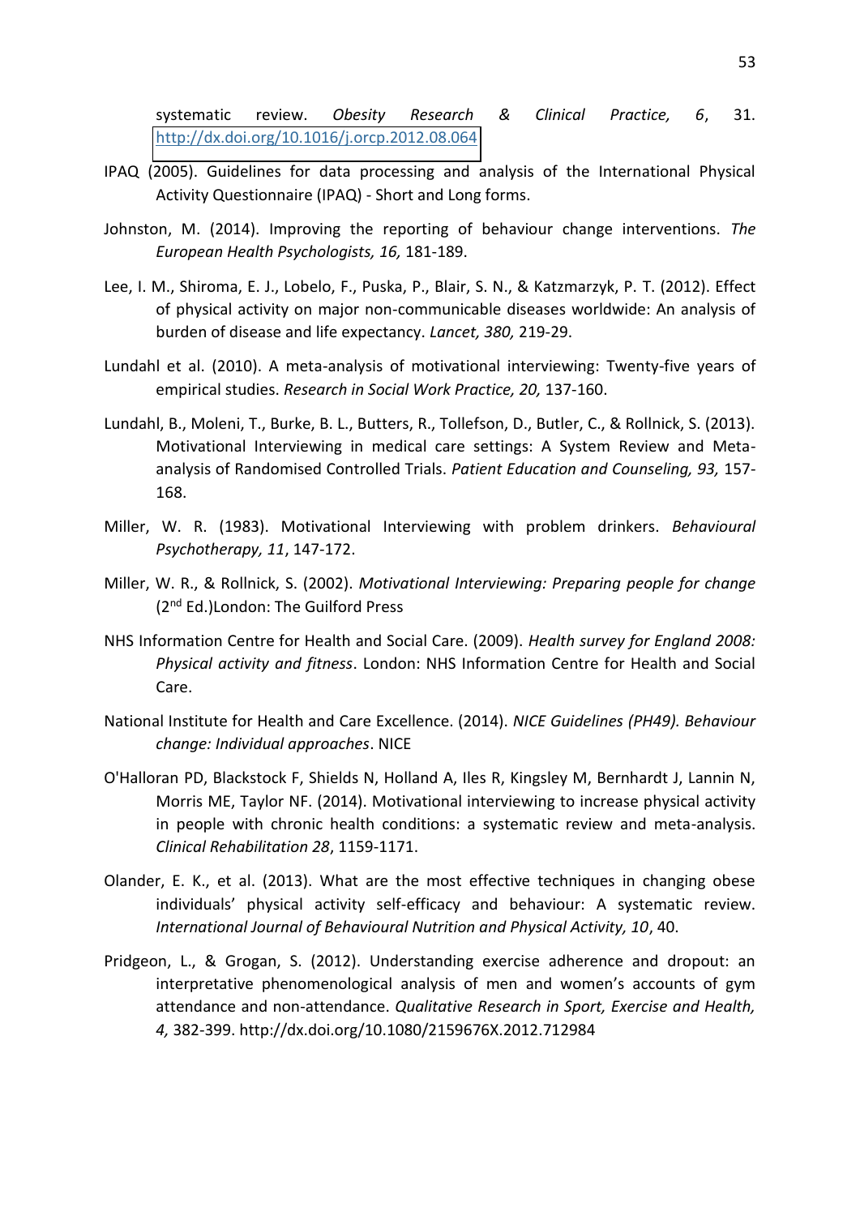systematic review. *Obesity Research & Clinical Practice, 6*, 31. http://dx.doi.org/10.1016/j.orcp.2012.08.064

IPAQ (2005). Guidelines for data processing and analysis of the International Physical Activity Questionnaire (IPAQ) - Short and Long forms.

Johnston, M. (2014). Improving the reporting of behaviour change interventions. *The European Health Psychologists, 16,* 181-189.

Lee, I. M., Shiroma, E. J., Lobelo, F., Puska, P., Blair, S. N., & Katzmarzyk, P. T. (2012). Effect of physical activity on major non-communicable diseases worldwide: An analysis of burden of disease and life expectancy. *Lancet, 380,* 219-29.

Lundahl et al. (2010). A meta-analysis of motivational interviewing: Twenty-five years of empirical studies. *Research in Social Work Practice, 20,* 137-160.

Lundahl, B., Moleni, T., Burke, B. L., Butters, R., Tollefson, D., Butler, C., & Rollnick, S. (2013). Motivational Interviewing in medical care settings: A System Review and Meta-analysis of Randomised Controlled Trials. *Patient Education and Counseling, 93,* 157-168.

Miller, W. R. (1983). Motivational Interviewing with problem drinkers. *Behavioural Psychotherapy, 11*, 147-172.

Miller, W. R., & Rollnick, S. (2002). *Motivational Interviewing: Preparing people for change* (2nd Ed.)London: The Guilford Press

NHS Information Centre for Health and Social Care. (2009). *Health survey for England 2008: Physical activity and fitness*. London: NHS Information Centre for Health and Social Care.

National Institute for Health and Care Excellence. (2014). *NICE Guidelines (PH49). Behaviour change: Individual approaches*. NICE

O'Halloran PD, Blackstock F, Shields N, Holland A, Iles R, Kingsley M, Bernhardt J, Lannin N, Morris ME, Taylor NF. (2014). Motivational interviewing to increase physical activity in people with chronic health conditions: a systematic review and meta-analysis. *Clinical Rehabilitation 28*, 1159-1171.

Olander, E. K., et al. (2013). What are the most effective techniques in changing obese individuals' physical activity self-efficacy and behaviour: A systematic review. *International Journal of Behavioural Nutrition and Physical Activity, 10*, 40.

Pridgeon, L., & Grogan, S. (2012). Understanding exercise adherence and dropout: an interpretative phenomenological analysis of men and women's accounts of gym attendance and non-attendance. *Qualitative Research in Sport, Exercise and Health, 4,* 382-399. http://dx.doi.org/10.1080/2159676X.2012.712984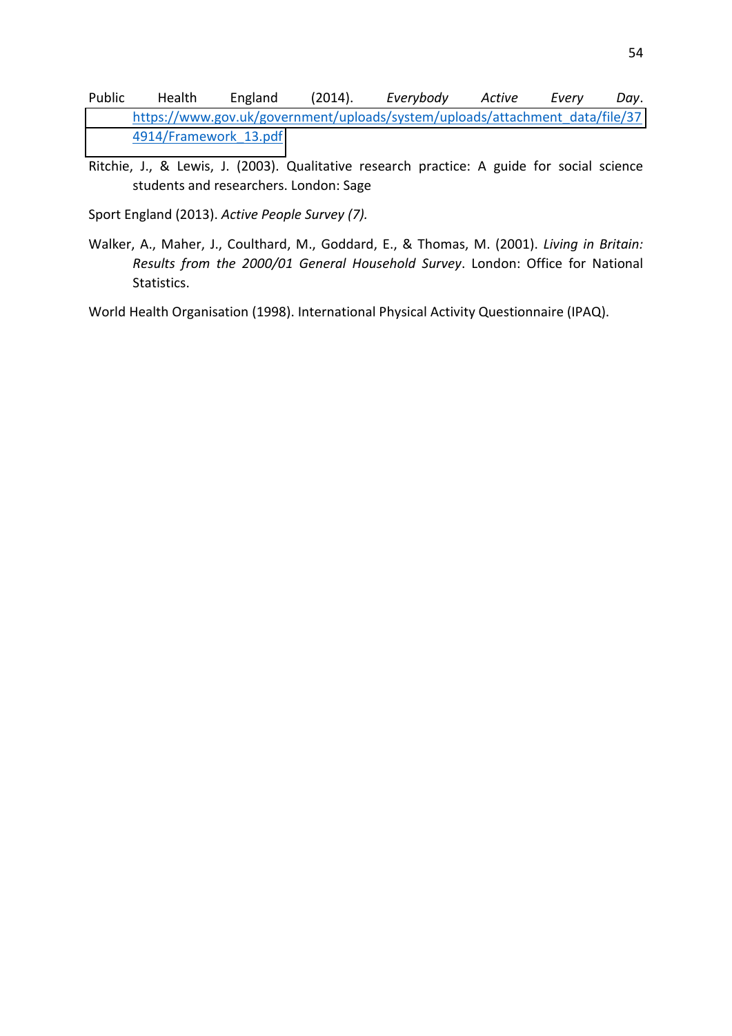Public Health England (2014). *Everybody Active Every Day*. https://www.gov.uk/government/uploads/system/uploads/attachment_data/file/374914/Framework_13.pdf

Ritchie, J., & Lewis, J. (2003). Qualitative research practice: A guide for social science students and researchers. London: Sage

Sport England (2013). *Active People Survey (7).*

Walker, A., Maher, J., Coulthard, M., Goddard, E., & Thomas, M. (2001). *Living in Britain: Results from the 2000/01 General Household Survey*. London: Office for National Statistics.

World Health Organisation (1998). International Physical Activity Questionnaire (IPAQ).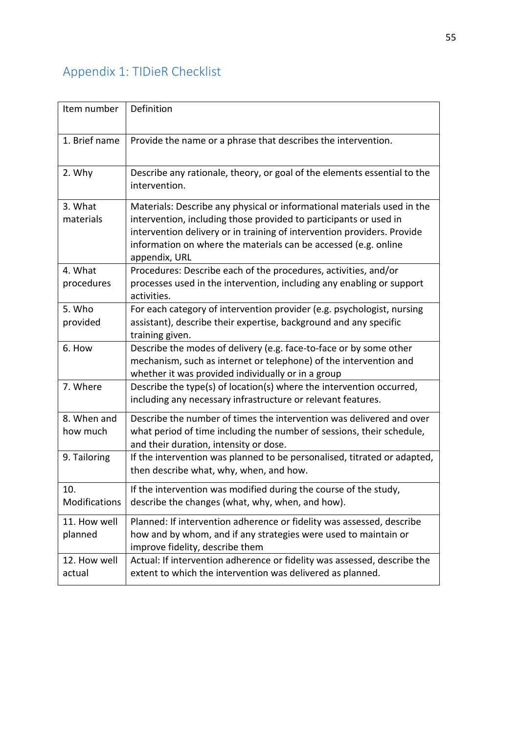## Appendix 1: TIDieR Checklist

| Item number | Definition |
|---|---|
| 1. Brief name | Provide the name or a phrase that describes the intervention. |
| 2. Why | Describe any rationale, theory, or goal of the elements essential to the intervention. |
| 3. What materials | Materials: Describe any physical or informational materials used in the intervention, including those provided to participants or used in intervention delivery or in training of intervention providers. Provide information on where the materials can be accessed (e.g. online appendix, URL |
| 4. What procedures | Procedures: Describe each of the procedures, activities, and/or processes used in the intervention, including any enabling or support activities. |
| 5. Who provided | For each category of intervention provider (e.g. psychologist, nursing assistant), describe their expertise, background and any specific training given. |
| 6. How | Describe the modes of delivery (e.g. face-to-face or by some other mechanism, such as internet or telephone) of the intervention and whether it was provided individually or in a group |
| 7. Where | Describe the type(s) of location(s) where the intervention occurred, including any necessary infrastructure or relevant features. |
| 8. When and how much | Describe the number of times the intervention was delivered and over what period of time including the number of sessions, their schedule, and their duration, intensity or dose. |
| 9. Tailoring | If the intervention was planned to be personalised, titrated or adapted, then describe what, why, when, and how. |
| 10. Modifications | If the intervention was modified during the course of the study, describe the changes (what, why, when, and how). |
| 11. How well planned | Planned: If intervention adherence or fidelity was assessed, describe how and by whom, and if any strategies were used to maintain or improve fidelity, describe them |
| 12. How well actual | Actual: If intervention adherence or fidelity was assessed, describe the extent to which the intervention was delivered as planned. |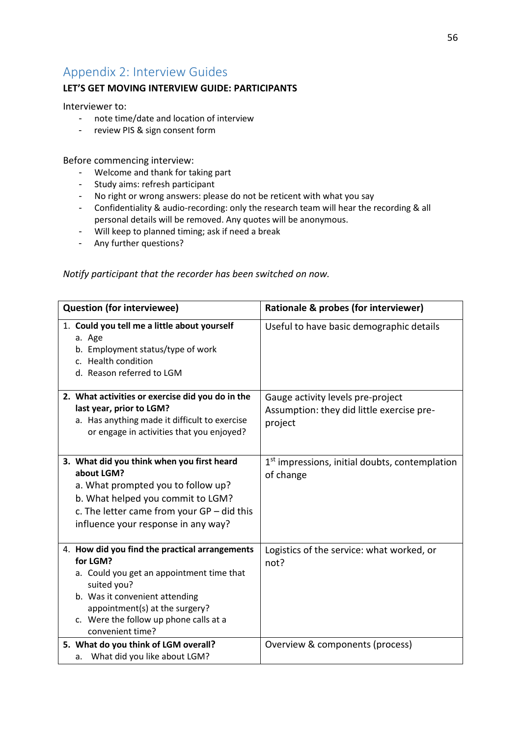## Appendix 2: Interview Guides

**LET'S GET MOVING INTERVIEW GUIDE: PARTICIPANTS**

Interviewer to:

- note time/date and location of interview
- review PIS & sign consent form

Before commencing interview:

- Welcome and thank for taking part
- Study aims: refresh participant
- No right or wrong answers: please do not be reticent with what you say
- Confidentiality & audio-recording: only the research team will hear the recording & all personal details will be removed. Any quotes will be anonymous.
- Will keep to planned timing; ask if need a break
- Any further questions?

*Notify participant that the recorder has been switched on now.*

| **Question (for interviewee)** | **Rationale & probes (for interviewer)** |
|---|---|
| 1. **Could you tell me a little about yourself**<br>a. Age<br>b. Employment status/type of work<br>c. Health condition<br>d. Reason referred to LGM | Useful to have basic demographic details |
| 2. **What activities or exercise did you do in the last year, prior to LGM?**<br>a. Has anything made it difficult to exercise or engage in activities that you enjoyed? | Gauge activity levels pre-project<br>Assumption: they did little exercise pre-project |
| 3. **What did you think when you first heard about LGM?**<br>a. What prompted you to follow up?<br>b. What helped you commit to LGM?<br>c. The letter came from your GP – did this influence your response in any way? | 1st impressions, initial doubts, contemplation of change |
| 4. **How did you find the practical arrangements for LGM?**<br>a. Could you get an appointment time that suited you?<br>b. Was it convenient attending appointment(s) at the surgery?<br>c. Were the follow up phone calls at a convenient time? | Logistics of the service: what worked, or not? |
| 5. **What do you think of LGM overall?**<br>a. What did you like about LGM? | Overview & components (process) |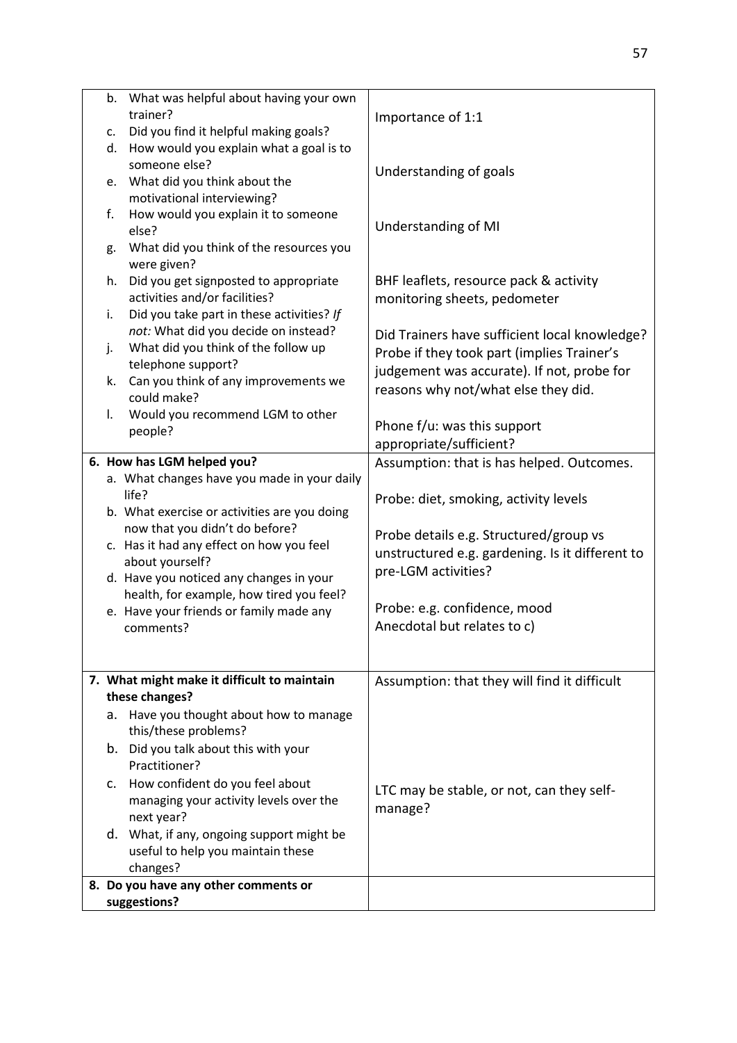| | |
|---|---|
| b. What was helpful about having your own trainer?<br>c. Did you find it helpful making goals?<br>d. How would you explain what a goal is to someone else?<br>e. What did you think about the motivational interviewing?<br>f. How would you explain it to someone else?<br>g. What did you think of the resources you were given?<br>h. Did you get signposted to appropriate activities and/or facilities?<br>i. Did you take part in these activities? *If not:* What did you decide on instead?<br>j. What did you think of the follow up telephone support?<br>k. Can you think of any improvements we could make?<br>l. Would you recommend LGM to other people? | Importance of 1:1<br><br>Understanding of goals<br><br>Understanding of MI<br><br>BHF leaflets, resource pack & activity monitoring sheets, pedometer<br><br>Did Trainers have sufficient local knowledge? Probe if they took part (implies Trainer's judgement was accurate). If not, probe for reasons why not/what else they did.<br><br>Phone f/u: was this support appropriate/sufficient? |
| **6. How has LGM helped you?**<br>a. What changes have you made in your daily life?<br>b. What exercise or activities are you doing now that you didn't do before?<br>c. Has it had any effect on how you feel about yourself?<br>d. Have you noticed any changes in your health, for example, how tired you feel?<br>e. Have your friends or family made any comments? | Assumption: that is has helped. Outcomes.<br><br>Probe: diet, smoking, activity levels<br><br>Probe details e.g. Structured/group vs unstructured e.g. gardening. Is it different to pre-LGM activities?<br><br>Probe: e.g. confidence, mood<br>Anecdotal but relates to c) |
| **7. What might make it difficult to maintain these changes?**<br>a. Have you thought about how to manage this/these problems?<br>b. Did you talk about this with your Practitioner?<br>c. How confident do you feel about managing your activity levels over the next year?<br>d. What, if any, ongoing support might be useful to help you maintain these changes? | Assumption: that they will find it difficult<br><br>LTC may be stable, or not, can they self-manage? |
| **8. Do you have any other comments or suggestions?** | |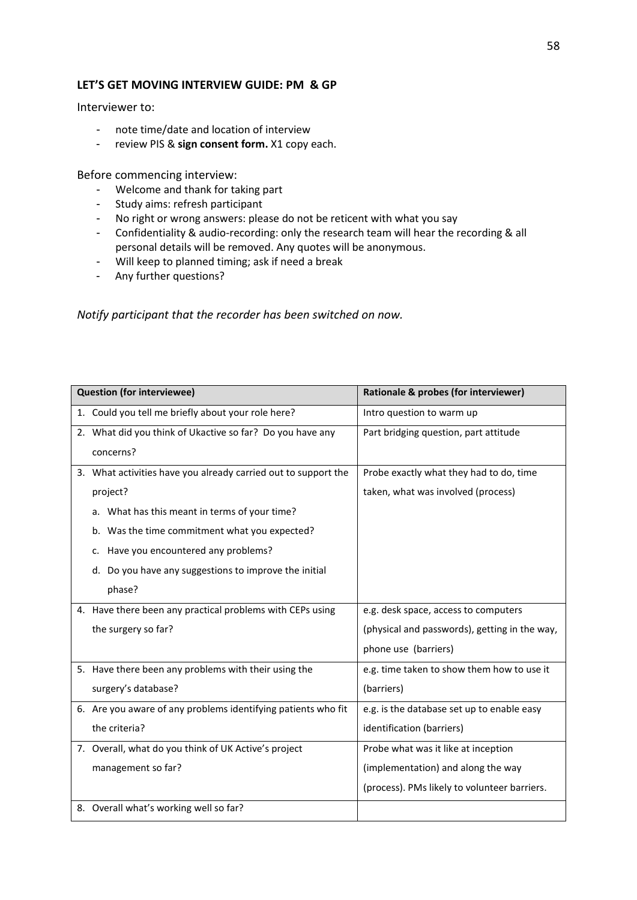**LET'S GET MOVING INTERVIEW GUIDE: PM & GP**

Interviewer to:

- note time/date and location of interview
- review PIS & **sign consent form.** X1 copy each.

Before commencing interview:

- Welcome and thank for taking part
- Study aims: refresh participant
- No right or wrong answers: please do not be reticent with what you say
- Confidentiality & audio-recording: only the research team will hear the recording & all personal details will be removed. Any quotes will be anonymous.
- Will keep to planned timing; ask if need a break
- Any further questions?

*Notify participant that the recorder has been switched on now.*

| Question (for interviewee) | Rationale & probes (for interviewer) |
|---|---|
| 1. Could you tell me briefly about your role here? | Intro question to warm up |
| 2. What did you think of Ukactive so far? Do you have any concerns? | Part bridging question, part attitude |
| 3. What activities have you already carried out to support the project?<br>a. What has this meant in terms of your time?<br>b. Was the time commitment what you expected?<br>c. Have you encountered any problems?<br>d. Do you have any suggestions to improve the initial phase? | Probe exactly what they had to do, time taken, what was involved (process) |
| 4. Have there been any practical problems with CEPs using the surgery so far? | e.g. desk space, access to computers (physical and passwords), getting in the way, phone use (barriers) |
| 5. Have there been any problems with their using the surgery's database? | e.g. time taken to show them how to use it (barriers) |
| 6. Are you aware of any problems identifying patients who fit the criteria? | e.g. is the database set up to enable easy identification (barriers) |
| 7. Overall, what do you think of UK Active's project management so far? | Probe what was it like at inception (implementation) and along the way (process). PMs likely to volunteer barriers. |
| 8. Overall what's working well so far? | |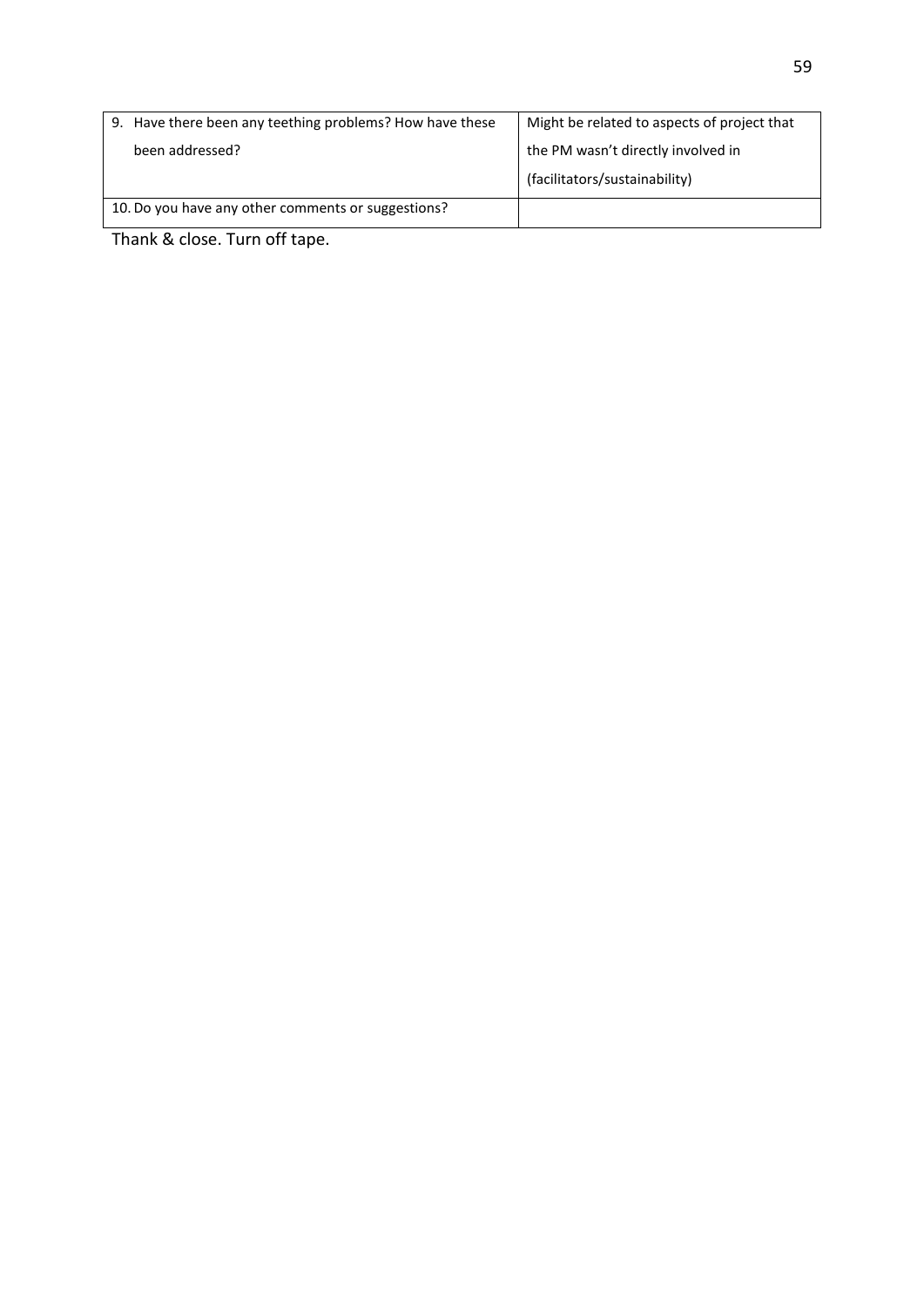| | |
|---|---|
| 9. Have there been any teething problems? How have these been addressed? | Might be related to aspects of project that the PM wasn't directly involved in (facilitators/sustainability) |
| 10. Do you have any other comments or suggestions? | |

Thank & close. Turn off tape.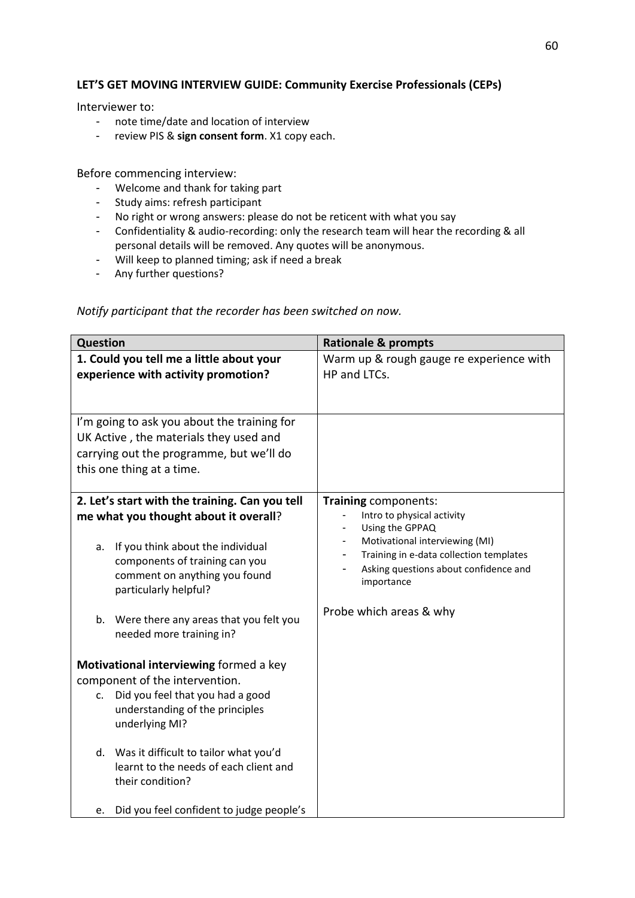**LET'S GET MOVING INTERVIEW GUIDE: Community Exercise Professionals (CEPs)**

Interviewer to:

- note time/date and location of interview
- review PIS & **sign consent form**. X1 copy each.

Before commencing interview:

- Welcome and thank for taking part
- Study aims: refresh participant
- No right or wrong answers: please do not be reticent with what you say
- Confidentiality & audio-recording: only the research team will hear the recording & all personal details will be removed. Any quotes will be anonymous.
- Will keep to planned timing; ask if need a break
- Any further questions?

*Notify participant that the recorder has been switched on now.*

| Question | Rationale & prompts |
|---|---|
| **1. Could you tell me a little about your experience with activity promotion?** | Warm up & rough gauge re experience with HP and LTCs. |
| I'm going to ask you about the training for UK Active , the materials they used and carrying out the programme, but we'll do this one thing at a time. | |
| **2. Let's start with the training. Can you tell me what you thought about it overall**?<br><br>a. If you think about the individual components of training can you comment on anything you found particularly helpful?<br><br>b. Were there any areas that you felt you needed more training in?<br><br>**Motivational interviewing** formed a key component of the intervention.<br>c. Did you feel that you had a good understanding of the principles underlying MI?<br><br>d. Was it difficult to tailor what you'd learnt to the needs of each client and their condition?<br><br>e. Did you feel confident to judge people's | **Training** components:<br>- Intro to physical activity<br>- Using the GPPAQ<br>- Motivational interviewing (MI)<br>- Training in e-data collection templates<br>- Asking questions about confidence and importance<br><br>Probe which areas & why |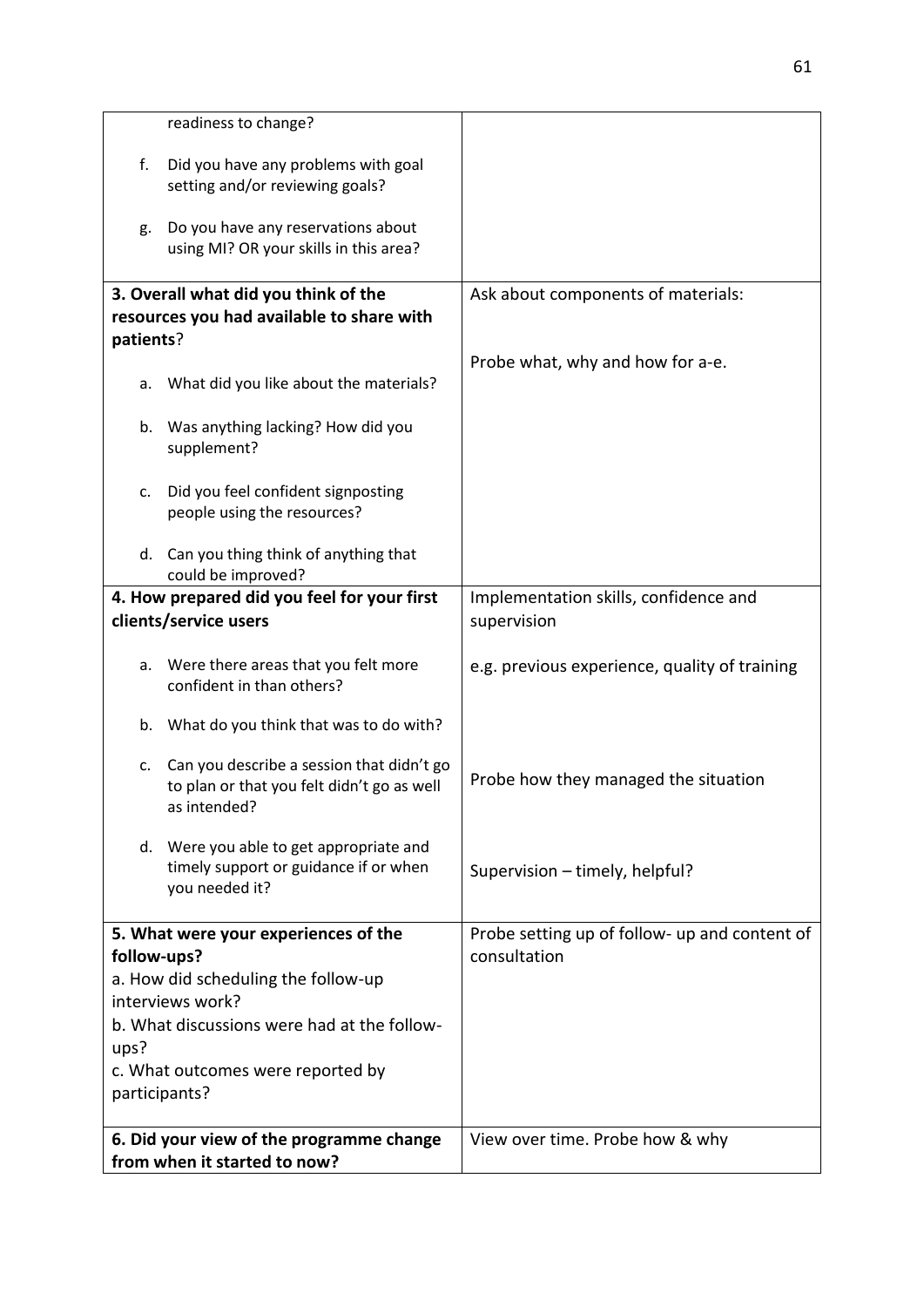| | |
|---|---|
| readiness to change?<br><br>f. Did you have any problems with goal setting and/or reviewing goals?<br><br>g. Do you have any reservations about using MI? OR your skills in this area? | |
| **3. Overall what did you think of the resources you had available to share with patients**?<br><br>a. What did you like about the materials?<br><br>b. Was anything lacking? How did you supplement?<br><br>c. Did you feel confident signposting people using the resources?<br><br>d. Can you thing think of anything that could be improved? | Ask about components of materials:<br><br>Probe what, why and how for a-e. |
| **4. How prepared did you feel for your first clients/service users**<br><br>a. Were there areas that you felt more confident in than others?<br><br>b. What do you think that was to do with?<br><br>c. Can you describe a session that didn't go to plan or that you felt didn't go as well as intended?<br><br>d. Were you able to get appropriate and timely support or guidance if or when you needed it? | Implementation skills, confidence and supervision<br><br>e.g. previous experience, quality of training<br><br>Probe how they managed the situation<br><br>Supervision – timely, helpful? |
| **5. What were your experiences of the follow-ups?**<br>a. How did scheduling the follow-up interviews work?<br>b. What discussions were had at the follow-ups?<br>c. What outcomes were reported by participants? | Probe setting up of follow- up and content of consultation |
| **6. Did your view of the programme change from when it started to now?** | View over time. Probe how & why |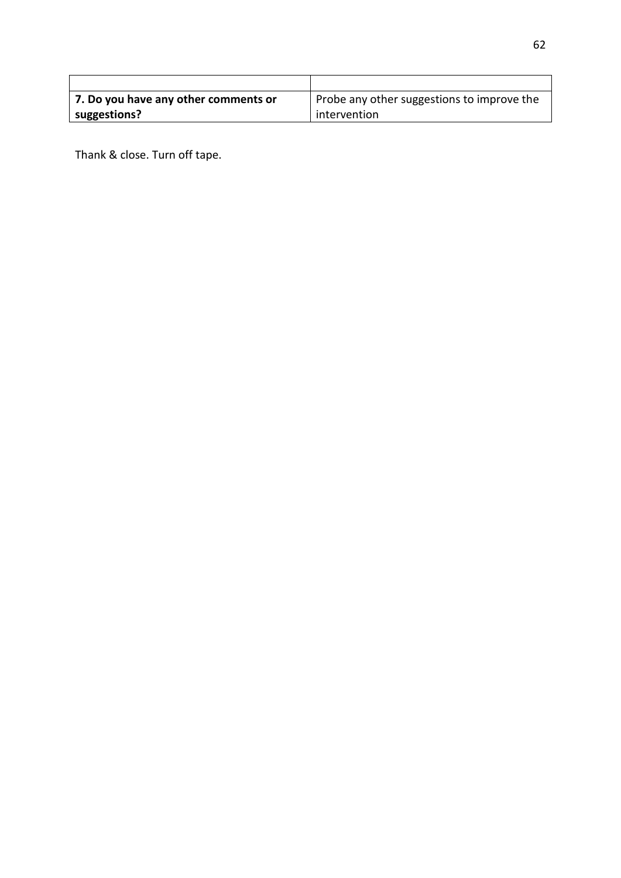| | |
|---|---|
| **7. Do you have any other comments or suggestions?** | Probe any other suggestions to improve the intervention |

Thank & close. Turn off tape.